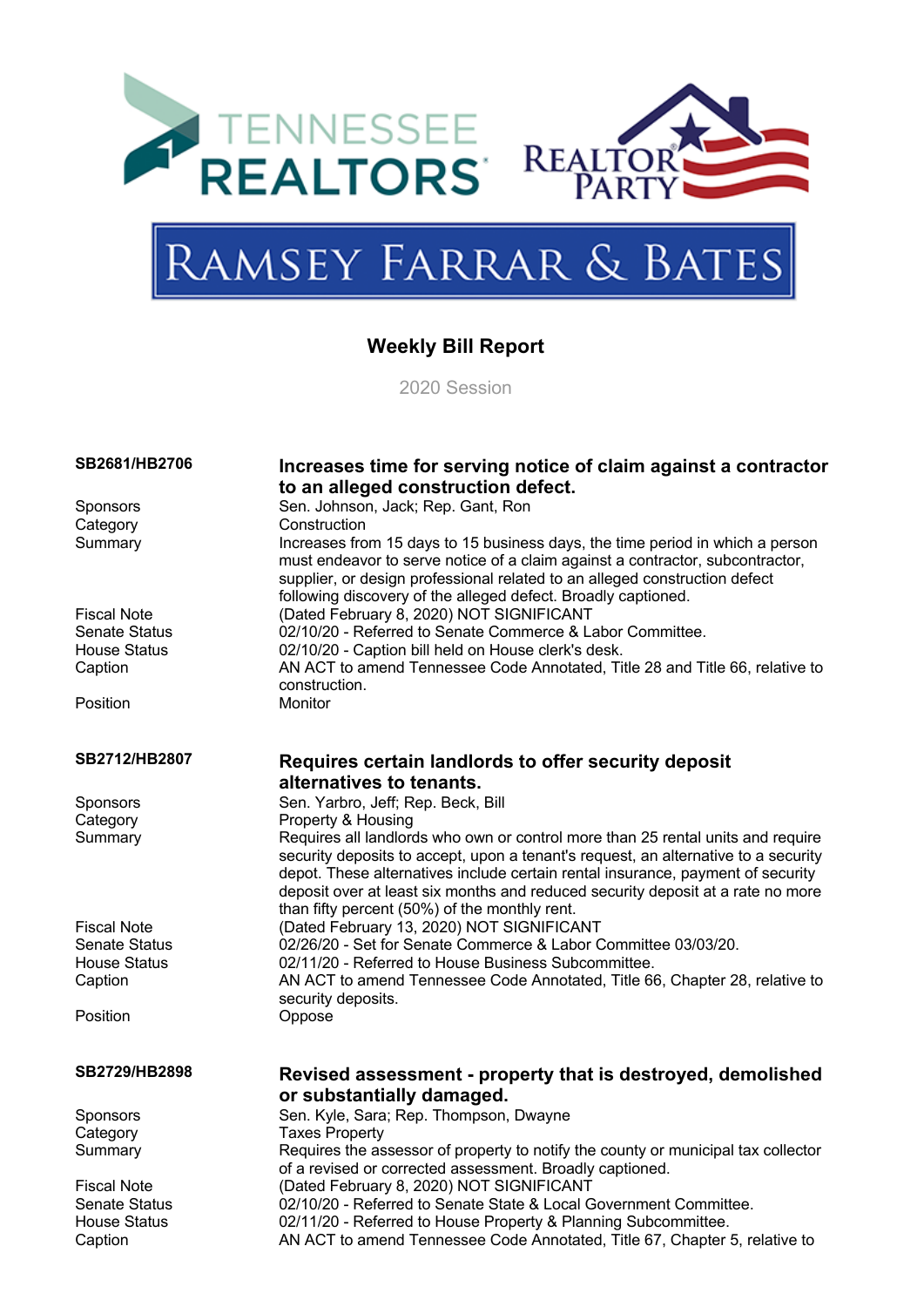TENNESSEE REALTORS

REALTOR PARTY

RAMSEY FARRAR & BATES

# Weekly Bill Report

2020 Session

| | |
|---|---|
| **SB2681/HB2706** | **Increases time for serving notice of claim against a contractor to an alleged construction defect.** |
| Sponsors | Sen. Johnson, Jack; Rep. Gant, Ron |
| Category | Construction |
| Summary | Increases from 15 days to 15 business days, the time period in which a person must endeavor to serve notice of a claim against a contractor, subcontractor, supplier, or design professional related to an alleged construction defect following discovery of the alleged defect. Broadly captioned. |
| Fiscal Note | (Dated February 8, 2020) NOT SIGNIFICANT |
| Senate Status | 02/10/20 - Referred to Senate Commerce & Labor Committee. |
| House Status | 02/10/20 - Caption bill held on House clerk's desk. |
| Caption | AN ACT to amend Tennessee Code Annotated, Title 28 and Title 66, relative to construction. |
| Position | Monitor |

| | |
|---|---|
| **SB2712/HB2807** | **Requires certain landlords to offer security deposit alternatives to tenants.** |
| Sponsors | Sen. Yarbro, Jeff; Rep. Beck, Bill |
| Category | Property & Housing |
| Summary | Requires all landlords who own or control more than 25 rental units and require security deposits to accept, upon a tenant's request, an alternative to a security depot. These alternatives include certain rental insurance, payment of security deposit over at least six months and reduced security deposit at a rate no more than fifty percent (50%) of the monthly rent. |
| Fiscal Note | (Dated February 13, 2020) NOT SIGNIFICANT |
| Senate Status | 02/26/20 - Set for Senate Commerce & Labor Committee 03/03/20. |
| House Status | 02/11/20 - Referred to House Business Subcommittee. |
| Caption | AN ACT to amend Tennessee Code Annotated, Title 66, Chapter 28, relative to security deposits. |
| Position | Oppose |

| | |
|---|---|
| **SB2729/HB2898** | **Revised assessment - property that is destroyed, demolished or substantially damaged.** |
| Sponsors | Sen. Kyle, Sara; Rep. Thompson, Dwayne |
| Category | Taxes Property |
| Summary | Requires the assessor of property to notify the county or municipal tax collector of a revised or corrected assessment. Broadly captioned. |
| Fiscal Note | (Dated February 8, 2020) NOT SIGNIFICANT |
| Senate Status | 02/10/20 - Referred to Senate State & Local Government Committee. |
| House Status | 02/11/20 - Referred to House Property & Planning Subcommittee. |
| Caption | AN ACT to amend Tennessee Code Annotated, Title 67, Chapter 5, relative to |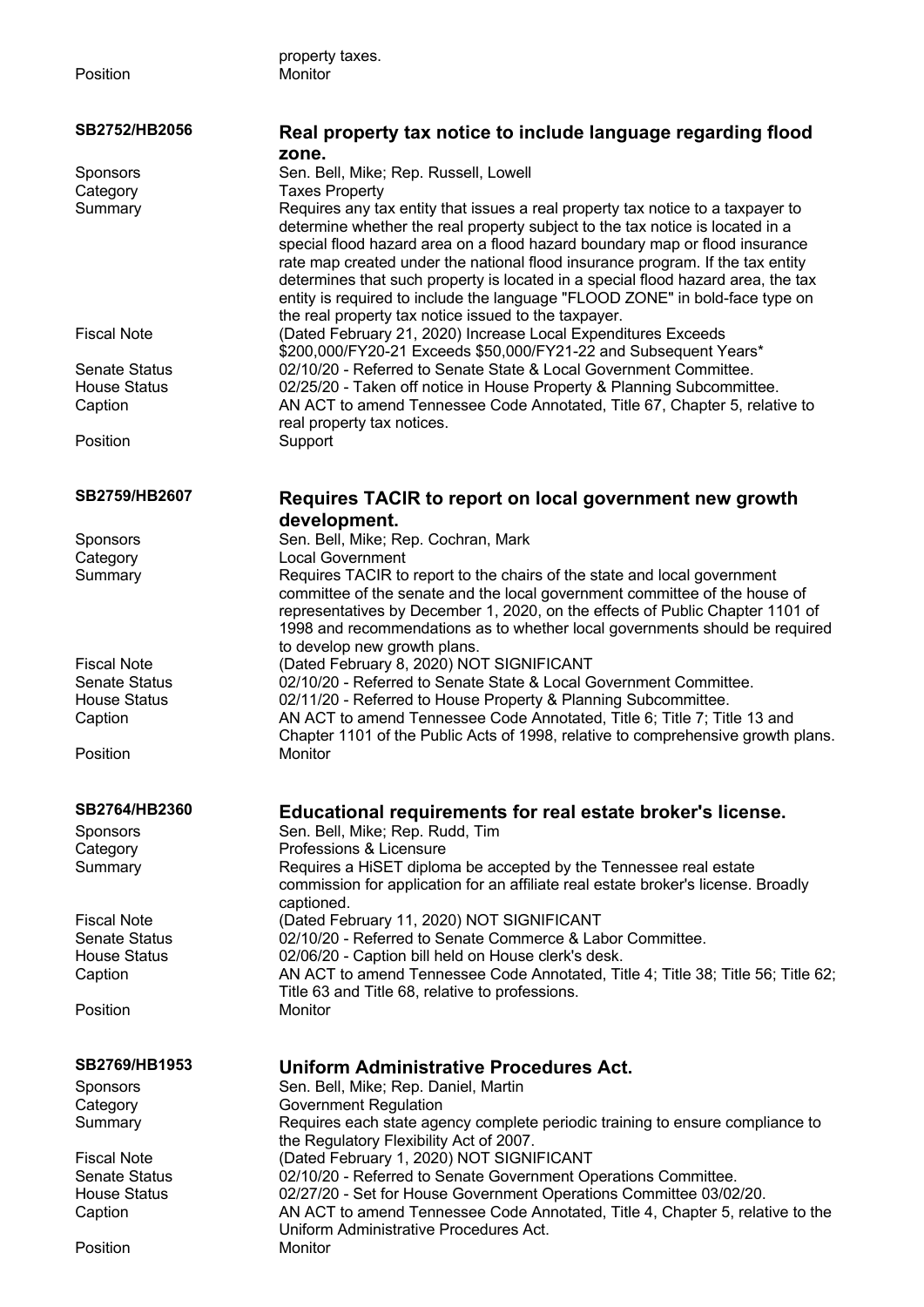property taxes.

Position Monitor

## SB2752/HB2056

### Real property tax notice to include language regarding flood zone.

| | |
|---|---|
| Sponsors | Sen. Bell, Mike; Rep. Russell, Lowell |
| Category | Taxes Property |
| Summary | Requires any tax entity that issues a real property tax notice to a taxpayer to determine whether the real property subject to the tax notice is located in a special flood hazard area on a flood hazard boundary map or flood insurance rate map created under the national flood insurance program. If the tax entity determines that such property is located in a special flood hazard area, the tax entity is required to include the language "FLOOD ZONE" in bold-face type on the real property tax notice issued to the taxpayer. |
| Fiscal Note | (Dated February 21, 2020) Increase Local Expenditures Exceeds $200,000/FY20-21 Exceeds $50,000/FY21-22 and Subsequent Years* |
| Senate Status | 02/10/20 - Referred to Senate State & Local Government Committee. |
| House Status | 02/25/20 - Taken off notice in House Property & Planning Subcommittee. |
| Caption | AN ACT to amend Tennessee Code Annotated, Title 67, Chapter 5, relative to real property tax notices. |
| Position | Support |

## SB2759/HB2607

### Requires TACIR to report on local government new growth development.

| | |
|---|---|
| Sponsors | Sen. Bell, Mike; Rep. Cochran, Mark |
| Category | Local Government |
| Summary | Requires TACIR to report to the chairs of the state and local government committee of the senate and the local government committee of the house of representatives by December 1, 2020, on the effects of Public Chapter 1101 of 1998 and recommendations as to whether local governments should be required to develop new growth plans. |
| Fiscal Note | (Dated February 8, 2020) NOT SIGNIFICANT |
| Senate Status | 02/10/20 - Referred to Senate State & Local Government Committee. |
| House Status | 02/11/20 - Referred to House Property & Planning Subcommittee. |
| Caption | AN ACT to amend Tennessee Code Annotated, Title 6; Title 7; Title 13 and Chapter 1101 of the Public Acts of 1998, relative to comprehensive growth plans. |
| Position | Monitor |

## SB2764/HB2360

### Educational requirements for real estate broker's license.

| | |
|---|---|
| Sponsors | Sen. Bell, Mike; Rep. Rudd, Tim |
| Category | Professions & Licensure |
| Summary | Requires a HiSET diploma be accepted by the Tennessee real estate commission for application for an affiliate real estate broker's license. Broadly captioned. |
| Fiscal Note | (Dated February 11, 2020) NOT SIGNIFICANT |
| Senate Status | 02/10/20 - Referred to Senate Commerce & Labor Committee. |
| House Status | 02/06/20 - Caption bill held on House clerk's desk. |
| Caption | AN ACT to amend Tennessee Code Annotated, Title 4; Title 38; Title 56; Title 62; Title 63 and Title 68, relative to professions. |
| Position | Monitor |

## SB2769/HB1953

### Uniform Administrative Procedures Act.

| | |
|---|---|
| Sponsors | Sen. Bell, Mike; Rep. Daniel, Martin |
| Category | Government Regulation |
| Summary | Requires each state agency complete periodic training to ensure compliance to the Regulatory Flexibility Act of 2007. |
| Fiscal Note | (Dated February 1, 2020) NOT SIGNIFICANT |
| Senate Status | 02/10/20 - Referred to Senate Government Operations Committee. |
| House Status | 02/27/20 - Set for House Government Operations Committee 03/02/20. |
| Caption | AN ACT to amend Tennessee Code Annotated, Title 4, Chapter 5, relative to the Uniform Administrative Procedures Act. |
| Position | Monitor |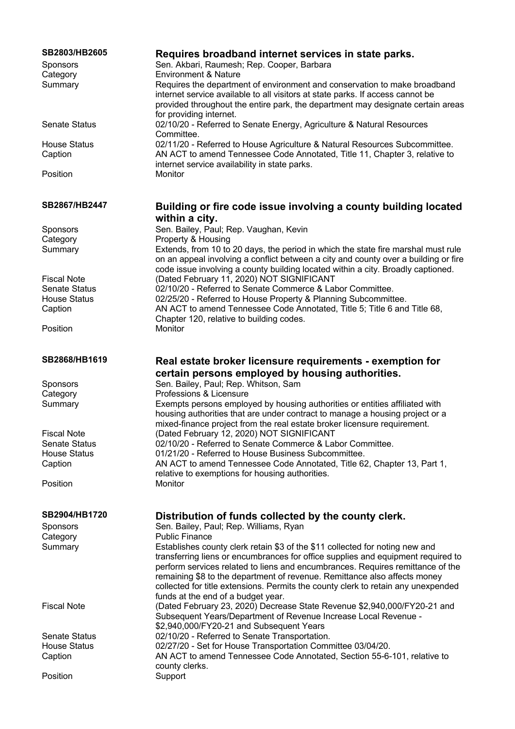## SB2803/HB2605 — Requires broadband internet services in state parks.

| | |
|---|---|
| Sponsors | Sen. Akbari, Raumesh; Rep. Cooper, Barbara |
| Category | Environment & Nature |
| Summary | Requires the department of environment and conservation to make broadband internet service available to all visitors at state parks. If access cannot be provided throughout the entire park, the department may designate certain areas for providing internet. |
| Senate Status | 02/10/20 - Referred to Senate Energy, Agriculture & Natural Resources Committee. |
| House Status | 02/11/20 - Referred to House Agriculture & Natural Resources Subcommittee. |
| Caption | AN ACT to amend Tennessee Code Annotated, Title 11, Chapter 3, relative to internet service availability in state parks. |
| Position | Monitor |

## SB2867/HB2447 — Building or fire code issue involving a county building located within a city.

| | |
|---|---|
| Sponsors | Sen. Bailey, Paul; Rep. Vaughan, Kevin |
| Category | Property & Housing |
| Summary | Extends, from 10 to 20 days, the period in which the state fire marshal must rule on an appeal involving a conflict between a city and county over a building or fire code issue involving a county building located within a city. Broadly captioned. |
| Fiscal Note | (Dated February 11, 2020) NOT SIGNIFICANT |
| Senate Status | 02/10/20 - Referred to Senate Commerce & Labor Committee. |
| House Status | 02/25/20 - Referred to House Property & Planning Subcommittee. |
| Caption | AN ACT to amend Tennessee Code Annotated, Title 5; Title 6 and Title 68, Chapter 120, relative to building codes. |
| Position | Monitor |

## SB2868/HB1619 — Real estate broker licensure requirements - exemption for certain persons employed by housing authorities.

| | |
|---|---|
| Sponsors | Sen. Bailey, Paul; Rep. Whitson, Sam |
| Category | Professions & Licensure |
| Summary | Exempts persons employed by housing authorities or entities affiliated with housing authorities that are under contract to manage a housing project or a mixed-finance project from the real estate broker licensure requirement. |
| Fiscal Note | (Dated February 12, 2020) NOT SIGNIFICANT |
| Senate Status | 02/10/20 - Referred to Senate Commerce & Labor Committee. |
| House Status | 01/21/20 - Referred to House Business Subcommittee. |
| Caption | AN ACT to amend Tennessee Code Annotated, Title 62, Chapter 13, Part 1, relative to exemptions for housing authorities. |
| Position | Monitor |

## SB2904/HB1720 — Distribution of funds collected by the county clerk.

| | |
|---|---|
| Sponsors | Sen. Bailey, Paul; Rep. Williams, Ryan |
| Category | Public Finance |
| Summary | Establishes county clerk retain $3 of the $11 collected for noting new and transferring liens or encumbrances for office supplies and equipment required to perform services related to liens and encumbrances. Requires remittance of the remaining $8 to the department of revenue. Remittance also affects money collected for title extensions. Permits the county clerk to retain any unexpended funds at the end of a budget year. |
| Fiscal Note | (Dated February 23, 2020) Decrease State Revenue $2,940,000/FY20-21 and Subsequent Years/Department of Revenue Increase Local Revenue - $2,940,000/FY20-21 and Subsequent Years |
| Senate Status | 02/10/20 - Referred to Senate Transportation. |
| House Status | 02/27/20 - Set for House Transportation Committee 03/04/20. |
| Caption | AN ACT to amend Tennessee Code Annotated, Section 55-6-101, relative to county clerks. |
| Position | Support |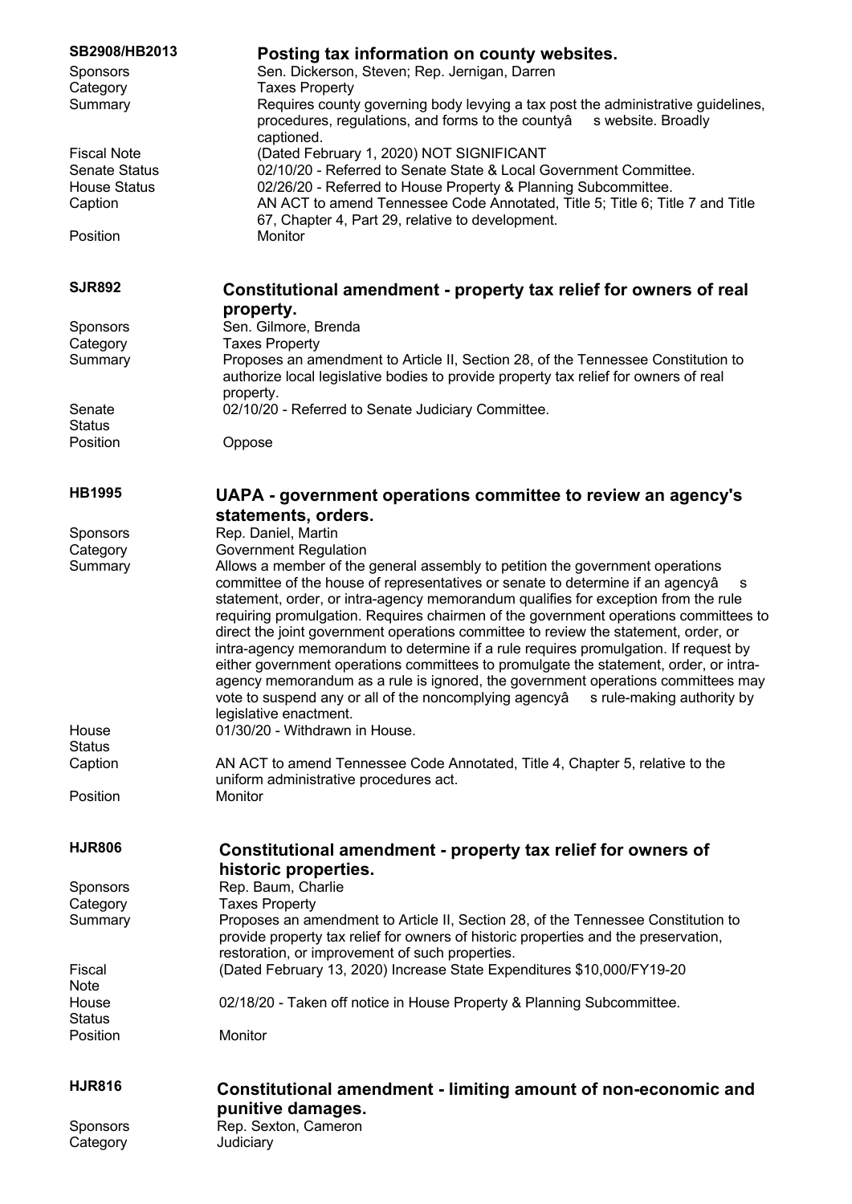## SB2908/HB2013 — Posting tax information on county websites.

| | |
|---|---|
| Sponsors | Sen. Dickerson, Steven; Rep. Jernigan, Darren |
| Category | Taxes Property |
| Summary | Requires county governing body levying a tax post the administrative guidelines, procedures, regulations, and forms to the countyâ s website. Broadly captioned. |
| Fiscal Note | (Dated February 1, 2020) NOT SIGNIFICANT |
| Senate Status | 02/10/20 - Referred to Senate State & Local Government Committee. |
| House Status | 02/26/20 - Referred to House Property & Planning Subcommittee. |
| Caption | AN ACT to amend Tennessee Code Annotated, Title 5; Title 6; Title 7 and Title 67, Chapter 4, Part 29, relative to development. |
| Position | Monitor |

## SJR892 — Constitutional amendment - property tax relief for owners of real property.

| | |
|---|---|
| Sponsors | Sen. Gilmore, Brenda |
| Category | Taxes Property |
| Summary | Proposes an amendment to Article II, Section 28, of the Tennessee Constitution to authorize local legislative bodies to provide property tax relief for owners of real property. |
| Senate Status | 02/10/20 - Referred to Senate Judiciary Committee. |
| Position | Oppose |

## HB1995 — UAPA - government operations committee to review an agency's statements, orders.

| | |
|---|---|
| Sponsors | Rep. Daniel, Martin |
| Category | Government Regulation |
| Summary | Allows a member of the general assembly to petition the government operations committee of the house of representatives or senate to determine if an agencyâ s statement, order, or intra-agency memorandum qualifies for exception from the rule requiring promulgation. Requires chairmen of the government operations committees to direct the joint government operations committee to review the statement, order, or intra-agency memorandum to determine if a rule requires promulgation. If request by either government operations committees to promulgate the statement, order, or intra-agency memorandum as a rule is ignored, the government operations committees may vote to suspend any or all of the noncomplying agencyâ s rule-making authority by legislative enactment. |
| House Status | 01/30/20 - Withdrawn in House. |
| Caption | AN ACT to amend Tennessee Code Annotated, Title 4, Chapter 5, relative to the uniform administrative procedures act. |
| Position | Monitor |

## HJR806 — Constitutional amendment - property tax relief for owners of historic properties.

| | |
|---|---|
| Sponsors | Rep. Baum, Charlie |
| Category | Taxes Property |
| Summary | Proposes an amendment to Article II, Section 28, of the Tennessee Constitution to provide property tax relief for owners of historic properties and the preservation, restoration, or improvement of such properties. |
| Fiscal Note | (Dated February 13, 2020) Increase State Expenditures $10,000/FY19-20 |
| House Status | 02/18/20 - Taken off notice in House Property & Planning Subcommittee. |
| Position | Monitor |

## HJR816 — Constitutional amendment - limiting amount of non-economic and punitive damages.

| | |
|---|---|
| Sponsors | Rep. Sexton, Cameron |
| Category | Judiciary |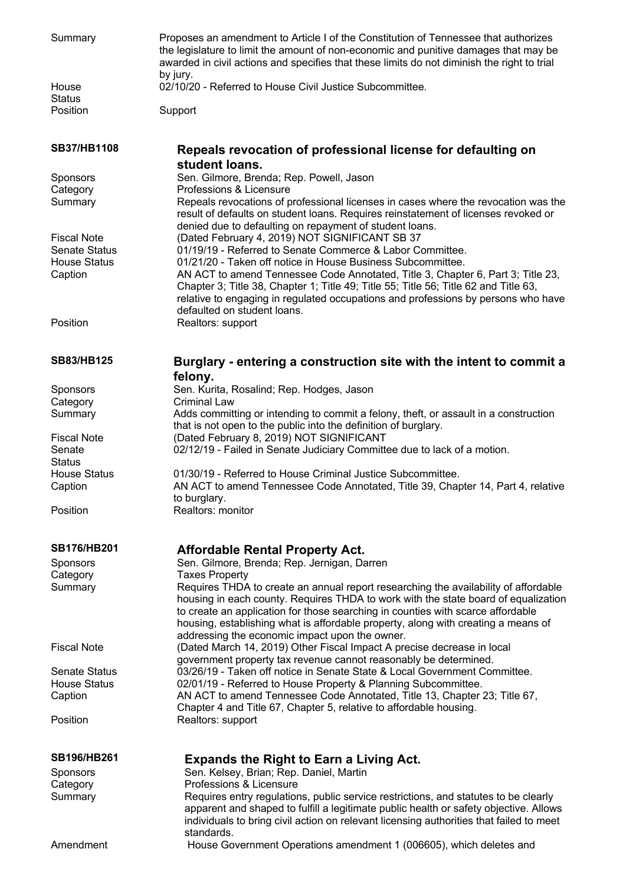| | |
|---|---|
| Summary | Proposes an amendment to Article I of the Constitution of Tennessee that authorizes the legislature to limit the amount of non-economic and punitive damages that may be awarded in civil actions and specifies that these limits do not diminish the right to trial by jury. |
| House Status | 02/10/20 - Referred to House Civil Justice Subcommittee. |
| Position | Support |

## SB37/HB1108 — Repeals revocation of professional license for defaulting on student loans.

| | |
|---|---|
| Sponsors | Sen. Gilmore, Brenda; Rep. Powell, Jason |
| Category | Professions & Licensure |
| Summary | Repeals revocations of professional licenses in cases where the revocation was the result of defaults on student loans. Requires reinstatement of licenses revoked or denied due to defaulting on repayment of student loans. |
| Fiscal Note | (Dated February 4, 2019) NOT SIGNIFICANT SB 37 |
| Senate Status | 01/19/19 - Referred to Senate Commerce & Labor Committee. |
| House Status | 01/21/20 - Taken off notice in House Business Subcommittee. |
| Caption | AN ACT to amend Tennessee Code Annotated, Title 3, Chapter 6, Part 3; Title 23, Chapter 3; Title 38, Chapter 1; Title 49; Title 55; Title 56; Title 62 and Title 63, relative to engaging in regulated occupations and professions by persons who have defaulted on student loans. |
| Position | Realtors: support |

## SB83/HB125 — Burglary - entering a construction site with the intent to commit a felony.

| | |
|---|---|
| Sponsors | Sen. Kurita, Rosalind; Rep. Hodges, Jason |
| Category | Criminal Law |
| Summary | Adds committing or intending to commit a felony, theft, or assault in a construction that is not open to the public into the definition of burglary. |
| Fiscal Note | (Dated February 8, 2019) NOT SIGNIFICANT |
| Senate Status | 02/12/19 - Failed in Senate Judiciary Committee due to lack of a motion. |
| House Status | 01/30/19 - Referred to House Criminal Justice Subcommittee. |
| Caption | AN ACT to amend Tennessee Code Annotated, Title 39, Chapter 14, Part 4, relative to burglary. |
| Position | Realtors: monitor |

## SB176/HB201 — Affordable Rental Property Act.

| | |
|---|---|
| Sponsors | Sen. Gilmore, Brenda; Rep. Jernigan, Darren |
| Category | Taxes Property |
| Summary | Requires THDA to create an annual report researching the availability of affordable housing in each county. Requires THDA to work with the state board of equalization to create an application for those searching in counties with scarce affordable housing, establishing what is affordable property, along with creating a means of addressing the economic impact upon the owner. |
| Fiscal Note | (Dated March 14, 2019) Other Fiscal Impact A precise decrease in local government property tax revenue cannot reasonably be determined. |
| Senate Status | 03/26/19 - Taken off notice in Senate State & Local Government Committee. |
| House Status | 02/01/19 - Referred to House Property & Planning Subcommittee. |
| Caption | AN ACT to amend Tennessee Code Annotated, Title 13, Chapter 23; Title 67, Chapter 4 and Title 67, Chapter 5, relative to affordable housing. |
| Position | Realtors: support |

## SB196/HB261 — Expands the Right to Earn a Living Act.

| | |
|---|---|
| Sponsors | Sen. Kelsey, Brian; Rep. Daniel, Martin |
| Category | Professions & Licensure |
| Summary | Requires entry regulations, public service restrictions, and statutes to be clearly apparent and shaped to fulfill a legitimate public health or safety objective. Allows individuals to bring civil action on relevant licensing authorities that failed to meet standards. |
| Amendment | House Government Operations amendment 1 (006605), which deletes and |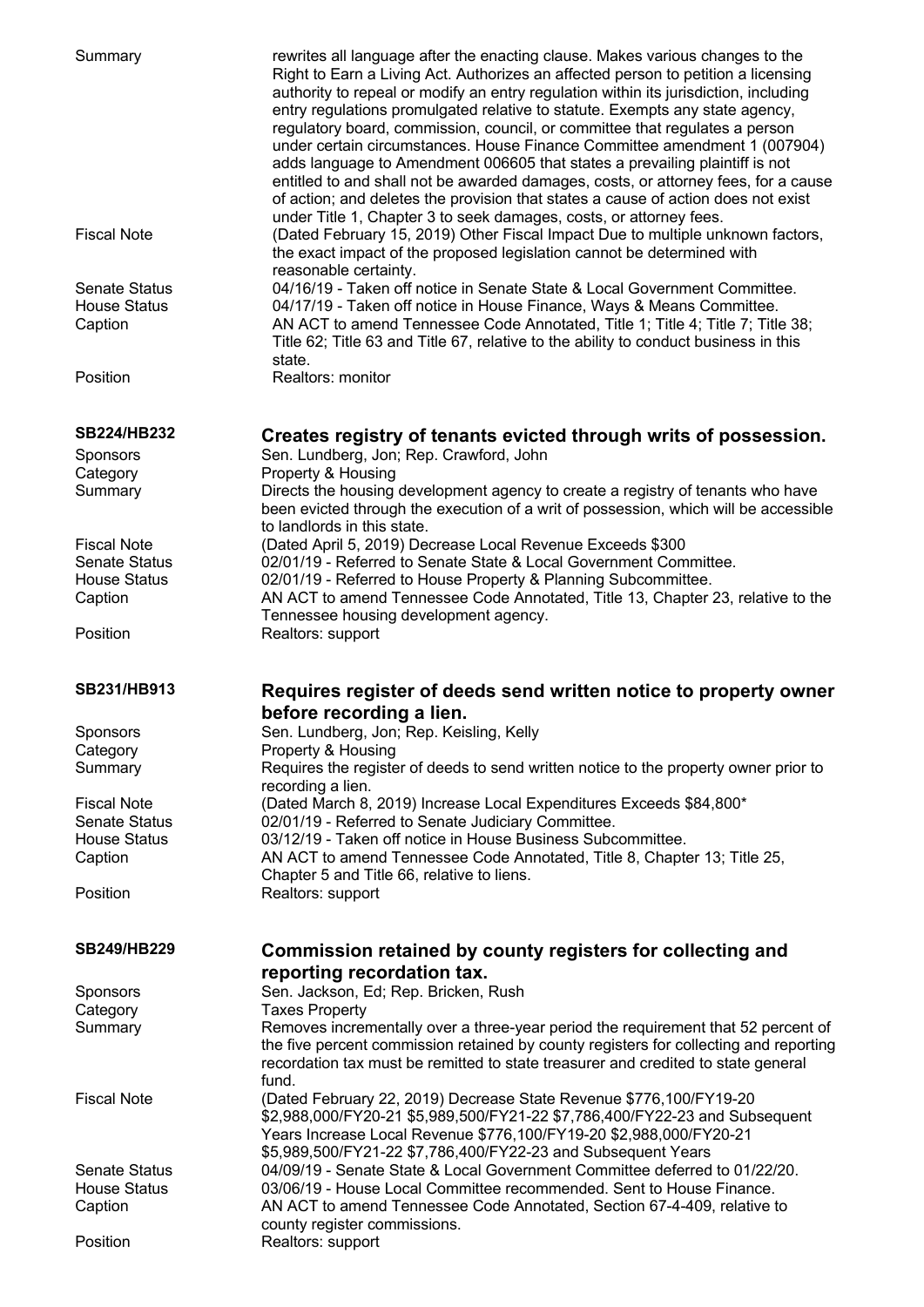| | |
|---|---|
| Summary | rewrites all language after the enacting clause. Makes various changes to the Right to Earn a Living Act. Authorizes an affected person to petition a licensing authority to repeal or modify an entry regulation within its jurisdiction, including entry regulations promulgated relative to statute. Exempts any state agency, regulatory board, commission, council, or committee that regulates a person under certain circumstances. House Finance Committee amendment 1 (007904) adds language to Amendment 006605 that states a prevailing plaintiff is not entitled to and shall not be awarded damages, costs, or attorney fees, for a cause of action; and deletes the provision that states a cause of action does not exist under Title 1, Chapter 3 to seek damages, costs, or attorney fees. |
| Fiscal Note | (Dated February 15, 2019) Other Fiscal Impact Due to multiple unknown factors, the exact impact of the proposed legislation cannot be determined with reasonable certainty. |
| Senate Status | 04/16/19 - Taken off notice in Senate State & Local Government Committee. |
| House Status | 04/17/19 - Taken off notice in House Finance, Ways & Means Committee. |
| Caption | AN ACT to amend Tennessee Code Annotated, Title 1; Title 4; Title 7; Title 38; Title 62; Title 63 and Title 67, relative to the ability to conduct business in this state. |
| Position | Realtors: monitor |

## SB224/HB232 — Creates registry of tenants evicted through writs of possession.

| | |
|---|---|
| Sponsors | Sen. Lundberg, Jon; Rep. Crawford, John |
| Category | Property & Housing |
| Summary | Directs the housing development agency to create a registry of tenants who have been evicted through the execution of a writ of possession, which will be accessible to landlords in this state. |
| Fiscal Note | (Dated April 5, 2019) Decrease Local Revenue Exceeds $300 |
| Senate Status | 02/01/19 - Referred to Senate State & Local Government Committee. |
| House Status | 02/01/19 - Referred to House Property & Planning Subcommittee. |
| Caption | AN ACT to amend Tennessee Code Annotated, Title 13, Chapter 23, relative to the Tennessee housing development agency. |
| Position | Realtors: support |

## SB231/HB913 — Requires register of deeds send written notice to property owner before recording a lien.

| | |
|---|---|
| Sponsors | Sen. Lundberg, Jon; Rep. Keisling, Kelly |
| Category | Property & Housing |
| Summary | Requires the register of deeds to send written notice to the property owner prior to recording a lien. |
| Fiscal Note | (Dated March 8, 2019) Increase Local Expenditures Exceeds $84,800* |
| Senate Status | 02/01/19 - Referred to Senate Judiciary Committee. |
| House Status | 03/12/19 - Taken off notice in House Business Subcommittee. |
| Caption | AN ACT to amend Tennessee Code Annotated, Title 8, Chapter 13; Title 25, Chapter 5 and Title 66, relative to liens. |
| Position | Realtors: support |

## SB249/HB229 — Commission retained by county registers for collecting and reporting recordation tax.

| | |
|---|---|
| Sponsors | Sen. Jackson, Ed; Rep. Bricken, Rush |
| Category | Taxes Property |
| Summary | Removes incrementally over a three-year period the requirement that 52 percent of the five percent commission retained by county registers for collecting and reporting recordation tax must be remitted to state treasurer and credited to state general fund. |
| Fiscal Note | (Dated February 22, 2019) Decrease State Revenue $776,100/FY19-20 $2,988,000/FY20-21 $5,989,500/FY21-22 $7,786,400/FY22-23 and Subsequent Years Increase Local Revenue $776,100/FY19-20 $2,988,000/FY20-21 $5,989,500/FY21-22 $7,786,400/FY22-23 and Subsequent Years |
| Senate Status | 04/09/19 - Senate State & Local Government Committee deferred to 01/22/20. |
| House Status | 03/06/19 - House Local Committee recommended. Sent to House Finance. |
| Caption | AN ACT to amend Tennessee Code Annotated, Section 67-4-409, relative to county register commissions. |
| Position | Realtors: support |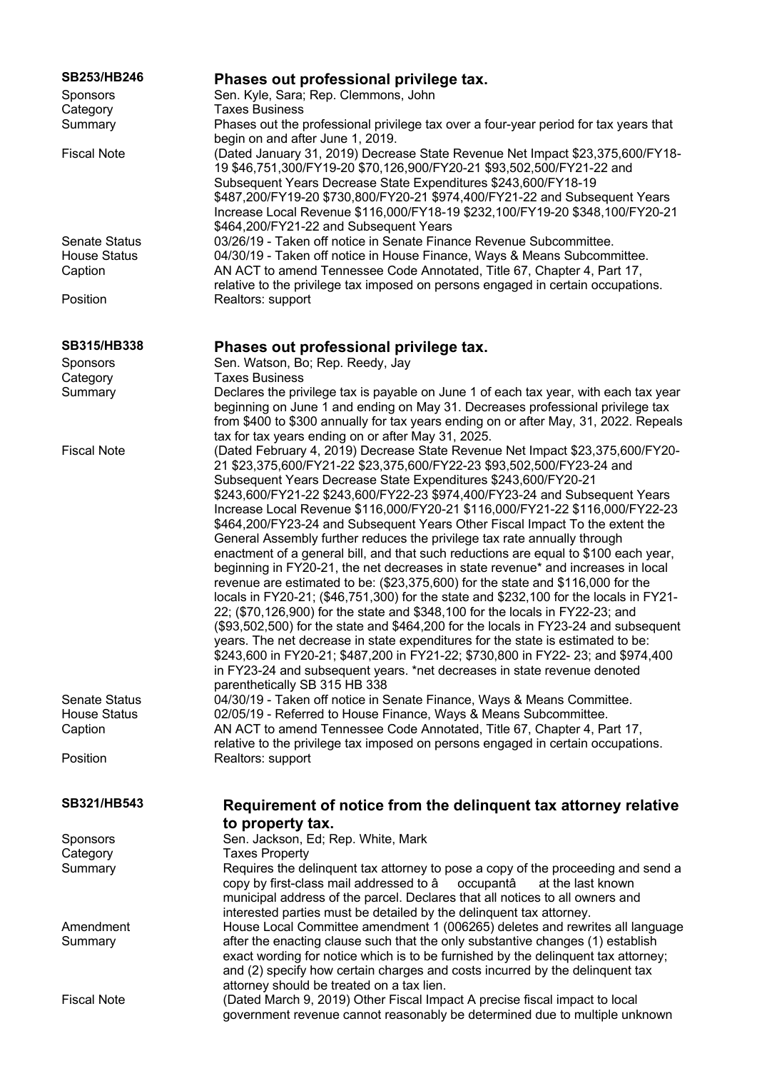## SB253/HB246

### Phases out professional privilege tax.

**Sponsors** Sen. Kyle, Sara; Rep. Clemmons, John

**Category** Taxes Business

**Summary** Phases out the professional privilege tax over a four-year period for tax years that begin on and after June 1, 2019.

**Fiscal Note** (Dated January 31, 2019) Decrease State Revenue Net Impact $23,375,600/FY18-19 $46,751,300/FY19-20 $70,126,900/FY20-21 $93,502,500/FY21-22 and Subsequent Years Decrease State Expenditures $243,600/FY18-19 $487,200/FY19-20 $730,800/FY20-21 $974,400/FY21-22 and Subsequent Years Increase Local Revenue $116,000/FY18-19 $232,100/FY19-20 $348,100/FY20-21 $464,200/FY21-22 and Subsequent Years

**Senate Status** 03/26/19 - Taken off notice in Senate Finance Revenue Subcommittee.

**House Status** 04/30/19 - Taken off notice in House Finance, Ways & Means Subcommittee.

**Caption** AN ACT to amend Tennessee Code Annotated, Title 67, Chapter 4, Part 17, relative to the privilege tax imposed on persons engaged in certain occupations.

**Position** Realtors: support

## SB315/HB338

### Phases out professional privilege tax.

**Sponsors** Sen. Watson, Bo; Rep. Reedy, Jay

**Category** Taxes Business

**Summary** Declares the privilege tax is payable on June 1 of each tax year, with each tax year beginning on June 1 and ending on May 31. Decreases professional privilege tax from $400 to $300 annually for tax years ending on or after May, 31, 2022. Repeals tax for tax years ending on or after May 31, 2025.

**Fiscal Note** (Dated February 4, 2019) Decrease State Revenue Net Impact $23,375,600/FY20-21 $23,375,600/FY21-22 $23,375,600/FY22-23 $93,502,500/FY23-24 and Subsequent Years Decrease State Expenditures $243,600/FY20-21 $243,600/FY21-22 $243,600/FY22-23 $974,400/FY23-24 and Subsequent Years Increase Local Revenue $116,000/FY20-21 $116,000/FY21-22 $116,000/FY22-23 $464,200/FY23-24 and Subsequent Years Other Fiscal Impact To the extent the General Assembly further reduces the privilege tax rate annually through enactment of a general bill, and that such reductions are equal to $100 each year, beginning in FY20-21, the net decreases in state revenue* and increases in local revenue are estimated to be: ($23,375,600) for the state and $116,000 for the locals in FY20-21; ($46,751,300) for the state and $232,100 for the locals in FY21-22; ($70,126,900) for the state and $348,100 for the locals in FY22-23; and ($93,502,500) for the state and $464,200 for the locals in FY23-24 and subsequent years. The net decrease in state expenditures for the state is estimated to be: $243,600 in FY20-21; $487,200 in FY21-22; $730,800 in FY22- 23; and $974,400 in FY23-24 and subsequent years. *net decreases in state revenue denoted parenthetically SB 315 HB 338

**Senate Status** 04/30/19 - Taken off notice in Senate Finance, Ways & Means Committee.

**House Status** 02/05/19 - Referred to House Finance, Ways & Means Subcommittee.

**Caption** AN ACT to amend Tennessee Code Annotated, Title 67, Chapter 4, Part 17, relative to the privilege tax imposed on persons engaged in certain occupations.

**Position** Realtors: support

## SB321/HB543

### Requirement of notice from the delinquent tax attorney relative to property tax.

**Sponsors** Sen. Jackson, Ed; Rep. White, Mark

**Category** Taxes Property

**Summary** Requires the delinquent tax attorney to pose a copy of the proceeding and send a copy by first-class mail addressed to â occupantâ at the last known municipal address of the parcel. Declares that all notices to all owners and interested parties must be detailed by the delinquent tax attorney.

**Amendment Summary** House Local Committee amendment 1 (006265) deletes and rewrites all language after the enacting clause such that the only substantive changes (1) establish exact wording for notice which is to be furnished by the delinquent tax attorney; and (2) specify how certain charges and costs incurred by the delinquent tax attorney should be treated on a tax lien.

**Fiscal Note** (Dated March 9, 2019) Other Fiscal Impact A precise fiscal impact to local government revenue cannot reasonably be determined due to multiple unknown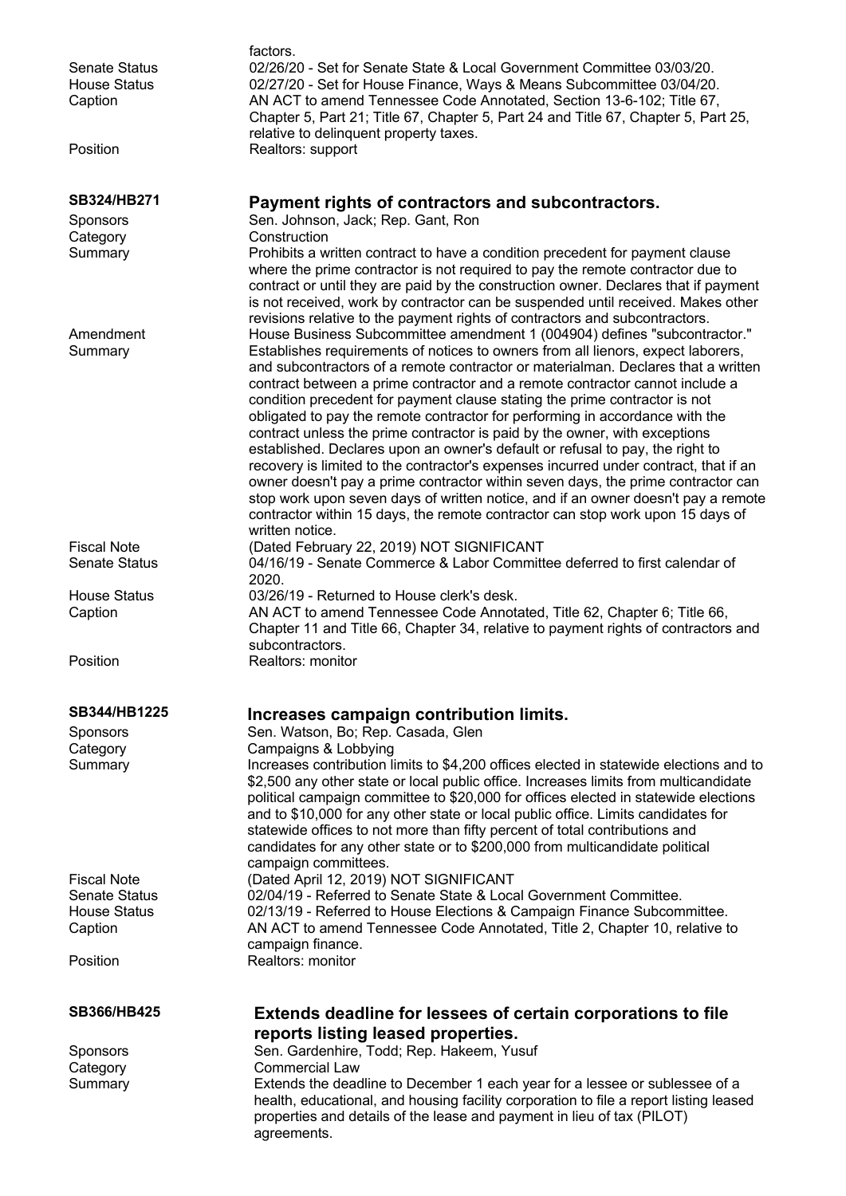factors.

| | |
|---|---|
| Senate Status | 02/26/20 - Set for Senate State & Local Government Committee 03/03/20. |
| House Status | 02/27/20 - Set for House Finance, Ways & Means Subcommittee 03/04/20. |
| Caption | AN ACT to amend Tennessee Code Annotated, Section 13-6-102; Title 67, Chapter 5, Part 21; Title 67, Chapter 5, Part 24 and Title 67, Chapter 5, Part 25, relative to delinquent property taxes. |
| Position | Realtors: support |

## SB324/HB271 — Payment rights of contractors and subcontractors.

| | |
|---|---|
| Sponsors | Sen. Johnson, Jack; Rep. Gant, Ron |
| Category | Construction |
| Summary | Prohibits a written contract to have a condition precedent for payment clause where the prime contractor is not required to pay the remote contractor due to contract or until they are paid by the construction owner. Declares that if payment is not received, work by contractor can be suspended until received. Makes other revisions relative to the payment rights of contractors and subcontractors. |
| Amendment Summary | House Business Subcommittee amendment 1 (004904) defines "subcontractor." Establishes requirements of notices to owners from all lienors, expect laborers, and subcontractors of a remote contractor or materialman. Declares that a written contract between a prime contractor and a remote contractor cannot include a condition precedent for payment clause stating the prime contractor is not obligated to pay the remote contractor for performing in accordance with the contract unless the prime contractor is paid by the owner, with exceptions established. Declares upon an owner's default or refusal to pay, the right to recovery is limited to the contractor's expenses incurred under contract, that if an owner doesn't pay a prime contractor within seven days, the prime contractor can stop work upon seven days of written notice, and if an owner doesn't pay a remote contractor within 15 days, the remote contractor can stop work upon 15 days of written notice. |
| Fiscal Note | (Dated February 22, 2019) NOT SIGNIFICANT |
| Senate Status | 04/16/19 - Senate Commerce & Labor Committee deferred to first calendar of 2020. |
| House Status | 03/26/19 - Returned to House clerk's desk. |
| Caption | AN ACT to amend Tennessee Code Annotated, Title 62, Chapter 6; Title 66, Chapter 11 and Title 66, Chapter 34, relative to payment rights of contractors and subcontractors. |
| Position | Realtors: monitor |

## SB344/HB1225 — Increases campaign contribution limits.

| | |
|---|---|
| Sponsors | Sen. Watson, Bo; Rep. Casada, Glen |
| Category | Campaigns & Lobbying |
| Summary | Increases contribution limits to $4,200 offices elected in statewide elections and to $2,500 any other state or local public office. Increases limits from multicandidate political campaign committee to $20,000 for offices elected in statewide elections and to $10,000 for any other state or local public office. Limits candidates for statewide offices to not more than fifty percent of total contributions and candidates for any other state or to $200,000 from multicandidate political campaign committees. |
| Fiscal Note | (Dated April 12, 2019) NOT SIGNIFICANT |
| Senate Status | 02/04/19 - Referred to Senate State & Local Government Committee. |
| House Status | 02/13/19 - Referred to House Elections & Campaign Finance Subcommittee. |
| Caption | AN ACT to amend Tennessee Code Annotated, Title 2, Chapter 10, relative to campaign finance. |
| Position | Realtors: monitor |

## SB366/HB425 — Extends deadline for lessees of certain corporations to file reports listing leased properties.

| | |
|---|---|
| Sponsors | Sen. Gardenhire, Todd; Rep. Hakeem, Yusuf |
| Category | Commercial Law |
| Summary | Extends the deadline to December 1 each year for a lessee or sublessee of a health, educational, and housing facility corporation to file a report listing leased properties and details of the lease and payment in lieu of tax (PILOT) agreements. |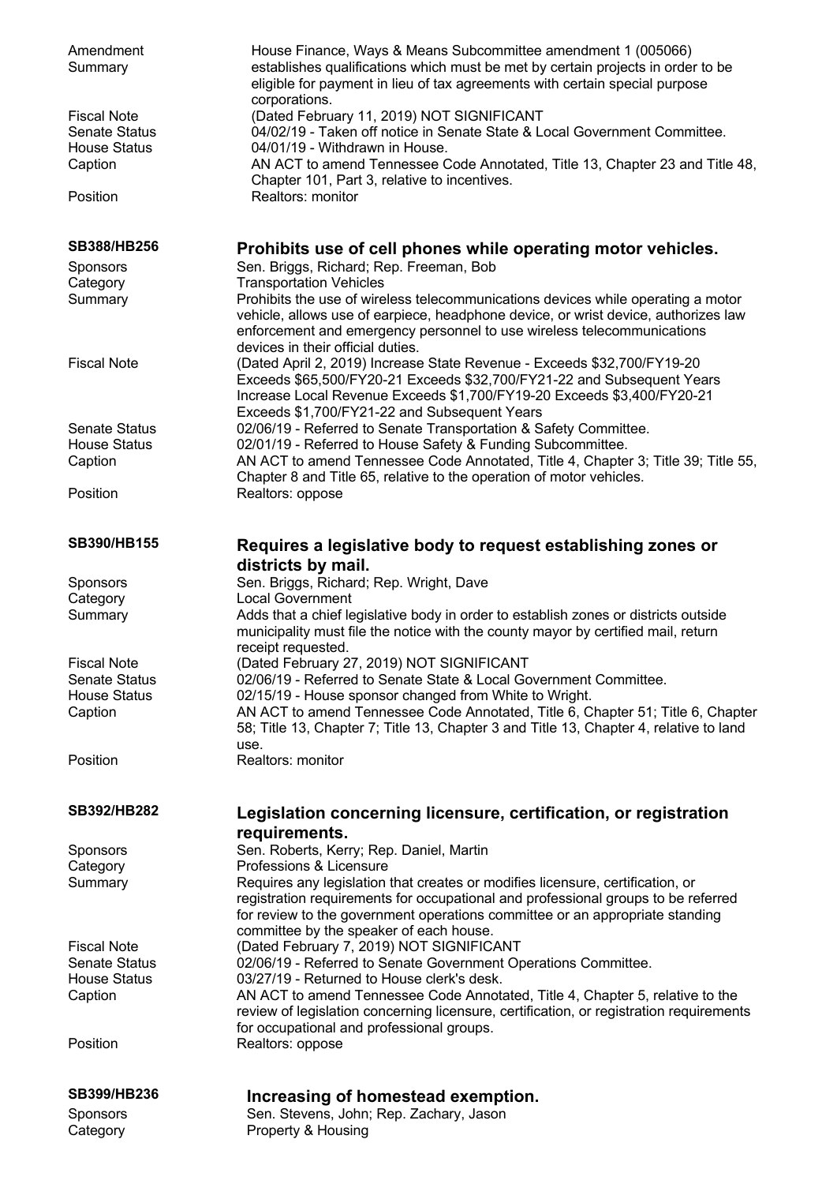| | |
|---|---|
| Amendment Summary | House Finance, Ways & Means Subcommittee amendment 1 (005066) establishes qualifications which must be met by certain projects in order to be eligible for payment in lieu of tax agreements with certain special purpose corporations. |
| Fiscal Note | (Dated February 11, 2019) NOT SIGNIFICANT |
| Senate Status | 04/02/19 - Taken off notice in Senate State & Local Government Committee. |
| House Status | 04/01/19 - Withdrawn in House. |
| Caption | AN ACT to amend Tennessee Code Annotated, Title 13, Chapter 23 and Title 48, Chapter 101, Part 3, relative to incentives. |
| Position | Realtors: monitor |

## SB388/HB256 — Prohibits use of cell phones while operating motor vehicles.

| | |
|---|---|
| Sponsors | Sen. Briggs, Richard; Rep. Freeman, Bob |
| Category | Transportation Vehicles |
| Summary | Prohibits the use of wireless telecommunications devices while operating a motor vehicle, allows use of earpiece, headphone device, or wrist device, authorizes law enforcement and emergency personnel to use wireless telecommunications devices in their official duties. |
| Fiscal Note | (Dated April 2, 2019) Increase State Revenue - Exceeds $32,700/FY19-20 Exceeds $65,500/FY20-21 Exceeds $32,700/FY21-22 and Subsequent Years Increase Local Revenue Exceeds $1,700/FY19-20 Exceeds $3,400/FY20-21 Exceeds $1,700/FY21-22 and Subsequent Years |
| Senate Status | 02/06/19 - Referred to Senate Transportation & Safety Committee. |
| House Status | 02/01/19 - Referred to House Safety & Funding Subcommittee. |
| Caption | AN ACT to amend Tennessee Code Annotated, Title 4, Chapter 3; Title 39; Title 55, Chapter 8 and Title 65, relative to the operation of motor vehicles. |
| Position | Realtors: oppose |

## SB390/HB155 — Requires a legislative body to request establishing zones or districts by mail.

| | |
|---|---|
| Sponsors | Sen. Briggs, Richard; Rep. Wright, Dave |
| Category | Local Government |
| Summary | Adds that a chief legislative body in order to establish zones or districts outside municipality must file the notice with the county mayor by certified mail, return receipt requested. |
| Fiscal Note | (Dated February 27, 2019) NOT SIGNIFICANT |
| Senate Status | 02/06/19 - Referred to Senate State & Local Government Committee. |
| House Status | 02/15/19 - House sponsor changed from White to Wright. |
| Caption | AN ACT to amend Tennessee Code Annotated, Title 6, Chapter 51; Title 6, Chapter 58; Title 13, Chapter 7; Title 13, Chapter 3 and Title 13, Chapter 4, relative to land use. |
| Position | Realtors: monitor |

## SB392/HB282 — Legislation concerning licensure, certification, or registration requirements.

| | |
|---|---|
| Sponsors | Sen. Roberts, Kerry; Rep. Daniel, Martin |
| Category | Professions & Licensure |
| Summary | Requires any legislation that creates or modifies licensure, certification, or registration requirements for occupational and professional groups to be referred for review to the government operations committee or an appropriate standing committee by the speaker of each house. |
| Fiscal Note | (Dated February 7, 2019) NOT SIGNIFICANT |
| Senate Status | 02/06/19 - Referred to Senate Government Operations Committee. |
| House Status | 03/27/19 - Returned to House clerk's desk. |
| Caption | AN ACT to amend Tennessee Code Annotated, Title 4, Chapter 5, relative to the review of legislation concerning licensure, certification, or registration requirements for occupational and professional groups. |
| Position | Realtors: oppose |

## SB399/HB236 — Increasing of homestead exemption.

| | |
|---|---|
| Sponsors | Sen. Stevens, John; Rep. Zachary, Jason |
| Category | Property & Housing |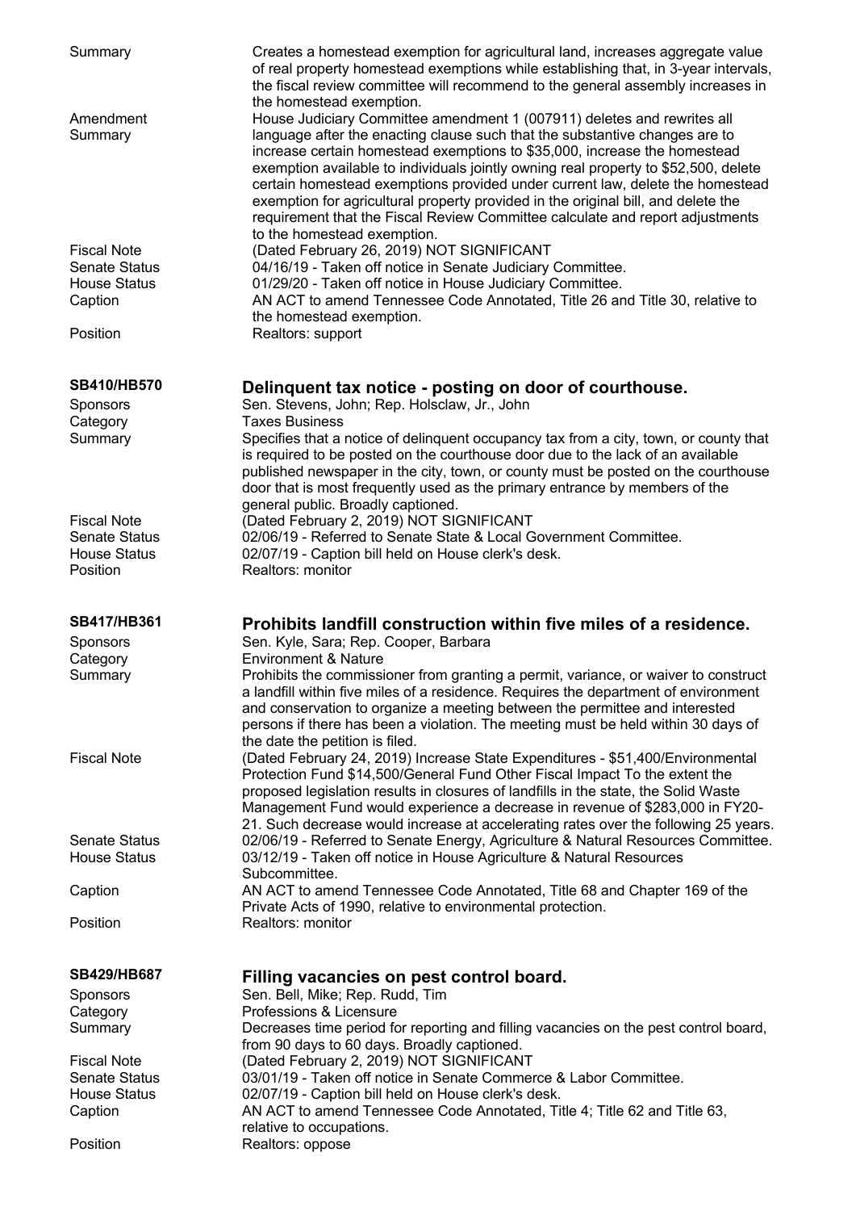| | |
|---|---|
| Summary | Creates a homestead exemption for agricultural land, increases aggregate value of real property homestead exemptions while establishing that, in 3-year intervals, the fiscal review committee will recommend to the general assembly increases in the homestead exemption. |
| Amendment Summary | House Judiciary Committee amendment 1 (007911) deletes and rewrites all language after the enacting clause such that the substantive changes are to increase certain homestead exemptions to $35,000, increase the homestead exemption available to individuals jointly owning real property to $52,500, delete certain homestead exemptions provided under current law, delete the homestead exemption for agricultural property provided in the original bill, and delete the requirement that the Fiscal Review Committee calculate and report adjustments to the homestead exemption. |
| Fiscal Note | (Dated February 26, 2019) NOT SIGNIFICANT |
| Senate Status | 04/16/19 - Taken off notice in Senate Judiciary Committee. |
| House Status | 01/29/20 - Taken off notice in House Judiciary Committee. |
| Caption | AN ACT to amend Tennessee Code Annotated, Title 26 and Title 30, relative to the homestead exemption. |
| Position | Realtors: support |

## SB410/HB570 — Delinquent tax notice - posting on door of courthouse.

| | |
|---|---|
| Sponsors | Sen. Stevens, John; Rep. Holsclaw, Jr., John |
| Category | Taxes Business |
| Summary | Specifies that a notice of delinquent occupancy tax from a city, town, or county that is required to be posted on the courthouse door due to the lack of an available published newspaper in the city, town, or county must be posted on the courthouse door that is most frequently used as the primary entrance by members of the general public. Broadly captioned. |
| Fiscal Note | (Dated February 2, 2019) NOT SIGNIFICANT |
| Senate Status | 02/06/19 - Referred to Senate State & Local Government Committee. |
| House Status | 02/07/19 - Caption bill held on House clerk's desk. |
| Position | Realtors: monitor |

## SB417/HB361 — Prohibits landfill construction within five miles of a residence.

| | |
|---|---|
| Sponsors | Sen. Kyle, Sara; Rep. Cooper, Barbara |
| Category | Environment & Nature |
| Summary | Prohibits the commissioner from granting a permit, variance, or waiver to construct a landfill within five miles of a residence. Requires the department of environment and conservation to organize a meeting between the permittee and interested persons if there has been a violation. The meeting must be held within 30 days of the date the petition is filed. |
| Fiscal Note | (Dated February 24, 2019) Increase State Expenditures - $51,400/Environmental Protection Fund $14,500/General Fund Other Fiscal Impact To the extent the proposed legislation results in closures of landfills in the state, the Solid Waste Management Fund would experience a decrease in revenue of $283,000 in FY20-21. Such decrease would increase at accelerating rates over the following 25 years. |
| Senate Status | 02/06/19 - Referred to Senate Energy, Agriculture & Natural Resources Committee. |
| House Status | 03/12/19 - Taken off notice in House Agriculture & Natural Resources Subcommittee. |
| Caption | AN ACT to amend Tennessee Code Annotated, Title 68 and Chapter 169 of the Private Acts of 1990, relative to environmental protection. |
| Position | Realtors: monitor |

## SB429/HB687 — Filling vacancies on pest control board.

| | |
|---|---|
| Sponsors | Sen. Bell, Mike; Rep. Rudd, Tim |
| Category | Professions & Licensure |
| Summary | Decreases time period for reporting and filling vacancies on the pest control board, from 90 days to 60 days. Broadly captioned. |
| Fiscal Note | (Dated February 2, 2019) NOT SIGNIFICANT |
| Senate Status | 03/01/19 - Taken off notice in Senate Commerce & Labor Committee. |
| House Status | 02/07/19 - Caption bill held on House clerk's desk. |
| Caption | AN ACT to amend Tennessee Code Annotated, Title 4; Title 62 and Title 63, relative to occupations. |
| Position | Realtors: oppose |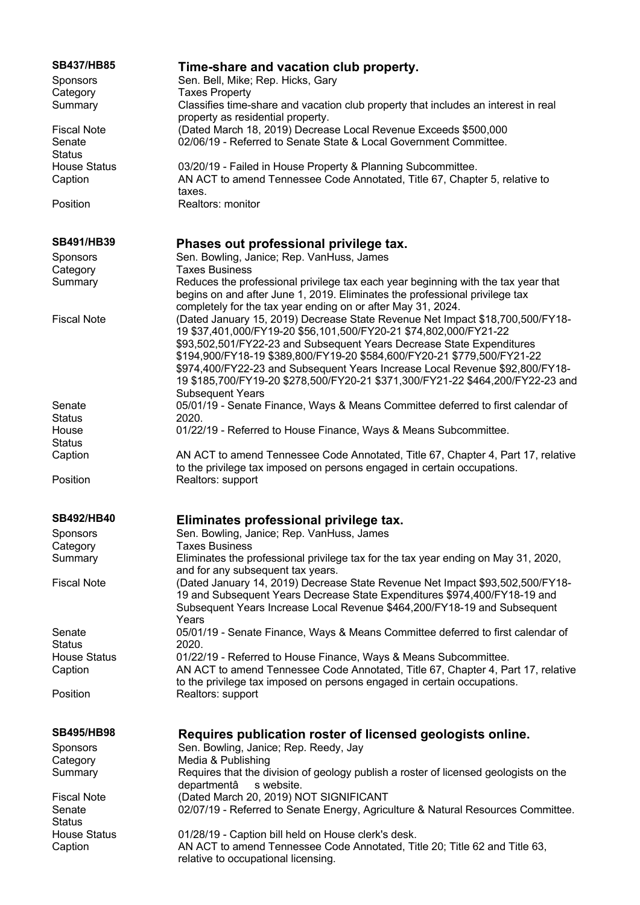## SB437/HB85 — Time-share and vacation club property.

| | |
|---|---|
| Sponsors | Sen. Bell, Mike; Rep. Hicks, Gary |
| Category | Taxes Property |
| Summary | Classifies time-share and vacation club property that includes an interest in real property as residential property. |
| Fiscal Note | (Dated March 18, 2019) Decrease Local Revenue Exceeds $500,000 |
| Senate Status | 02/06/19 - Referred to Senate State & Local Government Committee. |
| House Status | 03/20/19 - Failed in House Property & Planning Subcommittee. |
| Caption | AN ACT to amend Tennessee Code Annotated, Title 67, Chapter 5, relative to taxes. |
| Position | Realtors: monitor |

## SB491/HB39 — Phases out professional privilege tax.

| | |
|---|---|
| Sponsors | Sen. Bowling, Janice; Rep. VanHuss, James |
| Category | Taxes Business |
| Summary | Reduces the professional privilege tax each year beginning with the tax year that begins on and after June 1, 2019. Eliminates the professional privilege tax completely for the tax year ending on or after May 31, 2024. |
| Fiscal Note | (Dated January 15, 2019) Decrease State Revenue Net Impact $18,700,500/FY18-19 $37,401,000/FY19-20 $56,101,500/FY20-21 $74,802,000/FY21-22 $93,502,501/FY22-23 and Subsequent Years Decrease State Expenditures $194,900/FY18-19 $389,800/FY19-20 $584,600/FY20-21 $779,500/FY21-22 $974,400/FY22-23 and Subsequent Years Increase Local Revenue $92,800/FY18-19 $185,700/FY19-20 $278,500/FY20-21 $371,300/FY21-22 $464,200/FY22-23 and Subsequent Years |
| Senate Status | 05/01/19 - Senate Finance, Ways & Means Committee deferred to first calendar of 2020. |
| House Status | 01/22/19 - Referred to House Finance, Ways & Means Subcommittee. |
| Caption | AN ACT to amend Tennessee Code Annotated, Title 67, Chapter 4, Part 17, relative to the privilege tax imposed on persons engaged in certain occupations. |
| Position | Realtors: support |

## SB492/HB40 — Eliminates professional privilege tax.

| | |
|---|---|
| Sponsors | Sen. Bowling, Janice; Rep. VanHuss, James |
| Category | Taxes Business |
| Summary | Eliminates the professional privilege tax for the tax year ending on May 31, 2020, and for any subsequent tax years. |
| Fiscal Note | (Dated January 14, 2019) Decrease State Revenue Net Impact $93,502,500/FY18-19 and Subsequent Years Decrease State Expenditures $974,400/FY18-19 and Subsequent Years Increase Local Revenue $464,200/FY18-19 and Subsequent Years |
| Senate Status | 05/01/19 - Senate Finance, Ways & Means Committee deferred to first calendar of 2020. |
| House Status | 01/22/19 - Referred to House Finance, Ways & Means Subcommittee. |
| Caption | AN ACT to amend Tennessee Code Annotated, Title 67, Chapter 4, Part 17, relative to the privilege tax imposed on persons engaged in certain occupations. |
| Position | Realtors: support |

## SB495/HB98 — Requires publication roster of licensed geologists online.

| | |
|---|---|
| Sponsors | Sen. Bowling, Janice; Rep. Reedy, Jay |
| Category | Media & Publishing |
| Summary | Requires that the division of geology publish a roster of licensed geologists on the departmentâ s website. |
| Fiscal Note | (Dated March 20, 2019) NOT SIGNIFICANT |
| Senate Status | 02/07/19 - Referred to Senate Energy, Agriculture & Natural Resources Committee. |
| House Status | 01/28/19 - Caption bill held on House clerk's desk. |
| Caption | AN ACT to amend Tennessee Code Annotated, Title 20; Title 62 and Title 63, relative to occupational licensing. |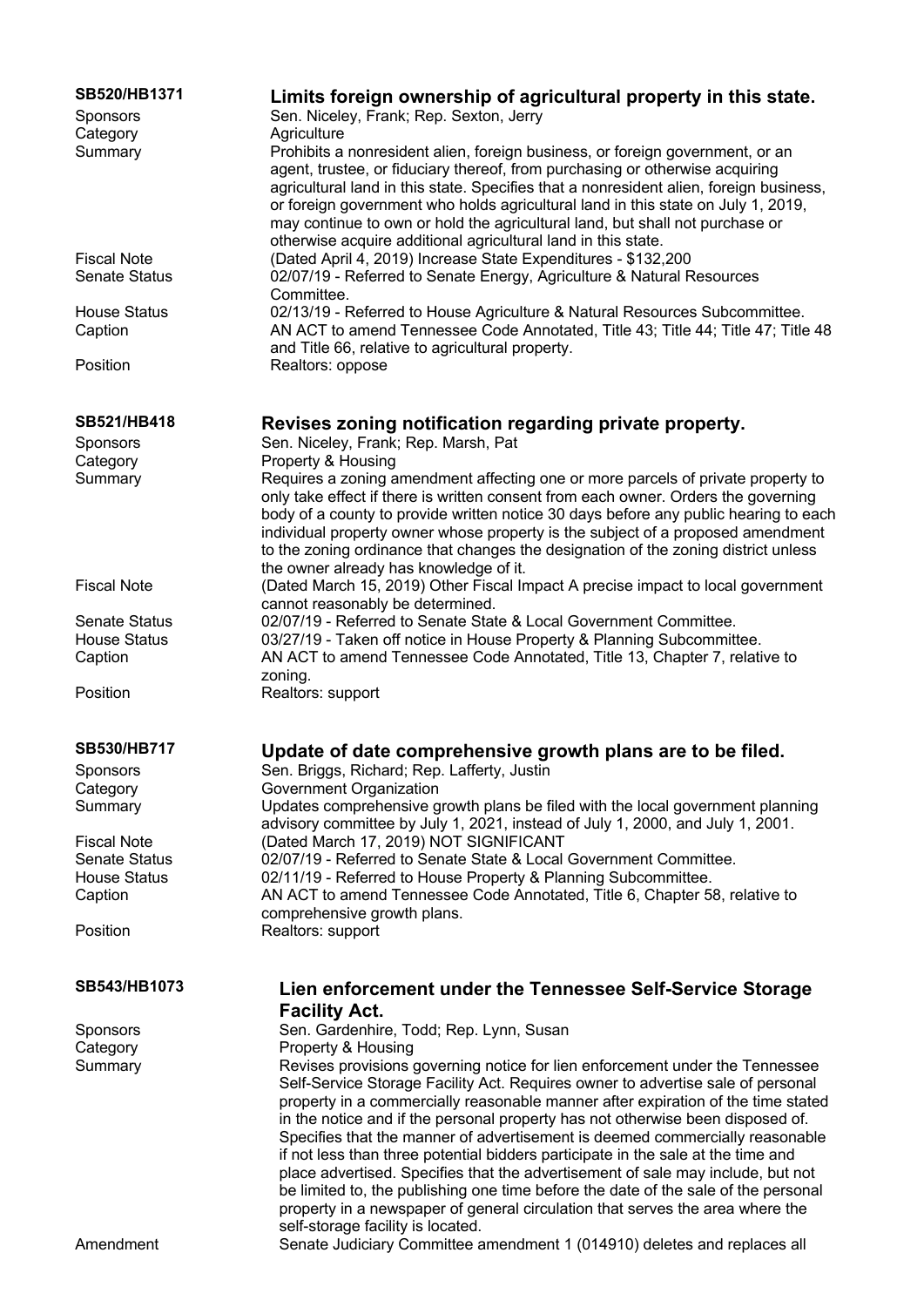## SB520/HB1371 — Limits foreign ownership of agricultural property in this state.

| | |
|---|---|
| Sponsors | Sen. Niceley, Frank; Rep. Sexton, Jerry |
| Category | Agriculture |
| Summary | Prohibits a nonresident alien, foreign business, or foreign government, or an agent, trustee, or fiduciary thereof, from purchasing or otherwise acquiring agricultural land in this state. Specifies that a nonresident alien, foreign business, or foreign government who holds agricultural land in this state on July 1, 2019, may continue to own or hold the agricultural land, but shall not purchase or otherwise acquire additional agricultural land in this state. |
| Fiscal Note | (Dated April 4, 2019) Increase State Expenditures - $132,200 |
| Senate Status | 02/07/19 - Referred to Senate Energy, Agriculture & Natural Resources Committee. |
| House Status | 02/13/19 - Referred to House Agriculture & Natural Resources Subcommittee. |
| Caption | AN ACT to amend Tennessee Code Annotated, Title 43; Title 44; Title 47; Title 48 and Title 66, relative to agricultural property. |
| Position | Realtors: oppose |

## SB521/HB418 — Revises zoning notification regarding private property.

| | |
|---|---|
| Sponsors | Sen. Niceley, Frank; Rep. Marsh, Pat |
| Category | Property & Housing |
| Summary | Requires a zoning amendment affecting one or more parcels of private property to only take effect if there is written consent from each owner. Orders the governing body of a county to provide written notice 30 days before any public hearing to each individual property owner whose property is the subject of a proposed amendment to the zoning ordinance that changes the designation of the zoning district unless the owner already has knowledge of it. |
| Fiscal Note | (Dated March 15, 2019) Other Fiscal Impact A precise impact to local government cannot reasonably be determined. |
| Senate Status | 02/07/19 - Referred to Senate State & Local Government Committee. |
| House Status | 03/27/19 - Taken off notice in House Property & Planning Subcommittee. |
| Caption | AN ACT to amend Tennessee Code Annotated, Title 13, Chapter 7, relative to zoning. |
| Position | Realtors: support |

## SB530/HB717 — Update of date comprehensive growth plans are to be filed.

| | |
|---|---|
| Sponsors | Sen. Briggs, Richard; Rep. Lafferty, Justin |
| Category | Government Organization |
| Summary | Updates comprehensive growth plans be filed with the local government planning advisory committee by July 1, 2021, instead of July 1, 2000, and July 1, 2001. |
| Fiscal Note | (Dated March 17, 2019) NOT SIGNIFICANT |
| Senate Status | 02/07/19 - Referred to Senate State & Local Government Committee. |
| House Status | 02/11/19 - Referred to House Property & Planning Subcommittee. |
| Caption | AN ACT to amend Tennessee Code Annotated, Title 6, Chapter 58, relative to comprehensive growth plans. |
| Position | Realtors: support |

## SB543/HB1073 — Lien enforcement under the Tennessee Self-Service Storage Facility Act.

| | |
|---|---|
| Sponsors | Sen. Gardenhire, Todd; Rep. Lynn, Susan |
| Category | Property & Housing |
| Summary | Revises provisions governing notice for lien enforcement under the Tennessee Self-Service Storage Facility Act. Requires owner to advertise sale of personal property in a commercially reasonable manner after expiration of the time stated in the notice and if the personal property has not otherwise been disposed of. Specifies that the manner of advertisement is deemed commercially reasonable if not less than three potential bidders participate in the sale at the time and place advertised. Specifies that the advertisement of sale may include, but not be limited to, the publishing one time before the date of the sale of the personal property in a newspaper of general circulation that serves the area where the self-storage facility is located. |
| Amendment | Senate Judiciary Committee amendment 1 (014910) deletes and replaces all |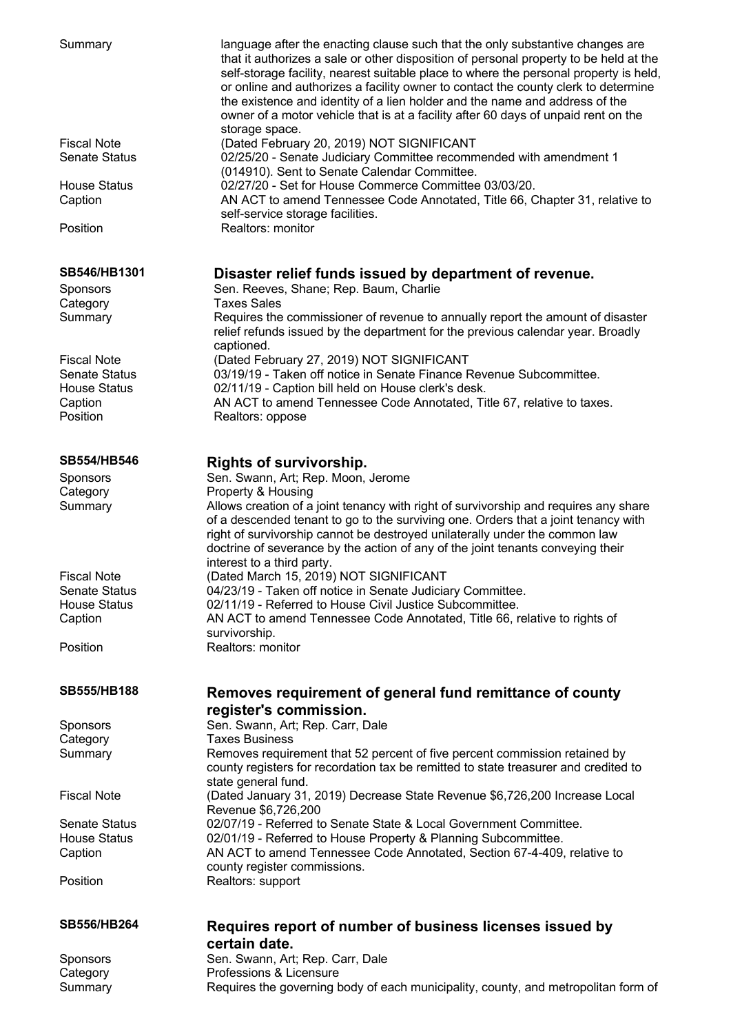| | |
|---|---|
| Summary | language after the enacting clause such that the only substantive changes are that it authorizes a sale or other disposition of personal property to be held at the self-storage facility, nearest suitable place to where the personal property is held, or online and authorizes a facility owner to contact the county clerk to determine the existence and identity of a lien holder and the name and address of the owner of a motor vehicle that is at a facility after 60 days of unpaid rent on the storage space. |
| Fiscal Note | (Dated February 20, 2019) NOT SIGNIFICANT |
| Senate Status | 02/25/20 - Senate Judiciary Committee recommended with amendment 1 (014910). Sent to Senate Calendar Committee. |
| House Status | 02/27/20 - Set for House Commerce Committee 03/03/20. |
| Caption | AN ACT to amend Tennessee Code Annotated, Title 66, Chapter 31, relative to self-service storage facilities. |
| Position | Realtors: monitor |

## SB546/HB1301 — Disaster relief funds issued by department of revenue.

| | |
|---|---|
| Sponsors | Sen. Reeves, Shane; Rep. Baum, Charlie |
| Category | Taxes Sales |
| Summary | Requires the commissioner of revenue to annually report the amount of disaster relief refunds issued by the department for the previous calendar year. Broadly captioned. |
| Fiscal Note | (Dated February 27, 2019) NOT SIGNIFICANT |
| Senate Status | 03/19/19 - Taken off notice in Senate Finance Revenue Subcommittee. |
| House Status | 02/11/19 - Caption bill held on House clerk's desk. |
| Caption | AN ACT to amend Tennessee Code Annotated, Title 67, relative to taxes. |
| Position | Realtors: oppose |

## SB554/HB546 — Rights of survivorship.

| | |
|---|---|
| Sponsors | Sen. Swann, Art; Rep. Moon, Jerome |
| Category | Property & Housing |
| Summary | Allows creation of a joint tenancy with right of survivorship and requires any share of a descended tenant to go to the surviving one. Orders that a joint tenancy with right of survivorship cannot be destroyed unilaterally under the common law doctrine of severance by the action of any of the joint tenants conveying their interest to a third party. |
| Fiscal Note | (Dated March 15, 2019) NOT SIGNIFICANT |
| Senate Status | 04/23/19 - Taken off notice in Senate Judiciary Committee. |
| House Status | 02/11/19 - Referred to House Civil Justice Subcommittee. |
| Caption | AN ACT to amend Tennessee Code Annotated, Title 66, relative to rights of survivorship. |
| Position | Realtors: monitor |

## SB555/HB188 — Removes requirement of general fund remittance of county register's commission.

| | |
|---|---|
| Sponsors | Sen. Swann, Art; Rep. Carr, Dale |
| Category | Taxes Business |
| Summary | Removes requirement that 52 percent of five percent commission retained by county registers for recordation tax be remitted to state treasurer and credited to state general fund. |
| Fiscal Note | (Dated January 31, 2019) Decrease State Revenue $6,726,200 Increase Local Revenue $6,726,200 |
| Senate Status | 02/07/19 - Referred to Senate State & Local Government Committee. |
| House Status | 02/01/19 - Referred to House Property & Planning Subcommittee. |
| Caption | AN ACT to amend Tennessee Code Annotated, Section 67-4-409, relative to county register commissions. |
| Position | Realtors: support |

## SB556/HB264 — Requires report of number of business licenses issued by certain date.

| | |
|---|---|
| Sponsors | Sen. Swann, Art; Rep. Carr, Dale |
| Category | Professions & Licensure |
| Summary | Requires the governing body of each municipality, county, and metropolitan form of |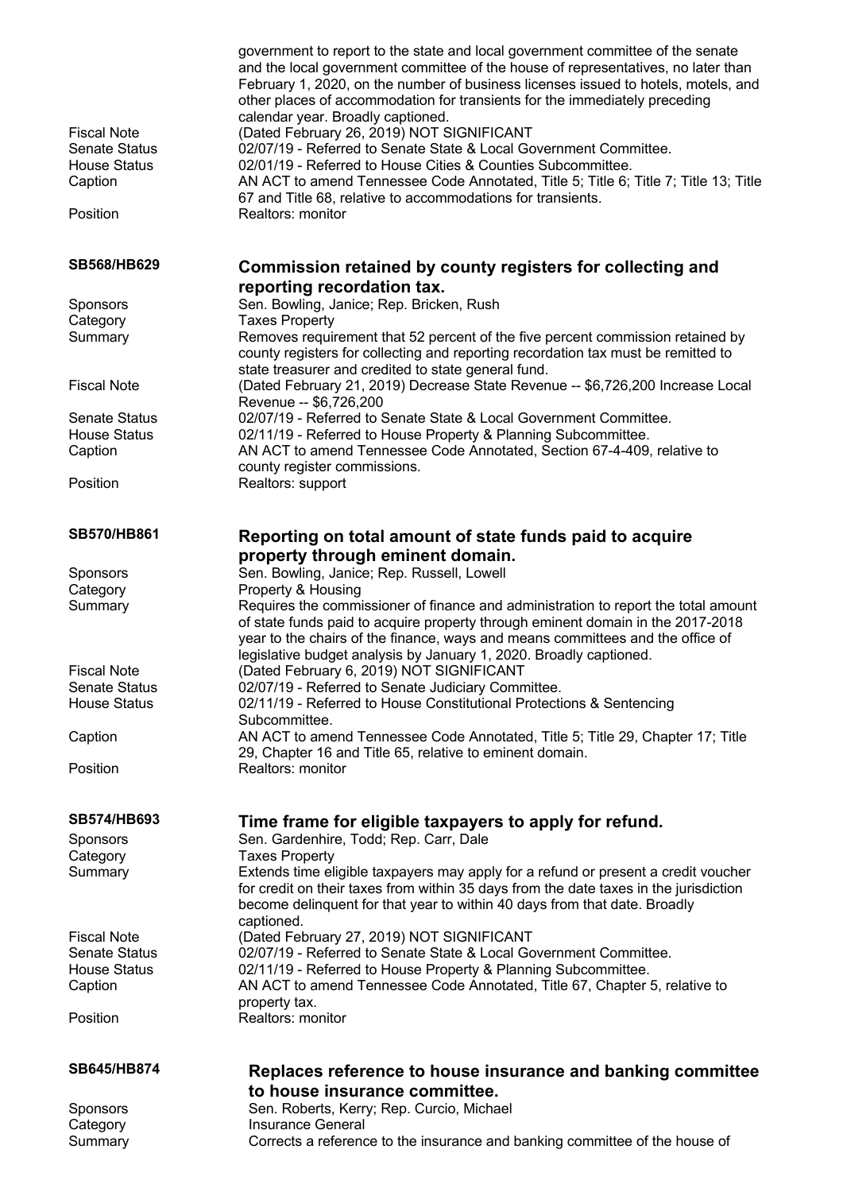government to report to the state and local government committee of the senate and the local government committee of the house of representatives, no later than February 1, 2020, on the number of business licenses issued to hotels, motels, and other places of accommodation for transients for the immediately preceding calendar year. Broadly captioned.

| | |
|---|---|
| Fiscal Note | (Dated February 26, 2019) NOT SIGNIFICANT |
| Senate Status | 02/07/19 - Referred to Senate State & Local Government Committee. |
| House Status | 02/01/19 - Referred to House Cities & Counties Subcommittee. |
| Caption | AN ACT to amend Tennessee Code Annotated, Title 5; Title 6; Title 7; Title 13; Title 67 and Title 68, relative to accommodations for transients. |
| Position | Realtors: monitor |

## SB568/HB629 Commission retained by county registers for collecting and reporting recordation tax.

| | |
|---|---|
| Sponsors | Sen. Bowling, Janice; Rep. Bricken, Rush |
| Category | Taxes Property |
| Summary | Removes requirement that 52 percent of the five percent commission retained by county registers for collecting and reporting recordation tax must be remitted to state treasurer and credited to state general fund. |
| Fiscal Note | (Dated February 21, 2019) Decrease State Revenue -- $6,726,200 Increase Local Revenue -- $6,726,200 |
| Senate Status | 02/07/19 - Referred to Senate State & Local Government Committee. |
| House Status | 02/11/19 - Referred to House Property & Planning Subcommittee. |
| Caption | AN ACT to amend Tennessee Code Annotated, Section 67-4-409, relative to county register commissions. |
| Position | Realtors: support |

## SB570/HB861 Reporting on total amount of state funds paid to acquire property through eminent domain.

| | |
|---|---|
| Sponsors | Sen. Bowling, Janice; Rep. Russell, Lowell |
| Category | Property & Housing |
| Summary | Requires the commissioner of finance and administration to report the total amount of state funds paid to acquire property through eminent domain in the 2017-2018 year to the chairs of the finance, ways and means committees and the office of legislative budget analysis by January 1, 2020. Broadly captioned. |
| Fiscal Note | (Dated February 6, 2019) NOT SIGNIFICANT |
| Senate Status | 02/07/19 - Referred to Senate Judiciary Committee. |
| House Status | 02/11/19 - Referred to House Constitutional Protections & Sentencing Subcommittee. |
| Caption | AN ACT to amend Tennessee Code Annotated, Title 5; Title 29, Chapter 17; Title 29, Chapter 16 and Title 65, relative to eminent domain. |
| Position | Realtors: monitor |

## SB574/HB693 Time frame for eligible taxpayers to apply for refund.

| | |
|---|---|
| Sponsors | Sen. Gardenhire, Todd; Rep. Carr, Dale |
| Category | Taxes Property |
| Summary | Extends time eligible taxpayers may apply for a refund or present a credit voucher for credit on their taxes from within 35 days from the date taxes in the jurisdiction become delinquent for that year to within 40 days from that date. Broadly captioned. |
| Fiscal Note | (Dated February 27, 2019) NOT SIGNIFICANT |
| Senate Status | 02/07/19 - Referred to Senate State & Local Government Committee. |
| House Status | 02/11/19 - Referred to House Property & Planning Subcommittee. |
| Caption | AN ACT to amend Tennessee Code Annotated, Title 67, Chapter 5, relative to property tax. |
| Position | Realtors: monitor |

## SB645/HB874 Replaces reference to house insurance and banking committee to house insurance committee.

| | |
|---|---|
| Sponsors | Sen. Roberts, Kerry; Rep. Curcio, Michael |
| Category | Insurance General |
| Summary | Corrects a reference to the insurance and banking committee of the house of |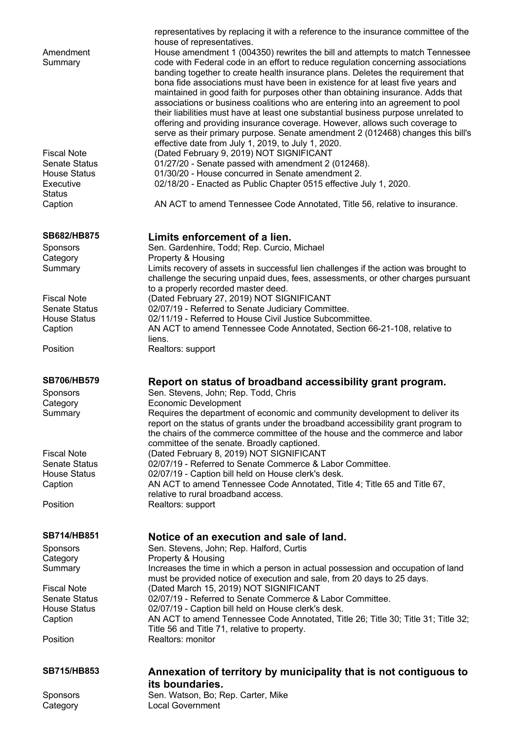representatives by replacing it with a reference to the insurance committee of the house of representatives.

| | |
|---|---|
| Amendment Summary | House amendment 1 (004350) rewrites the bill and attempts to match Tennessee code with Federal code in an effort to reduce regulation concerning associations banding together to create health insurance plans. Deletes the requirement that bona fide associations must have been in existence for at least five years and maintained in good faith for purposes other than obtaining insurance. Adds that associations or business coalitions who are entering into an agreement to pool their liabilities must have at least one substantial business purpose unrelated to offering and providing insurance coverage. However, allows such coverage to serve as their primary purpose. Senate amendment 2 (012468) changes this bill's effective date from July 1, 2019, to July 1, 2020. |
| Fiscal Note | (Dated February 9, 2019) NOT SIGNIFICANT |
| Senate Status | 01/27/20 - Senate passed with amendment 2 (012468). |
| House Status | 01/30/20 - House concurred in Senate amendment 2. |
| Executive Status | 02/18/20 - Enacted as Public Chapter 0515 effective July 1, 2020. |
| Caption | AN ACT to amend Tennessee Code Annotated, Title 56, relative to insurance. |

## SB682/HB875 — Limits enforcement of a lien.

| | |
|---|---|
| Sponsors | Sen. Gardenhire, Todd; Rep. Curcio, Michael |
| Category | Property & Housing |
| Summary | Limits recovery of assets in successful lien challenges if the action was brought to challenge the securing unpaid dues, fees, assessments, or other charges pursuant to a properly recorded master deed. |
| Fiscal Note | (Dated February 27, 2019) NOT SIGNIFICANT |
| Senate Status | 02/07/19 - Referred to Senate Judiciary Committee. |
| House Status | 02/11/19 - Referred to House Civil Justice Subcommittee. |
| Caption | AN ACT to amend Tennessee Code Annotated, Section 66-21-108, relative to liens. |
| Position | Realtors: support |

## SB706/HB579 — Report on status of broadband accessibility grant program.

| | |
|---|---|
| Sponsors | Sen. Stevens, John; Rep. Todd, Chris |
| Category | Economic Development |
| Summary | Requires the department of economic and community development to deliver its report on the status of grants under the broadband accessibility grant program to the chairs of the commerce committee of the house and the commerce and labor committee of the senate. Broadly captioned. |
| Fiscal Note | (Dated February 8, 2019) NOT SIGNIFICANT |
| Senate Status | 02/07/19 - Referred to Senate Commerce & Labor Committee. |
| House Status | 02/07/19 - Caption bill held on House clerk's desk. |
| Caption | AN ACT to amend Tennessee Code Annotated, Title 4; Title 65 and Title 67, relative to rural broadband access. |
| Position | Realtors: support |

## SB714/HB851 — Notice of an execution and sale of land.

| | |
|---|---|
| Sponsors | Sen. Stevens, John; Rep. Halford, Curtis |
| Category | Property & Housing |
| Summary | Increases the time in which a person in actual possession and occupation of land must be provided notice of execution and sale, from 20 days to 25 days. |
| Fiscal Note | (Dated March 15, 2019) NOT SIGNIFICANT |
| Senate Status | 02/07/19 - Referred to Senate Commerce & Labor Committee. |
| House Status | 02/07/19 - Caption bill held on House clerk's desk. |
| Caption | AN ACT to amend Tennessee Code Annotated, Title 26; Title 30; Title 31; Title 32; Title 56 and Title 71, relative to property. |
| Position | Realtors: monitor |

## SB715/HB853 — Annexation of territory by municipality that is not contiguous to its boundaries.

| | |
|---|---|
| Sponsors | Sen. Watson, Bo; Rep. Carter, Mike |
| Category | Local Government |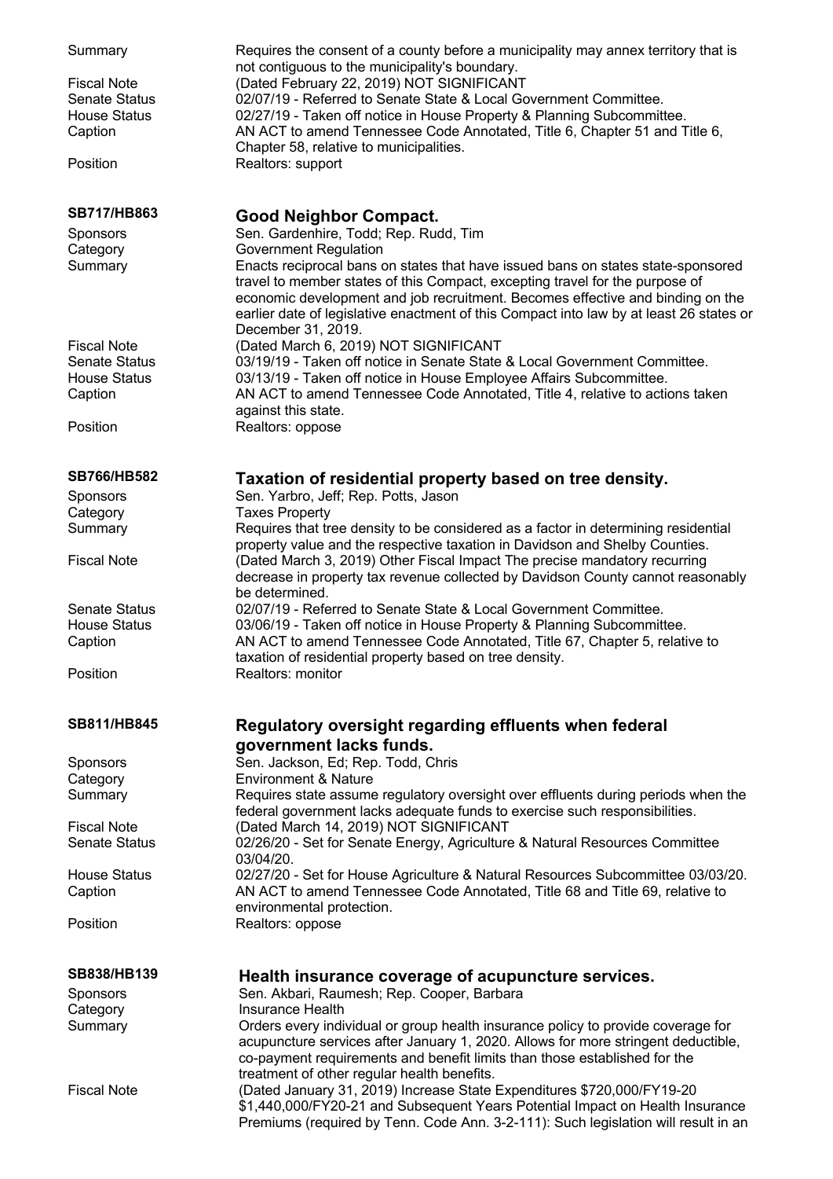| | |
|---|---|
| Summary | Requires the consent of a county before a municipality may annex territory that is not contiguous to the municipality's boundary. |
| Fiscal Note | (Dated February 22, 2019) NOT SIGNIFICANT |
| Senate Status | 02/07/19 - Referred to Senate State & Local Government Committee. |
| House Status | 02/27/19 - Taken off notice in House Property & Planning Subcommittee. |
| Caption | AN ACT to amend Tennessee Code Annotated, Title 6, Chapter 51 and Title 6, Chapter 58, relative to municipalities. |
| Position | Realtors: support |

## SB717/HB863 Good Neighbor Compact.

| | |
|---|---|
| Sponsors | Sen. Gardenhire, Todd; Rep. Rudd, Tim |
| Category | Government Regulation |
| Summary | Enacts reciprocal bans on states that have issued bans on states state-sponsored travel to member states of this Compact, excepting travel for the purpose of economic development and job recruitment. Becomes effective and binding on the earlier date of legislative enactment of this Compact into law by at least 26 states or December 31, 2019. |
| Fiscal Note | (Dated March 6, 2019) NOT SIGNIFICANT |
| Senate Status | 03/19/19 - Taken off notice in Senate State & Local Government Committee. |
| House Status | 03/13/19 - Taken off notice in House Employee Affairs Subcommittee. |
| Caption | AN ACT to amend Tennessee Code Annotated, Title 4, relative to actions taken against this state. |
| Position | Realtors: oppose |

## SB766/HB582 Taxation of residential property based on tree density.

| | |
|---|---|
| Sponsors | Sen. Yarbro, Jeff; Rep. Potts, Jason |
| Category | Taxes Property |
| Summary | Requires that tree density to be considered as a factor in determining residential property value and the respective taxation in Davidson and Shelby Counties. |
| Fiscal Note | (Dated March 3, 2019) Other Fiscal Impact The precise mandatory recurring decrease in property tax revenue collected by Davidson County cannot reasonably be determined. |
| Senate Status | 02/07/19 - Referred to Senate State & Local Government Committee. |
| House Status | 03/06/19 - Taken off notice in House Property & Planning Subcommittee. |
| Caption | AN ACT to amend Tennessee Code Annotated, Title 67, Chapter 5, relative to taxation of residential property based on tree density. |
| Position | Realtors: monitor |

## SB811/HB845 Regulatory oversight regarding effluents when federal government lacks funds.

| | |
|---|---|
| Sponsors | Sen. Jackson, Ed; Rep. Todd, Chris |
| Category | Environment & Nature |
| Summary | Requires state assume regulatory oversight over effluents during periods when the federal government lacks adequate funds to exercise such responsibilities. |
| Fiscal Note | (Dated March 14, 2019) NOT SIGNIFICANT |
| Senate Status | 02/26/20 - Set for Senate Energy, Agriculture & Natural Resources Committee 03/04/20. |
| House Status | 02/27/20 - Set for House Agriculture & Natural Resources Subcommittee 03/03/20. |
| Caption | AN ACT to amend Tennessee Code Annotated, Title 68 and Title 69, relative to environmental protection. |
| Position | Realtors: oppose |

## SB838/HB139 Health insurance coverage of acupuncture services.

| | |
|---|---|
| Sponsors | Sen. Akbari, Raumesh; Rep. Cooper, Barbara |
| Category | Insurance Health |
| Summary | Orders every individual or group health insurance policy to provide coverage for acupuncture services after January 1, 2020. Allows for more stringent deductible, co-payment requirements and benefit limits than those established for the treatment of other regular health benefits. |
| Fiscal Note | (Dated January 31, 2019) Increase State Expenditures \$720,000/FY19-20 \$1,440,000/FY20-21 and Subsequent Years Potential Impact on Health Insurance Premiums (required by Tenn. Code Ann. 3-2-111): Such legislation will result in an |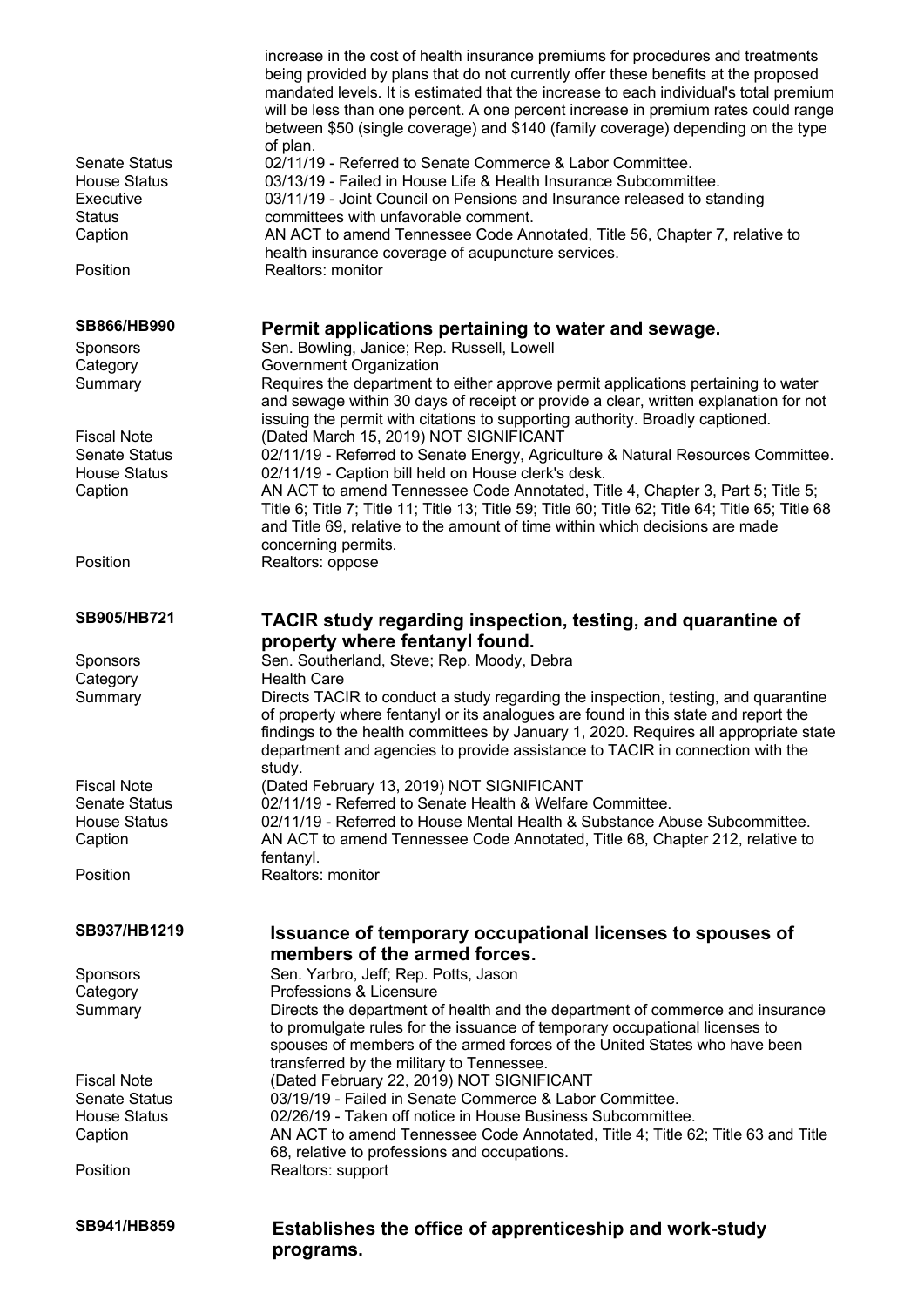increase in the cost of health insurance premiums for procedures and treatments being provided by plans that do not currently offer these benefits at the proposed mandated levels. It is estimated that the increase to each individual's total premium will be less than one percent. A one percent increase in premium rates could range between $50 (single coverage) and $140 (family coverage) depending on the type of plan.

| | |
|---|---|
| Senate Status | 02/11/19 - Referred to Senate Commerce & Labor Committee. |
| House Status | 03/13/19 - Failed in House Life & Health Insurance Subcommittee. |
| Executive Status | 03/11/19 - Joint Council on Pensions and Insurance released to standing committees with unfavorable comment. |
| Caption | AN ACT to amend Tennessee Code Annotated, Title 56, Chapter 7, relative to health insurance coverage of acupuncture services. |
| Position | Realtors: monitor |

## SB866/HB990 — Permit applications pertaining to water and sewage.

| | |
|---|---|
| Sponsors | Sen. Bowling, Janice; Rep. Russell, Lowell |
| Category | Government Organization |
| Summary | Requires the department to either approve permit applications pertaining to water and sewage within 30 days of receipt or provide a clear, written explanation for not issuing the permit with citations to supporting authority. Broadly captioned. |
| Fiscal Note | (Dated March 15, 2019) NOT SIGNIFICANT |
| Senate Status | 02/11/19 - Referred to Senate Energy, Agriculture & Natural Resources Committee. |
| House Status | 02/11/19 - Caption bill held on House clerk's desk. |
| Caption | AN ACT to amend Tennessee Code Annotated, Title 4, Chapter 3, Part 5; Title 5; Title 6; Title 7; Title 11; Title 13; Title 59; Title 60; Title 62; Title 64; Title 65; Title 68 and Title 69, relative to the amount of time within which decisions are made concerning permits. |
| Position | Realtors: oppose |

## SB905/HB721 — TACIR study regarding inspection, testing, and quarantine of property where fentanyl found.

| | |
|---|---|
| Sponsors | Sen. Southerland, Steve; Rep. Moody, Debra |
| Category | Health Care |
| Summary | Directs TACIR to conduct a study regarding the inspection, testing, and quarantine of property where fentanyl or its analogues are found in this state and report the findings to the health committees by January 1, 2020. Requires all appropriate state department and agencies to provide assistance to TACIR in connection with the study. |
| Fiscal Note | (Dated February 13, 2019) NOT SIGNIFICANT |
| Senate Status | 02/11/19 - Referred to Senate Health & Welfare Committee. |
| House Status | 02/11/19 - Referred to House Mental Health & Substance Abuse Subcommittee. |
| Caption | AN ACT to amend Tennessee Code Annotated, Title 68, Chapter 212, relative to fentanyl. |
| Position | Realtors: monitor |

## SB937/HB1219 — Issuance of temporary occupational licenses to spouses of members of the armed forces.

| | |
|---|---|
| Sponsors | Sen. Yarbro, Jeff; Rep. Potts, Jason |
| Category | Professions & Licensure |
| Summary | Directs the department of health and the department of commerce and insurance to promulgate rules for the issuance of temporary occupational licenses to spouses of members of the armed forces of the United States who have been transferred by the military to Tennessee. |
| Fiscal Note | (Dated February 22, 2019) NOT SIGNIFICANT |
| Senate Status | 03/19/19 - Failed in Senate Commerce & Labor Committee. |
| House Status | 02/26/19 - Taken off notice in House Business Subcommittee. |
| Caption | AN ACT to amend Tennessee Code Annotated, Title 4; Title 62; Title 63 and Title 68, relative to professions and occupations. |
| Position | Realtors: support |

## SB941/HB859 — Establishes the office of apprenticeship and work-study programs.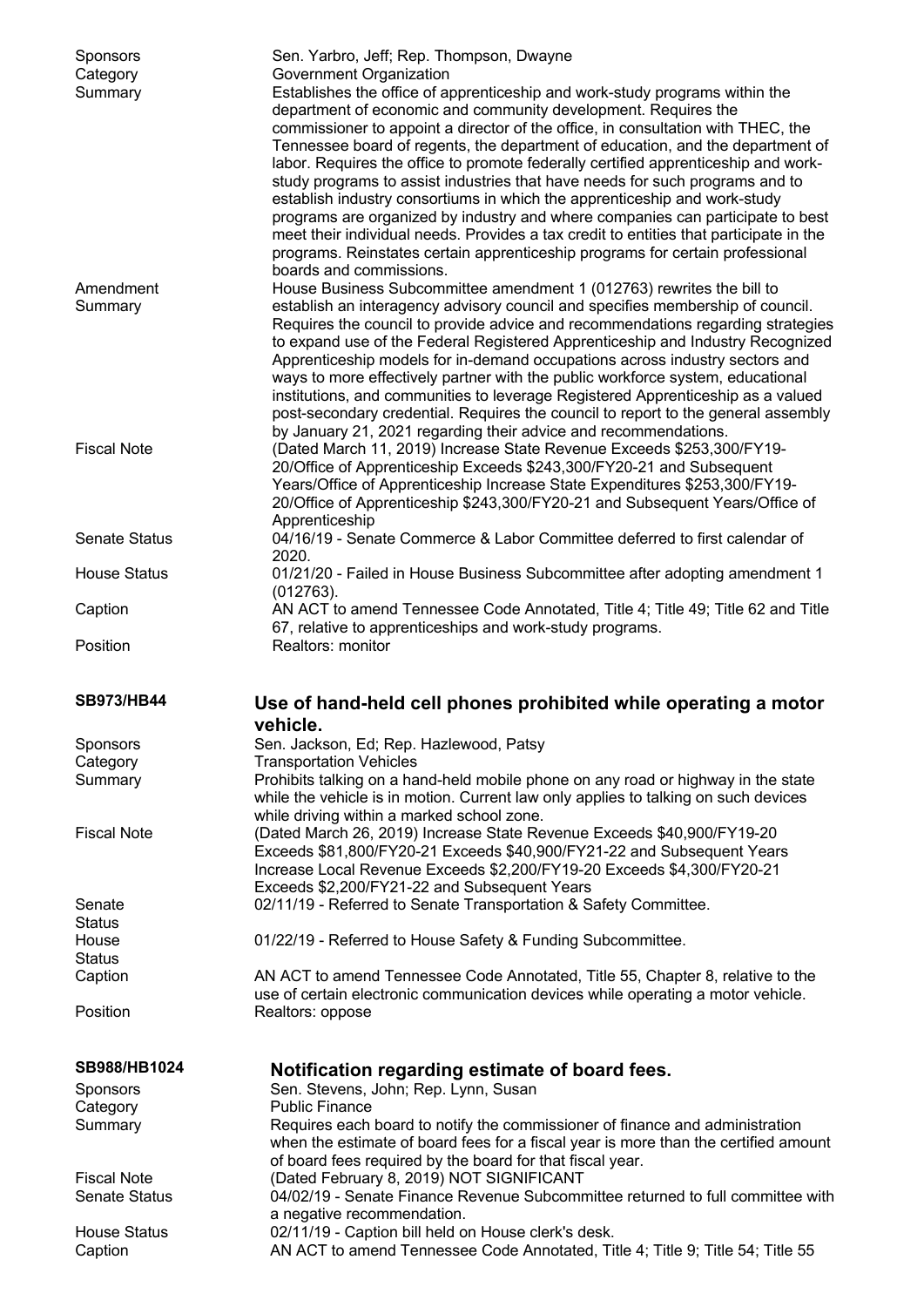| | |
|---|---|
| Sponsors | Sen. Yarbro, Jeff; Rep. Thompson, Dwayne |
| Category | Government Organization |
| Summary | Establishes the office of apprenticeship and work-study programs within the department of economic and community development. Requires the commissioner to appoint a director of the office, in consultation with THEC, the Tennessee board of regents, the department of education, and the department of labor. Requires the office to promote federally certified apprenticeship and work-study programs to assist industries that have needs for such programs and to establish industry consortiums in which the apprenticeship and work-study programs are organized by industry and where companies can participate to best meet their individual needs. Provides a tax credit to entities that participate in the programs. Reinstates certain apprenticeship programs for certain professional boards and commissions. |
| Amendment Summary | House Business Subcommittee amendment 1 (012763) rewrites the bill to establish an interagency advisory council and specifies membership of council. Requires the council to provide advice and recommendations regarding strategies to expand use of the Federal Registered Apprenticeship and Industry Recognized Apprenticeship models for in-demand occupations across industry sectors and ways to more effectively partner with the public workforce system, educational institutions, and communities to leverage Registered Apprenticeship as a valued post-secondary credential. Requires the council to report to the general assembly by January 21, 2021 regarding their advice and recommendations. |
| Fiscal Note | (Dated March 11, 2019) Increase State Revenue Exceeds $253,300/FY19-20/Office of Apprenticeship Exceeds $243,300/FY20-21 and Subsequent Years/Office of Apprenticeship Increase State Expenditures $253,300/FY19-20/Office of Apprenticeship $243,300/FY20-21 and Subsequent Years/Office of Apprenticeship |
| Senate Status | 04/16/19 - Senate Commerce & Labor Committee deferred to first calendar of 2020. |
| House Status | 01/21/20 - Failed in House Business Subcommittee after adopting amendment 1 (012763). |
| Caption | AN ACT to amend Tennessee Code Annotated, Title 4; Title 49; Title 62 and Title 67, relative to apprenticeships and work-study programs. |
| Position | Realtors: monitor |

## SB973/HB44 Use of hand-held cell phones prohibited while operating a motor vehicle.

| | |
|---|---|
| Sponsors | Sen. Jackson, Ed; Rep. Hazlewood, Patsy |
| Category | Transportation Vehicles |
| Summary | Prohibits talking on a hand-held mobile phone on any road or highway in the state while the vehicle is in motion. Current law only applies to talking on such devices while driving within a marked school zone. |
| Fiscal Note | (Dated March 26, 2019) Increase State Revenue Exceeds $40,900/FY19-20 Exceeds $81,800/FY20-21 Exceeds $40,900/FY21-22 and Subsequent Years Increase Local Revenue Exceeds $2,200/FY19-20 Exceeds $4,300/FY20-21 Exceeds $2,200/FY21-22 and Subsequent Years |
| Senate Status | 02/11/19 - Referred to Senate Transportation & Safety Committee. |
| House Status | 01/22/19 - Referred to House Safety & Funding Subcommittee. |
| Caption | AN ACT to amend Tennessee Code Annotated, Title 55, Chapter 8, relative to the use of certain electronic communication devices while operating a motor vehicle. |
| Position | Realtors: oppose |

## SB988/HB1024 Notification regarding estimate of board fees.

| | |
|---|---|
| Sponsors | Sen. Stevens, John; Rep. Lynn, Susan |
| Category | Public Finance |
| Summary | Requires each board to notify the commissioner of finance and administration when the estimate of board fees for a fiscal year is more than the certified amount of board fees required by the board for that fiscal year. |
| Fiscal Note | (Dated February 8, 2019) NOT SIGNIFICANT |
| Senate Status | 04/02/19 - Senate Finance Revenue Subcommittee returned to full committee with a negative recommendation. |
| House Status | 02/11/19 - Caption bill held on House clerk's desk. |
| Caption | AN ACT to amend Tennessee Code Annotated, Title 4; Title 9; Title 54; Title 55 |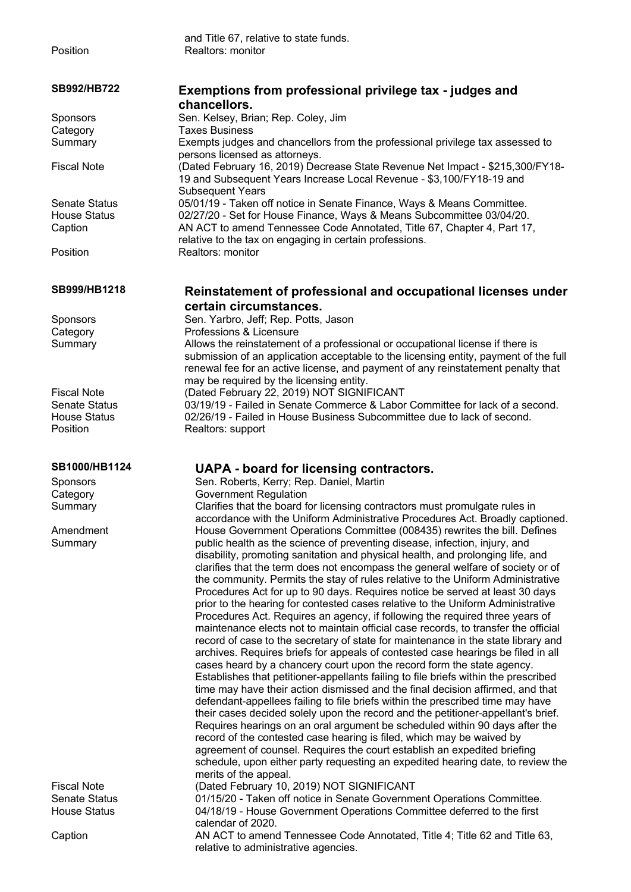| | |
|---|---|
| | and Title 67, relative to state funds. |
| Position | Realtors: monitor |

## SB992/HB722 — Exemptions from professional privilege tax - judges and chancellors.

| | |
|---|---|
| Sponsors | Sen. Kelsey, Brian; Rep. Coley, Jim |
| Category | Taxes Business |
| Summary | Exempts judges and chancellors from the professional privilege tax assessed to persons licensed as attorneys. |
| Fiscal Note | (Dated February 16, 2019) Decrease State Revenue Net Impact - $215,300/FY18-19 and Subsequent Years Increase Local Revenue - $3,100/FY18-19 and Subsequent Years |
| Senate Status | 05/01/19 - Taken off notice in Senate Finance, Ways & Means Committee. |
| House Status | 02/27/20 - Set for House Finance, Ways & Means Subcommittee 03/04/20. |
| Caption | AN ACT to amend Tennessee Code Annotated, Title 67, Chapter 4, Part 17, relative to the tax on engaging in certain professions. |
| Position | Realtors: monitor |

## SB999/HB1218 — Reinstatement of professional and occupational licenses under certain circumstances.

| | |
|---|---|
| Sponsors | Sen. Yarbro, Jeff; Rep. Potts, Jason |
| Category | Professions & Licensure |
| Summary | Allows the reinstatement of a professional or occupational license if there is submission of an application acceptable to the licensing entity, payment of the full renewal fee for an active license, and payment of any reinstatement penalty that may be required by the licensing entity. |
| Fiscal Note | (Dated February 22, 2019) NOT SIGNIFICANT |
| Senate Status | 03/19/19 - Failed in Senate Commerce & Labor Committee for lack of a second. |
| House Status | 02/26/19 - Failed in House Business Subcommittee due to lack of second. |
| Position | Realtors: support |

## SB1000/HB1124 — UAPA - board for licensing contractors.

| | |
|---|---|
| Sponsors | Sen. Roberts, Kerry; Rep. Daniel, Martin |
| Category | Government Regulation |
| Summary | Clarifies that the board for licensing contractors must promulgate rules in accordance with the Uniform Administrative Procedures Act. Broadly captioned. |
| Amendment Summary | House Government Operations Committee (008435) rewrites the bill. Defines public health as the science of preventing disease, infection, injury, and disability, promoting sanitation and physical health, and prolonging life, and clarifies that the term does not encompass the general welfare of society or of the community. Permits the stay of rules relative to the Uniform Administrative Procedures Act for up to 90 days. Requires notice be served at least 30 days prior to the hearing for contested cases relative to the Uniform Administrative Procedures Act. Requires an agency, if following the required three years of maintenance elects not to maintain official case records, to transfer the official record of case to the secretary of state for maintenance in the state library and archives. Requires briefs for appeals of contested case hearings be filed in all cases heard by a chancery court upon the record form the state agency. Establishes that petitioner-appellants failing to file briefs within the prescribed time may have their action dismissed and the final decision affirmed, and that defendant-appellees failing to file briefs within the prescribed time may have their cases decided solely upon the record and the petitioner-appellant's brief. Requires hearings on an oral argument be scheduled within 90 days after the record of the contested case hearing is filed, which may be waived by agreement of counsel. Requires the court establish an expedited briefing schedule, upon either party requesting an expedited hearing date, to review the merits of the appeal. |
| Fiscal Note | (Dated February 10, 2019) NOT SIGNIFICANT |
| Senate Status | 01/15/20 - Taken off notice in Senate Government Operations Committee. |
| House Status | 04/18/19 - House Government Operations Committee deferred to the first calendar of 2020. |
| Caption | AN ACT to amend Tennessee Code Annotated, Title 4; Title 62 and Title 63, relative to administrative agencies. |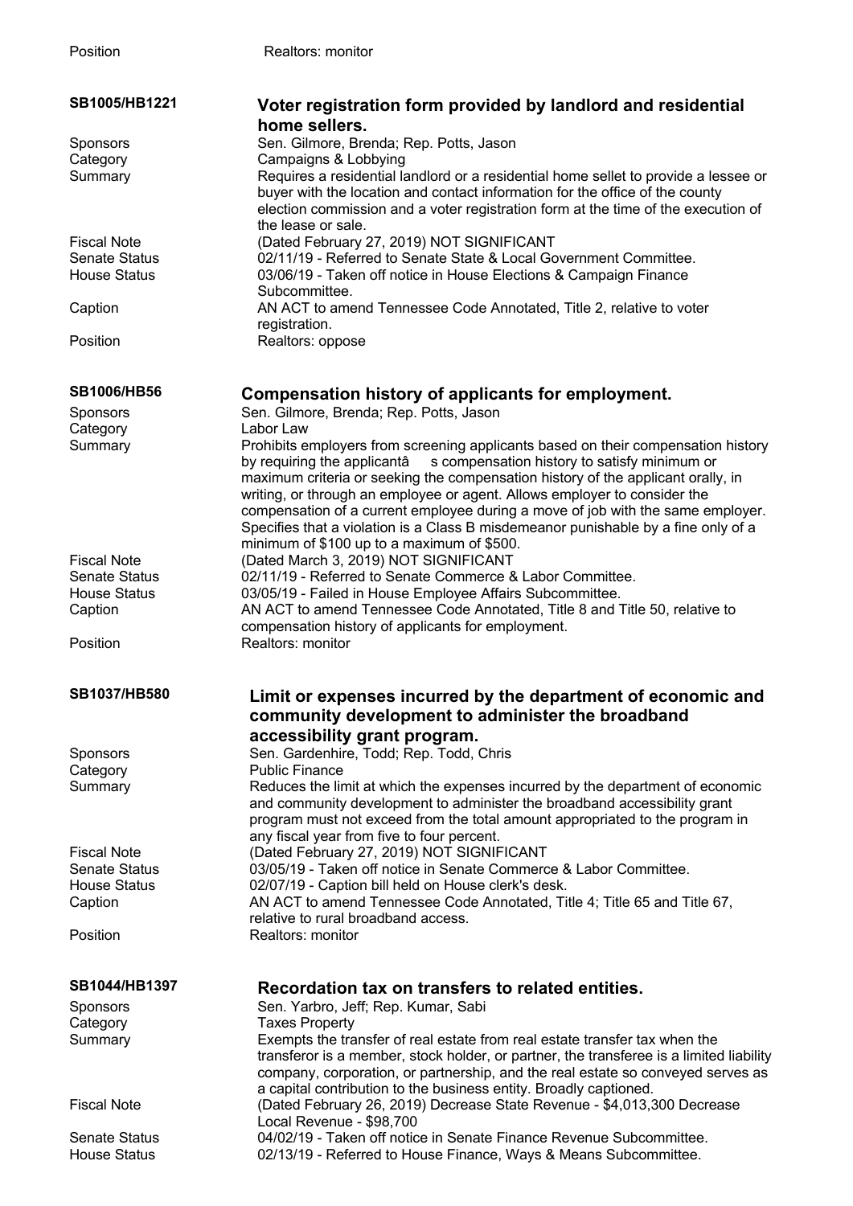Position Realtors: monitor

## SB1005/HB1221 — Voter registration form provided by landlord and residential home sellers.

| | |
|---|---|
| Sponsors | Sen. Gilmore, Brenda; Rep. Potts, Jason |
| Category | Campaigns & Lobbying |
| Summary | Requires a residential landlord or a residential home sellet to provide a lessee or buyer with the location and contact information for the office of the county election commission and a voter registration form at the time of the execution of the lease or sale. |
| Fiscal Note | (Dated February 27, 2019) NOT SIGNIFICANT |
| Senate Status | 02/11/19 - Referred to Senate State & Local Government Committee. |
| House Status | 03/06/19 - Taken off notice in House Elections & Campaign Finance Subcommittee. |
| Caption | AN ACT to amend Tennessee Code Annotated, Title 2, relative to voter registration. |
| Position | Realtors: oppose |

## SB1006/HB56 — Compensation history of applicants for employment.

| | |
|---|---|
| Sponsors | Sen. Gilmore, Brenda; Rep. Potts, Jason |
| Category | Labor Law |
| Summary | Prohibits employers from screening applicants based on their compensation history by requiring the applicantâ s compensation history to satisfy minimum or maximum criteria or seeking the compensation history of the applicant orally, in writing, or through an employee or agent. Allows employer to consider the compensation of a current employee during a move of job with the same employer. Specifies that a violation is a Class B misdemeanor punishable by a fine only of a minimum of $100 up to a maximum of $500. |
| Fiscal Note | (Dated March 3, 2019) NOT SIGNIFICANT |
| Senate Status | 02/11/19 - Referred to Senate Commerce & Labor Committee. |
| House Status | 03/05/19 - Failed in House Employee Affairs Subcommittee. |
| Caption | AN ACT to amend Tennessee Code Annotated, Title 8 and Title 50, relative to compensation history of applicants for employment. |
| Position | Realtors: monitor |

## SB1037/HB580 — Limit or expenses incurred by the department of economic and community development to administer the broadband accessibility grant program.

| | |
|---|---|
| Sponsors | Sen. Gardenhire, Todd; Rep. Todd, Chris |
| Category | Public Finance |
| Summary | Reduces the limit at which the expenses incurred by the department of economic and community development to administer the broadband accessibility grant program must not exceed from the total amount appropriated to the program in any fiscal year from five to four percent. |
| Fiscal Note | (Dated February 27, 2019) NOT SIGNIFICANT |
| Senate Status | 03/05/19 - Taken off notice in Senate Commerce & Labor Committee. |
| House Status | 02/07/19 - Caption bill held on House clerk's desk. |
| Caption | AN ACT to amend Tennessee Code Annotated, Title 4; Title 65 and Title 67, relative to rural broadband access. |
| Position | Realtors: monitor |

## SB1044/HB1397 — Recordation tax on transfers to related entities.

| | |
|---|---|
| Sponsors | Sen. Yarbro, Jeff; Rep. Kumar, Sabi |
| Category | Taxes Property |
| Summary | Exempts the transfer of real estate from real estate transfer tax when the transferor is a member, stock holder, or partner, the transferee is a limited liability company, corporation, or partnership, and the real estate so conveyed serves as a capital contribution to the business entity. Broadly captioned. |
| Fiscal Note | (Dated February 26, 2019) Decrease State Revenue - $4,013,300 Decrease Local Revenue - $98,700 |
| Senate Status | 04/02/19 - Taken off notice in Senate Finance Revenue Subcommittee. |
| House Status | 02/13/19 - Referred to House Finance, Ways & Means Subcommittee. |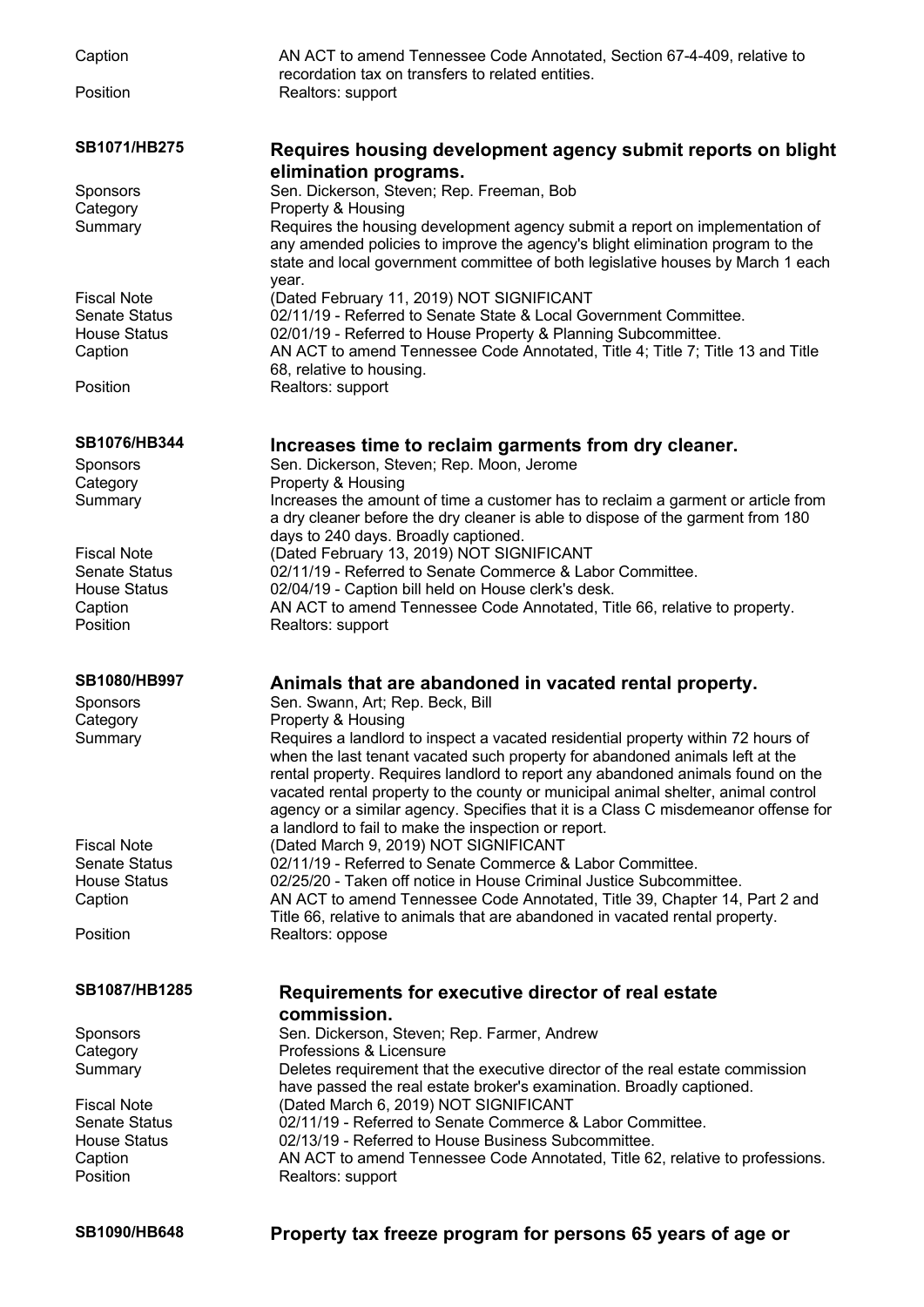| | |
|---|---|
| Caption | AN ACT to amend Tennessee Code Annotated, Section 67-4-409, relative to recordation tax on transfers to related entities. |
| Position | Realtors: support |

### SB1071/HB275 — Requires housing development agency submit reports on blight elimination programs.

| | |
|---|---|
| Sponsors | Sen. Dickerson, Steven; Rep. Freeman, Bob |
| Category | Property & Housing |
| Summary | Requires the housing development agency submit a report on implementation of any amended policies to improve the agency's blight elimination program to the state and local government committee of both legislative houses by March 1 each year. |
| Fiscal Note | (Dated February 11, 2019) NOT SIGNIFICANT |
| Senate Status | 02/11/19 - Referred to Senate State & Local Government Committee. |
| House Status | 02/01/19 - Referred to House Property & Planning Subcommittee. |
| Caption | AN ACT to amend Tennessee Code Annotated, Title 4; Title 7; Title 13 and Title 68, relative to housing. |
| Position | Realtors: support |

### SB1076/HB344 — Increases time to reclaim garments from dry cleaner.

| | |
|---|---|
| Sponsors | Sen. Dickerson, Steven; Rep. Moon, Jerome |
| Category | Property & Housing |
| Summary | Increases the amount of time a customer has to reclaim a garment or article from a dry cleaner before the dry cleaner is able to dispose of the garment from 180 days to 240 days. Broadly captioned. |
| Fiscal Note | (Dated February 13, 2019) NOT SIGNIFICANT |
| Senate Status | 02/11/19 - Referred to Senate Commerce & Labor Committee. |
| House Status | 02/04/19 - Caption bill held on House clerk's desk. |
| Caption | AN ACT to amend Tennessee Code Annotated, Title 66, relative to property. |
| Position | Realtors: support |

### SB1080/HB997 — Animals that are abandoned in vacated rental property.

| | |
|---|---|
| Sponsors | Sen. Swann, Art; Rep. Beck, Bill |
| Category | Property & Housing |
| Summary | Requires a landlord to inspect a vacated residential property within 72 hours of when the last tenant vacated such property for abandoned animals left at the rental property. Requires landlord to report any abandoned animals found on the vacated rental property to the county or municipal animal shelter, animal control agency or a similar agency. Specifies that it is a Class C misdemeanor offense for a landlord to fail to make the inspection or report. |
| Fiscal Note | (Dated March 9, 2019) NOT SIGNIFICANT |
| Senate Status | 02/11/19 - Referred to Senate Commerce & Labor Committee. |
| House Status | 02/25/20 - Taken off notice in House Criminal Justice Subcommittee. |
| Caption | AN ACT to amend Tennessee Code Annotated, Title 39, Chapter 14, Part 2 and Title 66, relative to animals that are abandoned in vacated rental property. |
| Position | Realtors: oppose |

### SB1087/HB1285 — Requirements for executive director of real estate commission.

| | |
|---|---|
| Sponsors | Sen. Dickerson, Steven; Rep. Farmer, Andrew |
| Category | Professions & Licensure |
| Summary | Deletes requirement that the executive director of the real estate commission have passed the real estate broker's examination. Broadly captioned. |
| Fiscal Note | (Dated March 6, 2019) NOT SIGNIFICANT |
| Senate Status | 02/11/19 - Referred to Senate Commerce & Labor Committee. |
| House Status | 02/13/19 - Referred to House Business Subcommittee. |
| Caption | AN ACT to amend Tennessee Code Annotated, Title 62, relative to professions. |
| Position | Realtors: support |

### SB1090/HB648 — Property tax freeze program for persons 65 years of age or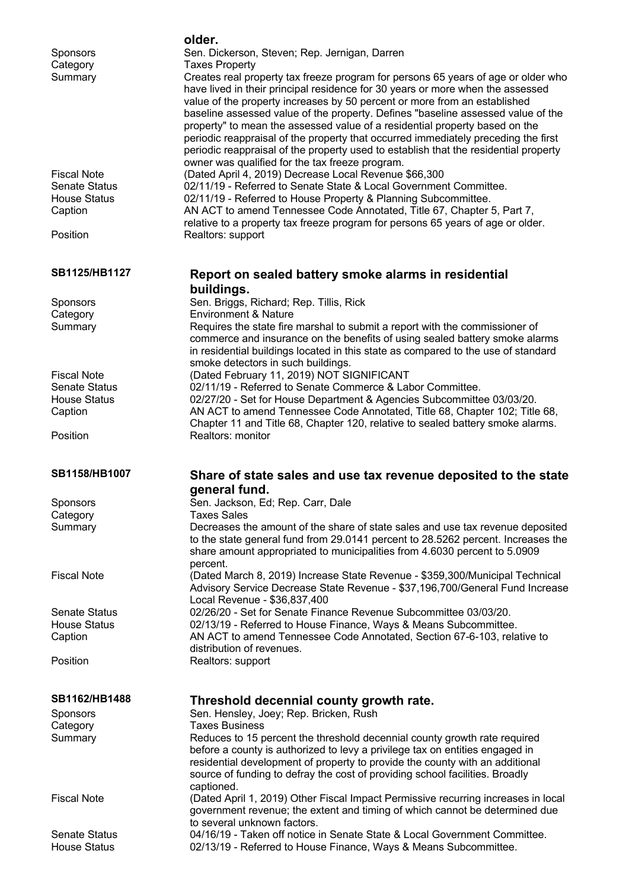**older.**

Sponsors: Sen. Dickerson, Steven; Rep. Jernigan, Darren

Category: Taxes Property

Summary: Creates real property tax freeze program for persons 65 years of age or older who have lived in their principal residence for 30 years or more when the assessed value of the property increases by 50 percent or more from an established baseline assessed value of the property. Defines "baseline assessed value of the property" to mean the assessed value of a residential property based on the periodic reappraisal of the property that occurred immediately preceding the first periodic reappraisal of the property used to establish that the residential property owner was qualified for the tax freeze program.

Fiscal Note: (Dated April 4, 2019) Decrease Local Revenue $66,300

Senate Status: 02/11/19 - Referred to Senate State & Local Government Committee.

House Status: 02/11/19 - Referred to House Property & Planning Subcommittee.

Caption: AN ACT to amend Tennessee Code Annotated, Title 67, Chapter 5, Part 7, relative to a property tax freeze program for persons 65 years of age or older.

Position: Realtors: support

## SB1125/HB1127 — Report on sealed battery smoke alarms in residential buildings.

Sponsors: Sen. Briggs, Richard; Rep. Tillis, Rick

Category: Environment & Nature

Summary: Requires the state fire marshal to submit a report with the commissioner of commerce and insurance on the benefits of using sealed battery smoke alarms in residential buildings located in this state as compared to the use of standard smoke detectors in such buildings.

Fiscal Note: (Dated February 11, 2019) NOT SIGNIFICANT

Senate Status: 02/11/19 - Referred to Senate Commerce & Labor Committee.

House Status: 02/27/20 - Set for House Department & Agencies Subcommittee 03/03/20.

Caption: AN ACT to amend Tennessee Code Annotated, Title 68, Chapter 102; Title 68, Chapter 11 and Title 68, Chapter 120, relative to sealed battery smoke alarms.

Position: Realtors: monitor

## SB1158/HB1007 — Share of state sales and use tax revenue deposited to the state general fund.

Sponsors: Sen. Jackson, Ed; Rep. Carr, Dale

Category: Taxes Sales

Summary: Decreases the amount of the share of state sales and use tax revenue deposited to the state general fund from 29.0141 percent to 28.5262 percent. Increases the share amount appropriated to municipalities from 4.6030 percent to 5.0909 percent.

Fiscal Note: (Dated March 8, 2019) Increase State Revenue - $359,300/Municipal Technical Advisory Service Decrease State Revenue - $37,196,700/General Fund Increase Local Revenue - $36,837,400

Senate Status: 02/26/20 - Set for Senate Finance Revenue Subcommittee 03/03/20.

House Status: 02/13/19 - Referred to House Finance, Ways & Means Subcommittee.

Caption: AN ACT to amend Tennessee Code Annotated, Section 67-6-103, relative to distribution of revenues.

Position: Realtors: support

## SB1162/HB1488 — Threshold decennial county growth rate.

Sponsors: Sen. Hensley, Joey; Rep. Bricken, Rush

Category: Taxes Business

Summary: Reduces to 15 percent the threshold decennial county growth rate required before a county is authorized to levy a privilege tax on entities engaged in residential development of property to provide the county with an additional source of funding to defray the cost of providing school facilities. Broadly captioned.

Fiscal Note: (Dated April 1, 2019) Other Fiscal Impact Permissive recurring increases in local government revenue; the extent and timing of which cannot be determined due to several unknown factors.

Senate Status: 04/16/19 - Taken off notice in Senate State & Local Government Committee.

House Status: 02/13/19 - Referred to House Finance, Ways & Means Subcommittee.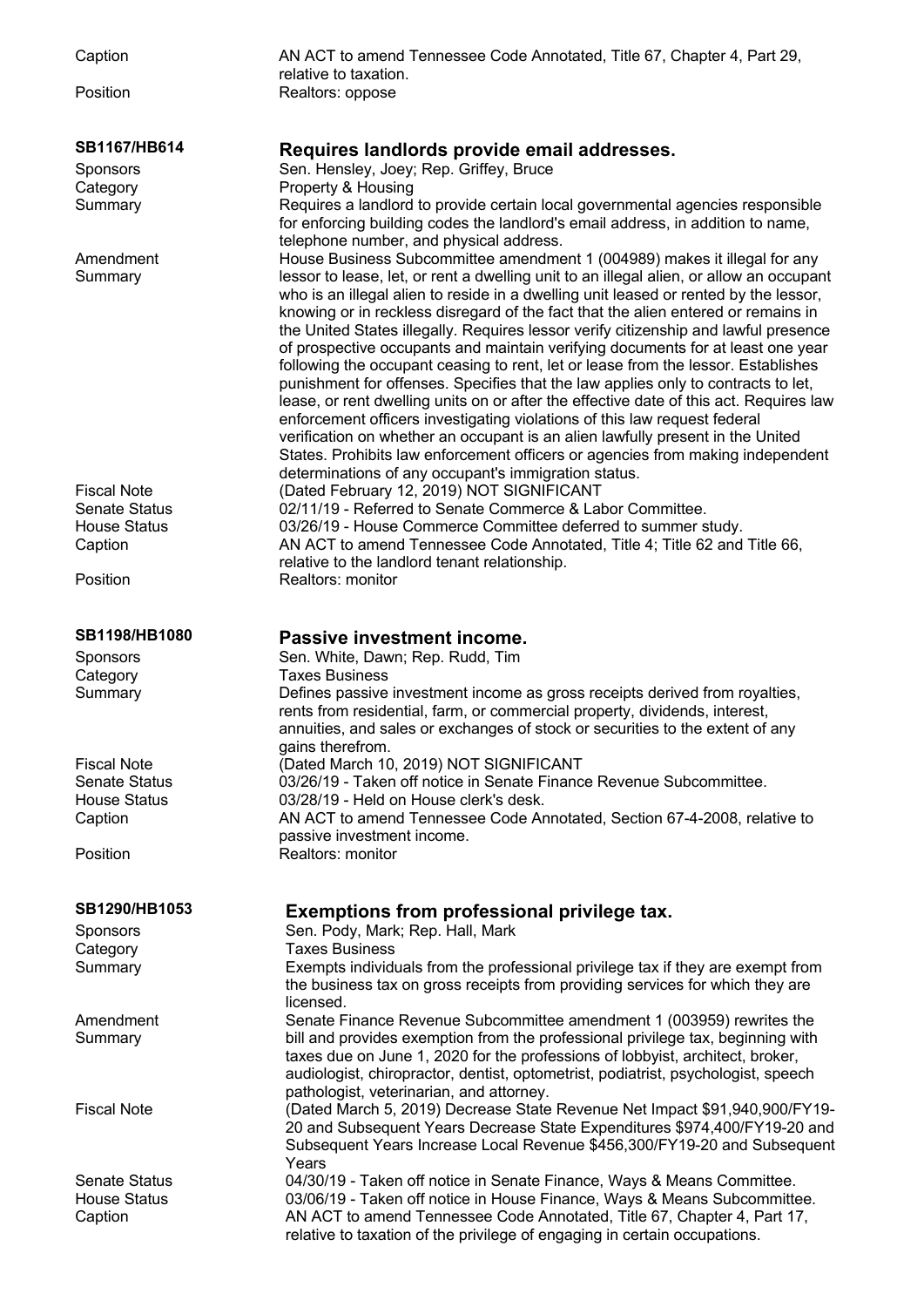Caption: AN ACT to amend Tennessee Code Annotated, Title 67, Chapter 4, Part 29, relative to taxation.

Position: Realtors: oppose

## SB1167/HB614 — Requires landlords provide email addresses.

**Sponsors:** Sen. Hensley, Joey; Rep. Griffey, Bruce

**Category:** Property & Housing

**Summary:** Requires a landlord to provide certain local governmental agencies responsible for enforcing building codes the landlord's email address, in addition to name, telephone number, and physical address.

**Amendment Summary:** House Business Subcommittee amendment 1 (004989) makes it illegal for any lessor to lease, let, or rent a dwelling unit to an illegal alien, or allow an occupant who is an illegal alien to reside in a dwelling unit leased or rented by the lessor, knowing or in reckless disregard of the fact that the alien entered or remains in the United States illegally. Requires lessor verify citizenship and lawful presence of prospective occupants and maintain verifying documents for at least one year following the occupant ceasing to rent, let or lease from the lessor. Establishes punishment for offenses. Specifies that the law applies only to contracts to let, lease, or rent dwelling units on or after the effective date of this act. Requires law enforcement officers investigating violations of this law request federal verification on whether an occupant is an alien lawfully present in the United States. Prohibits law enforcement officers or agencies from making independent determinations of any occupant's immigration status.

**Fiscal Note:** (Dated February 12, 2019) NOT SIGNIFICANT

**Senate Status:** 02/11/19 - Referred to Senate Commerce & Labor Committee.

**House Status:** 03/26/19 - House Commerce Committee deferred to summer study.

**Caption:** AN ACT to amend Tennessee Code Annotated, Title 4; Title 62 and Title 66, relative to the landlord tenant relationship.

**Position:** Realtors: monitor

## SB1198/HB1080 — Passive investment income.

**Sponsors:** Sen. White, Dawn; Rep. Rudd, Tim

**Category:** Taxes Business

**Summary:** Defines passive investment income as gross receipts derived from royalties, rents from residential, farm, or commercial property, dividends, interest, annuities, and sales or exchanges of stock or securities to the extent of any gains therefrom.

**Fiscal Note:** (Dated March 10, 2019) NOT SIGNIFICANT

**Senate Status:** 03/26/19 - Taken off notice in Senate Finance Revenue Subcommittee.

**House Status:** 03/28/19 - Held on House clerk's desk.

**Caption:** AN ACT to amend Tennessee Code Annotated, Section 67-4-2008, relative to passive investment income.

**Position:** Realtors: monitor

## SB1290/HB1053 — Exemptions from professional privilege tax.

**Sponsors:** Sen. Pody, Mark; Rep. Hall, Mark

**Category:** Taxes Business

**Summary:** Exempts individuals from the professional privilege tax if they are exempt from the business tax on gross receipts from providing services for which they are licensed.

**Amendment Summary:** Senate Finance Revenue Subcommittee amendment 1 (003959) rewrites the bill and provides exemption from the professional privilege tax, beginning with taxes due on June 1, 2020 for the professions of lobbyist, architect, broker, audiologist, chiropractor, dentist, optometrist, podiatrist, psychologist, speech pathologist, veterinarian, and attorney.

**Fiscal Note:** (Dated March 5, 2019) Decrease State Revenue Net Impact $91,940,900/FY19-20 and Subsequent Years Decrease State Expenditures $974,400/FY19-20 and Subsequent Years Increase Local Revenue $456,300/FY19-20 and Subsequent Years

**Senate Status:** 04/30/19 - Taken off notice in Senate Finance, Ways & Means Committee.

**House Status:** 03/06/19 - Taken off notice in House Finance, Ways & Means Subcommittee.

**Caption:** AN ACT to amend Tennessee Code Annotated, Title 67, Chapter 4, Part 17, relative to taxation of the privilege of engaging in certain occupations.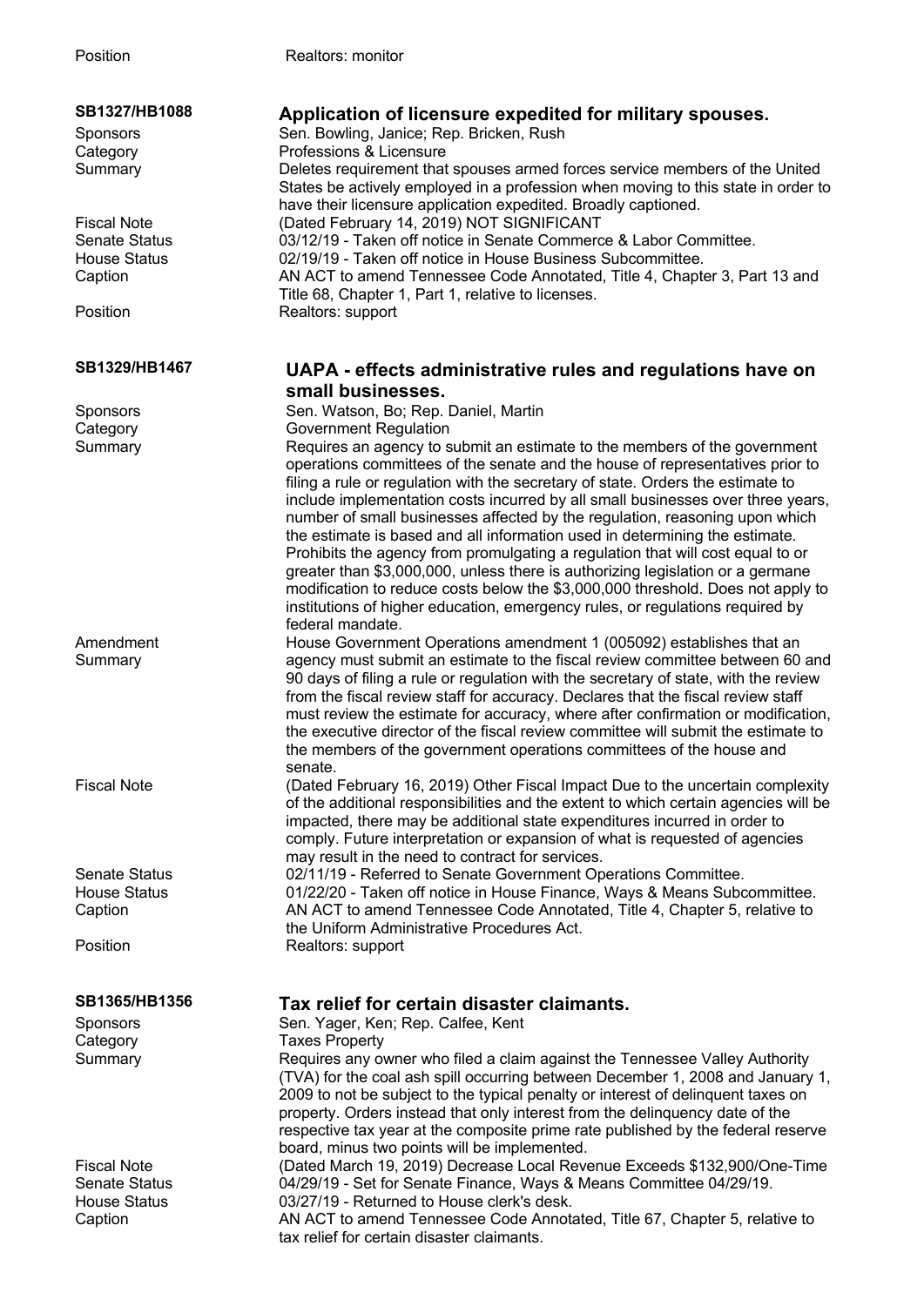| | |
|---|---|
| Position | Realtors: monitor |

**SB1327/HB1088** — **Application of licensure expedited for military spouses.**

| | |
|---|---|
| Sponsors | Sen. Bowling, Janice; Rep. Bricken, Rush |
| Category | Professions & Licensure |
| Summary | Deletes requirement that spouses armed forces service members of the United States be actively employed in a profession when moving to this state in order to have their licensure application expedited. Broadly captioned. |
| Fiscal Note | (Dated February 14, 2019) NOT SIGNIFICANT |
| Senate Status | 03/12/19 - Taken off notice in Senate Commerce & Labor Committee. |
| House Status | 02/19/19 - Taken off notice in House Business Subcommittee. |
| Caption | AN ACT to amend Tennessee Code Annotated, Title 4, Chapter 3, Part 13 and Title 68, Chapter 1, Part 1, relative to licenses. |
| Position | Realtors: support |

**SB1329/HB1467** — **UAPA - effects administrative rules and regulations have on small businesses.**

| | |
|---|---|
| Sponsors | Sen. Watson, Bo; Rep. Daniel, Martin |
| Category | Government Regulation |
| Summary | Requires an agency to submit an estimate to the members of the government operations committees of the senate and the house of representatives prior to filing a rule or regulation with the secretary of state. Orders the estimate to include implementation costs incurred by all small businesses over three years, number of small businesses affected by the regulation, reasoning upon which the estimate is based and all information used in determining the estimate. Prohibits the agency from promulgating a regulation that will cost equal to or greater than $3,000,000, unless there is authorizing legislation or a germane modification to reduce costs below the $3,000,000 threshold. Does not apply to institutions of higher education, emergency rules, or regulations required by federal mandate. |
| Amendment Summary | House Government Operations amendment 1 (005092) establishes that an agency must submit an estimate to the fiscal review committee between 60 and 90 days of filing a rule or regulation with the secretary of state, with the review from the fiscal review staff for accuracy. Declares that the fiscal review staff must review the estimate for accuracy, where after confirmation or modification, the executive director of the fiscal review committee will submit the estimate to the members of the government operations committees of the house and senate. |
| Fiscal Note | (Dated February 16, 2019) Other Fiscal Impact Due to the uncertain complexity of the additional responsibilities and the extent to which certain agencies will be impacted, there may be additional state expenditures incurred in order to comply. Future interpretation or expansion of what is requested of agencies may result in the need to contract for services. |
| Senate Status | 02/11/19 - Referred to Senate Government Operations Committee. |
| House Status | 01/22/20 - Taken off notice in House Finance, Ways & Means Subcommittee. |
| Caption | AN ACT to amend Tennessee Code Annotated, Title 4, Chapter 5, relative to the Uniform Administrative Procedures Act. |
| Position | Realtors: support |

**SB1365/HB1356** — **Tax relief for certain disaster claimants.**

| | |
|---|---|
| Sponsors | Sen. Yager, Ken; Rep. Calfee, Kent |
| Category | Taxes Property |
| Summary | Requires any owner who filed a claim against the Tennessee Valley Authority (TVA) for the coal ash spill occurring between December 1, 2008 and January 1, 2009 to not be subject to the typical penalty or interest of delinquent taxes on property. Orders instead that only interest from the delinquency date of the respective tax year at the composite prime rate published by the federal reserve board, minus two points will be implemented. |
| Fiscal Note | (Dated March 19, 2019) Decrease Local Revenue Exceeds $132,900/One-Time |
| Senate Status | 04/29/19 - Set for Senate Finance, Ways & Means Committee 04/29/19. |
| House Status | 03/27/19 - Returned to House clerk's desk. |
| Caption | AN ACT to amend Tennessee Code Annotated, Title 67, Chapter 5, relative to tax relief for certain disaster claimants. |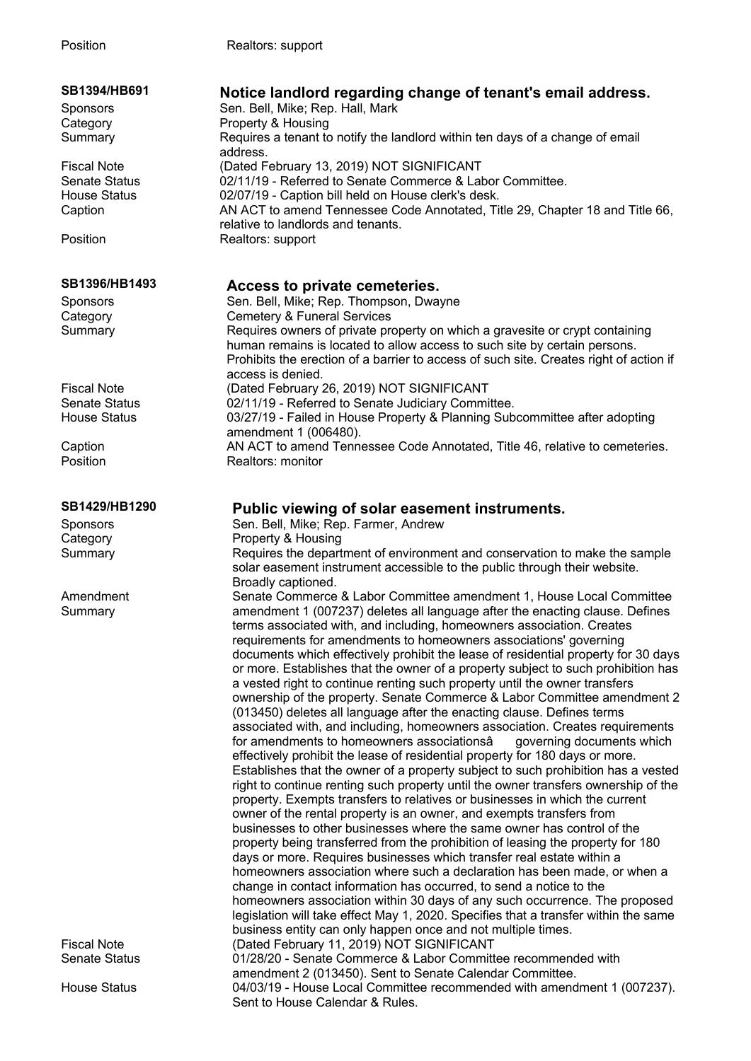| | |
|---|---|
| Position | Realtors: support |

## SB1394/HB691 — Notice landlord regarding change of tenant's email address.

| | |
|---|---|
| Sponsors | Sen. Bell, Mike; Rep. Hall, Mark |
| Category | Property & Housing |
| Summary | Requires a tenant to notify the landlord within ten days of a change of email address. |
| Fiscal Note | (Dated February 13, 2019) NOT SIGNIFICANT |
| Senate Status | 02/11/19 - Referred to Senate Commerce & Labor Committee. |
| House Status | 02/07/19 - Caption bill held on House clerk's desk. |
| Caption | AN ACT to amend Tennessee Code Annotated, Title 29, Chapter 18 and Title 66, relative to landlords and tenants. |
| Position | Realtors: support |

## SB1396/HB1493 — Access to private cemeteries.

| | |
|---|---|
| Sponsors | Sen. Bell, Mike; Rep. Thompson, Dwayne |
| Category | Cemetery & Funeral Services |
| Summary | Requires owners of private property on which a gravesite or crypt containing human remains is located to allow access to such site by certain persons. Prohibits the erection of a barrier to access of such site. Creates right of action if access is denied. |
| Fiscal Note | (Dated February 26, 2019) NOT SIGNIFICANT |
| Senate Status | 02/11/19 - Referred to Senate Judiciary Committee. |
| House Status | 03/27/19 - Failed in House Property & Planning Subcommittee after adopting amendment 1 (006480). |
| Caption | AN ACT to amend Tennessee Code Annotated, Title 46, relative to cemeteries. |
| Position | Realtors: monitor |

## SB1429/HB1290 — Public viewing of solar easement instruments.

| | |
|---|---|
| Sponsors | Sen. Bell, Mike; Rep. Farmer, Andrew |
| Category | Property & Housing |
| Summary | Requires the department of environment and conservation to make the sample solar easement instrument accessible to the public through their website. Broadly captioned. |
| Amendment Summary | Senate Commerce & Labor Committee amendment 1, House Local Committee amendment 1 (007237) deletes all language after the enacting clause. Defines terms associated with, and including, homeowners association. Creates requirements for amendments to homeowners associations' governing documents which effectively prohibit the lease of residential property for 30 days or more. Establishes that the owner of a property subject to such prohibition has a vested right to continue renting such property until the owner transfers ownership of the property. Senate Commerce & Labor Committee amendment 2 (013450) deletes all language after the enacting clause. Defines terms associated with, and including, homeowners association. Creates requirements for amendments to homeowners associationsâ governing documents which effectively prohibit the lease of residential property for 180 days or more. Establishes that the owner of a property subject to such prohibition has a vested right to continue renting such property until the owner transfers ownership of the property. Exempts transfers to relatives or businesses in which the current owner of the rental property is an owner, and exempts transfers from businesses to other businesses where the same owner has control of the property being transferred from the prohibition of leasing the property for 180 days or more. Requires businesses which transfer real estate within a homeowners association where such a declaration has been made, or when a change in contact information has occurred, to send a notice to the homeowners association within 30 days of any such occurrence. The proposed legislation will take effect May 1, 2020. Specifies that a transfer within the same business entity can only happen once and not multiple times. |
| Fiscal Note | (Dated February 11, 2019) NOT SIGNIFICANT |
| Senate Status | 01/28/20 - Senate Commerce & Labor Committee recommended with amendment 2 (013450). Sent to Senate Calendar Committee. |
| House Status | 04/03/19 - House Local Committee recommended with amendment 1 (007237). Sent to House Calendar & Rules. |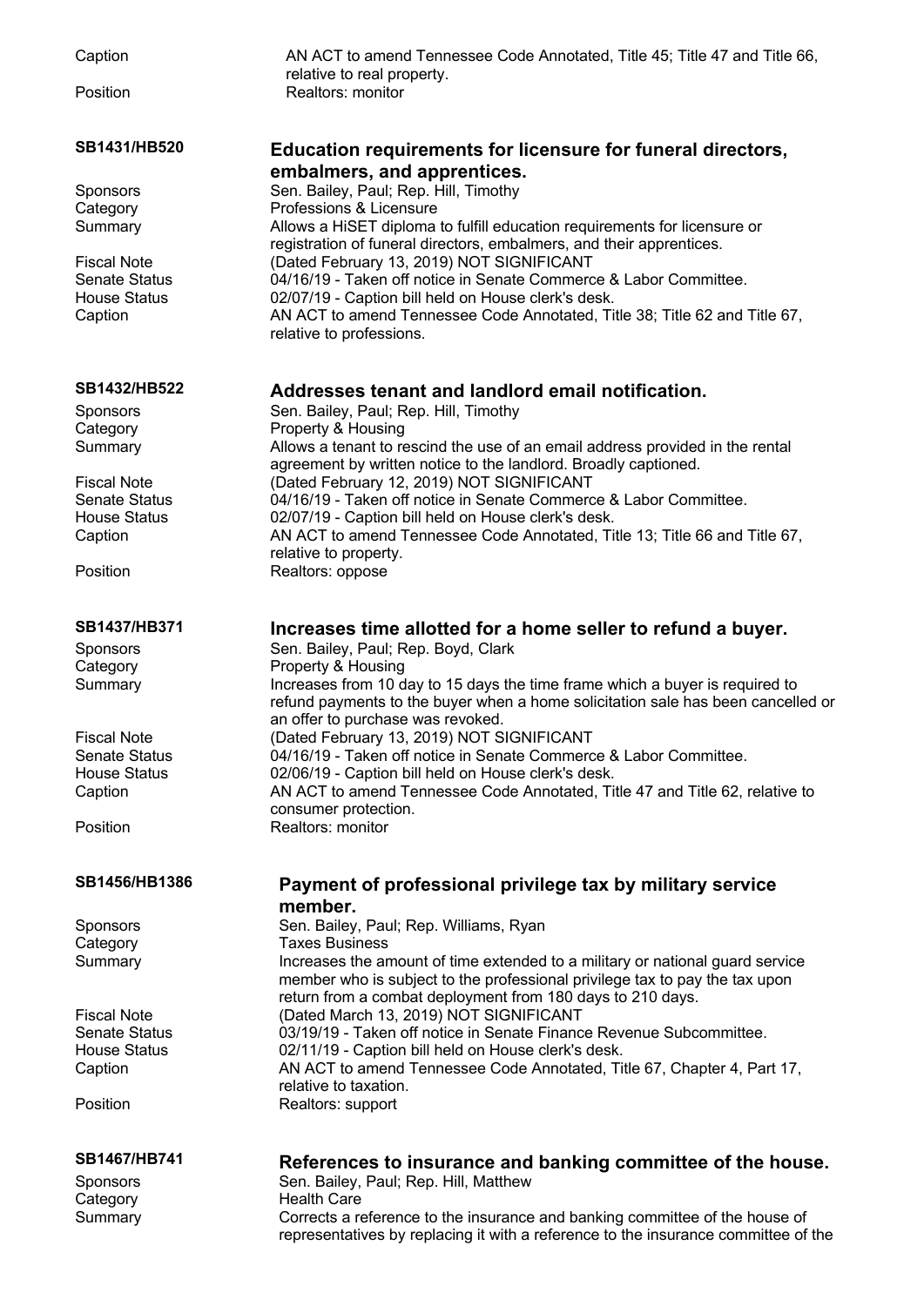Caption | AN ACT to amend Tennessee Code Annotated, Title 45; Title 47 and Title 66, relative to real property.
---|---
Position | Realtors: monitor

## SB1431/HB520 — Education requirements for licensure for funeral directors, embalmers, and apprentices.

| | |
|---|---|
| Sponsors | Sen. Bailey, Paul; Rep. Hill, Timothy |
| Category | Professions & Licensure |
| Summary | Allows a HiSET diploma to fulfill education requirements for licensure or registration of funeral directors, embalmers, and their apprentices. |
| Fiscal Note | (Dated February 13, 2019) NOT SIGNIFICANT |
| Senate Status | 04/16/19 - Taken off notice in Senate Commerce & Labor Committee. |
| House Status | 02/07/19 - Caption bill held on House clerk's desk. |
| Caption | AN ACT to amend Tennessee Code Annotated, Title 38; Title 62 and Title 67, relative to professions. |

## SB1432/HB522 — Addresses tenant and landlord email notification.

| | |
|---|---|
| Sponsors | Sen. Bailey, Paul; Rep. Hill, Timothy |
| Category | Property & Housing |
| Summary | Allows a tenant to rescind the use of an email address provided in the rental agreement by written notice to the landlord. Broadly captioned. |
| Fiscal Note | (Dated February 12, 2019) NOT SIGNIFICANT |
| Senate Status | 04/16/19 - Taken off notice in Senate Commerce & Labor Committee. |
| House Status | 02/07/19 - Caption bill held on House clerk's desk. |
| Caption | AN ACT to amend Tennessee Code Annotated, Title 13; Title 66 and Title 67, relative to property. |
| Position | Realtors: oppose |

## SB1437/HB371 — Increases time allotted for a home seller to refund a buyer.

| | |
|---|---|
| Sponsors | Sen. Bailey, Paul; Rep. Boyd, Clark |
| Category | Property & Housing |
| Summary | Increases from 10 day to 15 days the time frame which a buyer is required to refund payments to the buyer when a home solicitation sale has been cancelled or an offer to purchase was revoked. |
| Fiscal Note | (Dated February 13, 2019) NOT SIGNIFICANT |
| Senate Status | 04/16/19 - Taken off notice in Senate Commerce & Labor Committee. |
| House Status | 02/06/19 - Caption bill held on House clerk's desk. |
| Caption | AN ACT to amend Tennessee Code Annotated, Title 47 and Title 62, relative to consumer protection. |
| Position | Realtors: monitor |

## SB1456/HB1386 — Payment of professional privilege tax by military service member.

| | |
|---|---|
| Sponsors | Sen. Bailey, Paul; Rep. Williams, Ryan |
| Category | Taxes Business |
| Summary | Increases the amount of time extended to a military or national guard service member who is subject to the professional privilege tax to pay the tax upon return from a combat deployment from 180 days to 210 days. |
| Fiscal Note | (Dated March 13, 2019) NOT SIGNIFICANT |
| Senate Status | 03/19/19 - Taken off notice in Senate Finance Revenue Subcommittee. |
| House Status | 02/11/19 - Caption bill held on House clerk's desk. |
| Caption | AN ACT to amend Tennessee Code Annotated, Title 67, Chapter 4, Part 17, relative to taxation. |
| Position | Realtors: support |

## SB1467/HB741 — References to insurance and banking committee of the house.

| | |
|---|---|
| Sponsors | Sen. Bailey, Paul; Rep. Hill, Matthew |
| Category | Health Care |
| Summary | Corrects a reference to the insurance and banking committee of the house of representatives by replacing it with a reference to the insurance committee of the |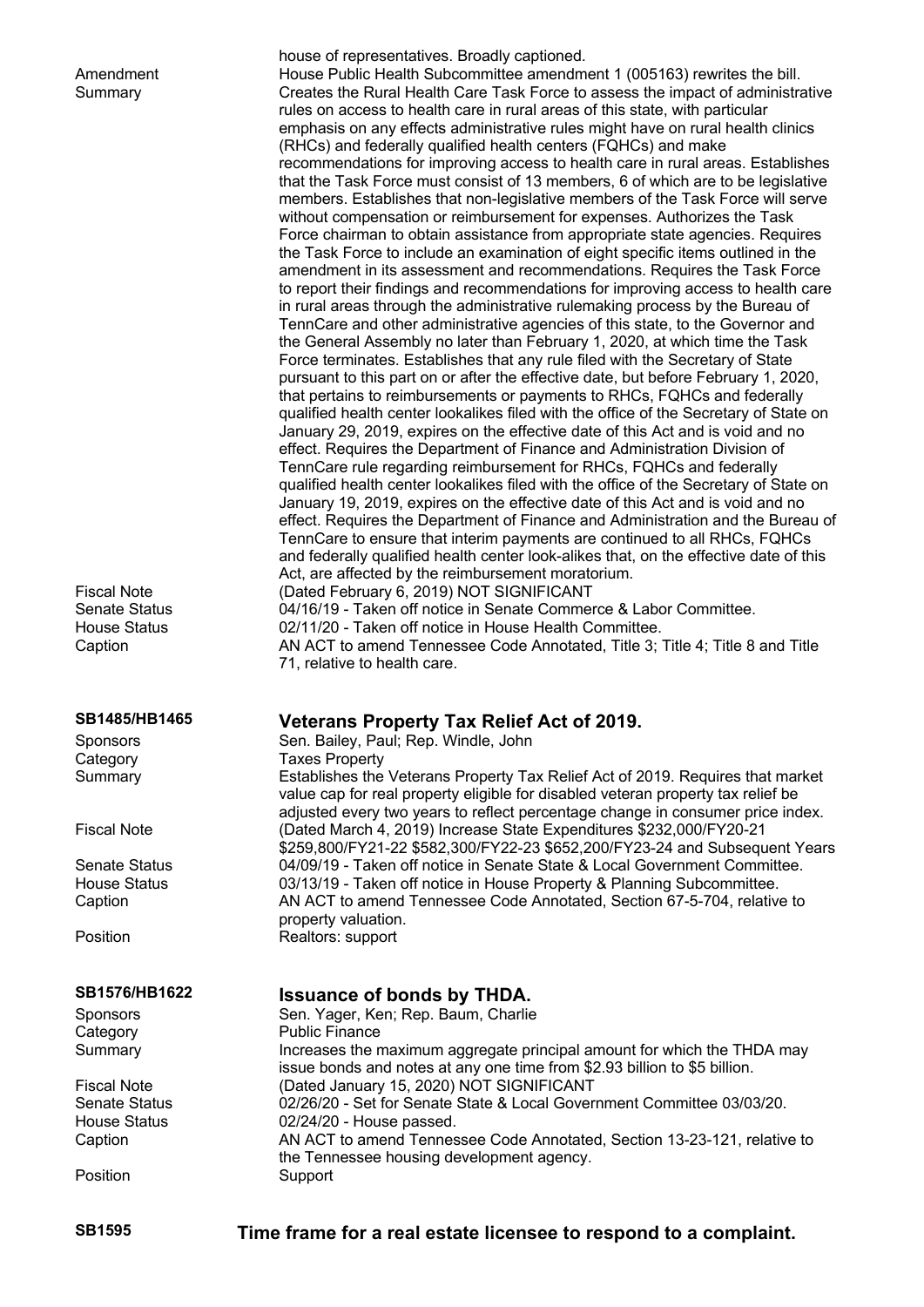house of representatives. Broadly captioned.

Amendment Summary: House Public Health Subcommittee amendment 1 (005163) rewrites the bill. Creates the Rural Health Care Task Force to assess the impact of administrative rules on access to health care in rural areas of this state, with particular emphasis on any effects administrative rules might have on rural health clinics (RHCs) and federally qualified health centers (FQHCs) and make recommendations for improving access to health care in rural areas. Establishes that the Task Force must consist of 13 members, 6 of which are to be legislative members. Establishes that non-legislative members of the Task Force will serve without compensation or reimbursement for expenses. Authorizes the Task Force chairman to obtain assistance from appropriate state agencies. Requires the Task Force to include an examination of eight specific items outlined in the amendment in its assessment and recommendations. Requires the Task Force to report their findings and recommendations for improving access to health care in rural areas through the administrative rulemaking process by the Bureau of TennCare and other administrative agencies of this state, to the Governor and the General Assembly no later than February 1, 2020, at which time the Task Force terminates. Establishes that any rule filed with the Secretary of State pursuant to this part on or after the effective date, but before February 1, 2020, that pertains to reimbursements or payments to RHCs, FQHCs and federally qualified health center lookalikes filed with the office of the Secretary of State on January 29, 2019, expires on the effective date of this Act and is void and no effect. Requires the Department of Finance and Administration Division of TennCare rule regarding reimbursement for RHCs, FQHCs and federally qualified health center lookalikes filed with the office of the Secretary of State on January 19, 2019, expires on the effective date of this Act and is void and no effect. Requires the Department of Finance and Administration and the Bureau of TennCare to ensure that interim payments are continued to all RHCs, FQHCs and federally qualified health center look-alikes that, on the effective date of this Act, are affected by the reimbursement moratorium.

Fiscal Note: (Dated February 6, 2019) NOT SIGNIFICANT

Senate Status: 04/16/19 - Taken off notice in Senate Commerce & Labor Committee.

House Status: 02/11/20 - Taken off notice in House Health Committee.

Caption: AN ACT to amend Tennessee Code Annotated, Title 3; Title 4; Title 8 and Title 71, relative to health care.

## SB1485/HB1465 Veterans Property Tax Relief Act of 2019.

Sponsors: Sen. Bailey, Paul; Rep. Windle, John

Category: Taxes Property

Summary: Establishes the Veterans Property Tax Relief Act of 2019. Requires that market value cap for real property eligible for disabled veteran property tax relief be adjusted every two years to reflect percentage change in consumer price index.

Fiscal Note: (Dated March 4, 2019) Increase State Expenditures \$232,000/FY20-21 \$259,800/FY21-22 \$582,300/FY22-23 \$652,200/FY23-24 and Subsequent Years

Senate Status: 04/09/19 - Taken off notice in Senate State & Local Government Committee.

House Status: 03/13/19 - Taken off notice in House Property & Planning Subcommittee.

Caption: AN ACT to amend Tennessee Code Annotated, Section 67-5-704, relative to property valuation.

Position: Realtors: support

## SB1576/HB1622 Issuance of bonds by THDA.

Sponsors: Sen. Yager, Ken; Rep. Baum, Charlie

Category: Public Finance

Summary: Increases the maximum aggregate principal amount for which the THDA may issue bonds and notes at any one time from \$2.93 billion to \$5 billion.

Fiscal Note: (Dated January 15, 2020) NOT SIGNIFICANT

Senate Status: 02/26/20 - Set for Senate State & Local Government Committee 03/03/20.

House Status: 02/24/20 - House passed.

Caption: AN ACT to amend Tennessee Code Annotated, Section 13-23-121, relative to the Tennessee housing development agency.

Position: Support

## SB1595 Time frame for a real estate licensee to respond to a complaint.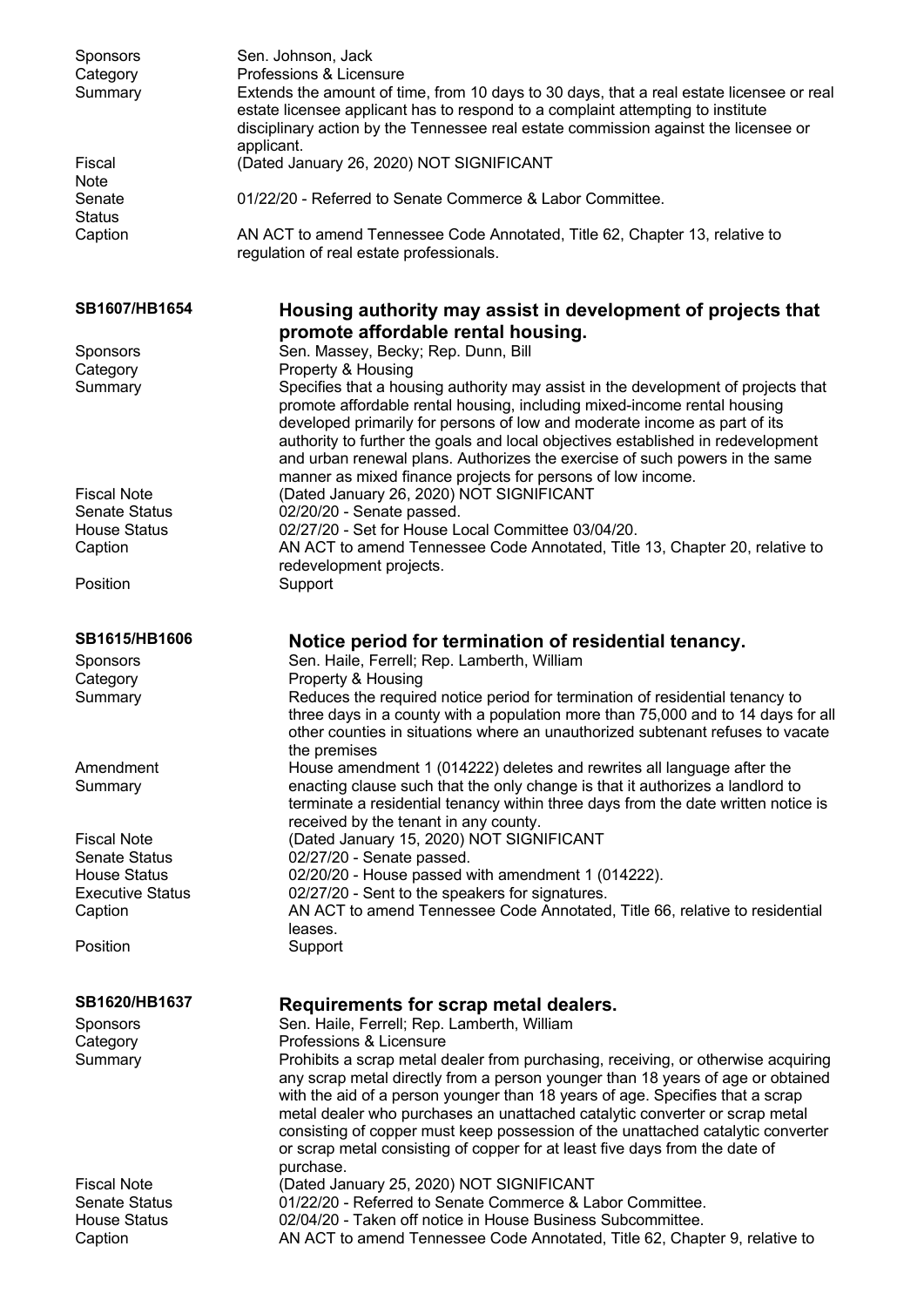| | |
|---|---|
| Sponsors | Sen. Johnson, Jack |
| Category | Professions & Licensure |
| Summary | Extends the amount of time, from 10 days to 30 days, that a real estate licensee or real estate licensee applicant has to respond to a complaint attempting to institute disciplinary action by the Tennessee real estate commission against the licensee or applicant. |
| Fiscal Note | (Dated January 26, 2020) NOT SIGNIFICANT |
| Senate Status | 01/22/20 - Referred to Senate Commerce & Labor Committee. |
| Caption | AN ACT to amend Tennessee Code Annotated, Title 62, Chapter 13, relative to regulation of real estate professionals. |

## SB1607/HB1654 — Housing authority may assist in development of projects that promote affordable rental housing.

| | |
|---|---|
| Sponsors | Sen. Massey, Becky; Rep. Dunn, Bill |
| Category | Property & Housing |
| Summary | Specifies that a housing authority may assist in the development of projects that promote affordable rental housing, including mixed-income rental housing developed primarily for persons of low and moderate income as part of its authority to further the goals and local objectives established in redevelopment and urban renewal plans. Authorizes the exercise of such powers in the same manner as mixed finance projects for persons of low income. |
| Fiscal Note | (Dated January 26, 2020) NOT SIGNIFICANT |
| Senate Status | 02/20/20 - Senate passed. |
| House Status | 02/27/20 - Set for House Local Committee 03/04/20. |
| Caption | AN ACT to amend Tennessee Code Annotated, Title 13, Chapter 20, relative to redevelopment projects. |
| Position | Support |

## SB1615/HB1606 — Notice period for termination of residential tenancy.

| | |
|---|---|
| Sponsors | Sen. Haile, Ferrell; Rep. Lamberth, William |
| Category | Property & Housing |
| Summary | Reduces the required notice period for termination of residential tenancy to three days in a county with a population more than 75,000 and to 14 days for all other counties in situations where an unauthorized subtenant refuses to vacate the premises |
| Amendment Summary | House amendment 1 (014222) deletes and rewrites all language after the enacting clause such that the only change is that it authorizes a landlord to terminate a residential tenancy within three days from the date written notice is received by the tenant in any county. |
| Fiscal Note | (Dated January 15, 2020) NOT SIGNIFICANT |
| Senate Status | 02/27/20 - Senate passed. |
| House Status | 02/20/20 - House passed with amendment 1 (014222). |
| Executive Status | 02/27/20 - Sent to the speakers for signatures. |
| Caption | AN ACT to amend Tennessee Code Annotated, Title 66, relative to residential leases. |
| Position | Support |

## SB1620/HB1637 — Requirements for scrap metal dealers.

| | |
|---|---|
| Sponsors | Sen. Haile, Ferrell; Rep. Lamberth, William |
| Category | Professions & Licensure |
| Summary | Prohibits a scrap metal dealer from purchasing, receiving, or otherwise acquiring any scrap metal directly from a person younger than 18 years of age or obtained with the aid of a person younger than 18 years of age. Specifies that a scrap metal dealer who purchases an unattached catalytic converter or scrap metal consisting of copper must keep possession of the unattached catalytic converter or scrap metal consisting of copper for at least five days from the date of purchase. |
| Fiscal Note | (Dated January 25, 2020) NOT SIGNIFICANT |
| Senate Status | 01/22/20 - Referred to Senate Commerce & Labor Committee. |
| House Status | 02/04/20 - Taken off notice in House Business Subcommittee. |
| Caption | AN ACT to amend Tennessee Code Annotated, Title 62, Chapter 9, relative to |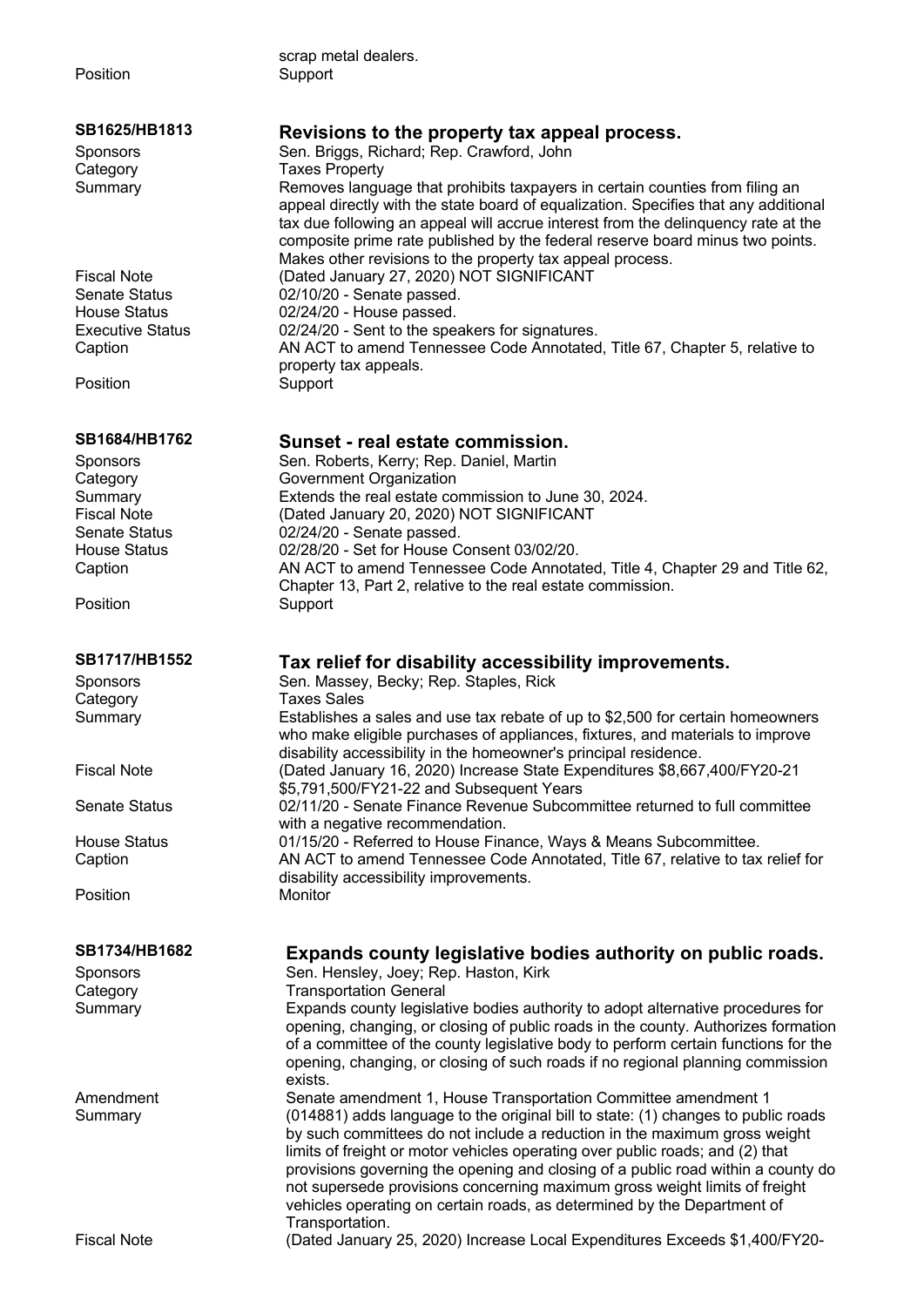| | |
|---|---|
| | scrap metal dealers. |
| Position | Support |

## SB1625/HB1813 — Revisions to the property tax appeal process.

| | |
|---|---|
| Sponsors | Sen. Briggs, Richard; Rep. Crawford, John |
| Category | Taxes Property |
| Summary | Removes language that prohibits taxpayers in certain counties from filing an appeal directly with the state board of equalization. Specifies that any additional tax due following an appeal will accrue interest from the delinquency rate at the composite prime rate published by the federal reserve board minus two points. Makes other revisions to the property tax appeal process. |
| Fiscal Note | (Dated January 27, 2020) NOT SIGNIFICANT |
| Senate Status | 02/10/20 - Senate passed. |
| House Status | 02/24/20 - House passed. |
| Executive Status | 02/24/20 - Sent to the speakers for signatures. |
| Caption | AN ACT to amend Tennessee Code Annotated, Title 67, Chapter 5, relative to property tax appeals. |
| Position | Support |

## SB1684/HB1762 — Sunset - real estate commission.

| | |
|---|---|
| Sponsors | Sen. Roberts, Kerry; Rep. Daniel, Martin |
| Category | Government Organization |
| Summary | Extends the real estate commission to June 30, 2024. |
| Fiscal Note | (Dated January 20, 2020) NOT SIGNIFICANT |
| Senate Status | 02/24/20 - Senate passed. |
| House Status | 02/28/20 - Set for House Consent 03/02/20. |
| Caption | AN ACT to amend Tennessee Code Annotated, Title 4, Chapter 29 and Title 62, Chapter 13, Part 2, relative to the real estate commission. |
| Position | Support |

## SB1717/HB1552 — Tax relief for disability accessibility improvements.

| | |
|---|---|
| Sponsors | Sen. Massey, Becky; Rep. Staples, Rick |
| Category | Taxes Sales |
| Summary | Establishes a sales and use tax rebate of up to $2,500 for certain homeowners who make eligible purchases of appliances, fixtures, and materials to improve disability accessibility in the homeowner's principal residence. |
| Fiscal Note | (Dated January 16, 2020) Increase State Expenditures $8,667,400/FY20-21 $5,791,500/FY21-22 and Subsequent Years |
| Senate Status | 02/11/20 - Senate Finance Revenue Subcommittee returned to full committee with a negative recommendation. |
| House Status | 01/15/20 - Referred to House Finance, Ways & Means Subcommittee. |
| Caption | AN ACT to amend Tennessee Code Annotated, Title 67, relative to tax relief for disability accessibility improvements. |
| Position | Monitor |

## SB1734/HB1682 — Expands county legislative bodies authority on public roads.

| | |
|---|---|
| Sponsors | Sen. Hensley, Joey; Rep. Haston, Kirk |
| Category | Transportation General |
| Summary | Expands county legislative bodies authority to adopt alternative procedures for opening, changing, or closing of public roads in the county. Authorizes formation of a committee of the county legislative body to perform certain functions for the opening, changing, or closing of such roads if no regional planning commission exists. |
| Amendment Summary | Senate amendment 1, House Transportation Committee amendment 1 (014881) adds language to the original bill to state: (1) changes to public roads by such committees do not include a reduction in the maximum gross weight limits of freight or motor vehicles operating over public roads; and (2) that provisions governing the opening and closing of a public road within a county do not supersede provisions concerning maximum gross weight limits of freight vehicles operating on certain roads, as determined by the Department of Transportation. |
| Fiscal Note | (Dated January 25, 2020) Increase Local Expenditures Exceeds $1,400/FY20- |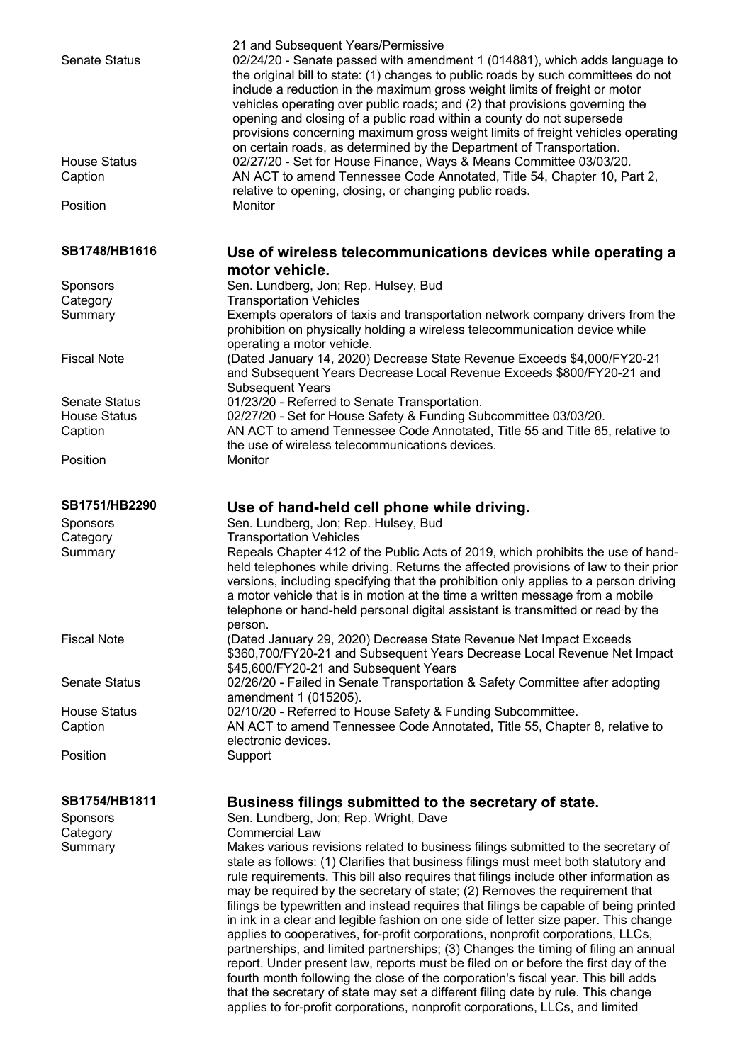21 and Subsequent Years/Permissive

| | |
|---|---|
| Senate Status | 02/24/20 - Senate passed with amendment 1 (014881), which adds language to the original bill to state: (1) changes to public roads by such committees do not include a reduction in the maximum gross weight limits of freight or motor vehicles operating over public roads; and (2) that provisions governing the opening and closing of a public road within a county do not supersede provisions concerning maximum gross weight limits of freight vehicles operating on certain roads, as determined by the Department of Transportation. |
| House Status | 02/27/20 - Set for House Finance, Ways & Means Committee 03/03/20. |
| Caption | AN ACT to amend Tennessee Code Annotated, Title 54, Chapter 10, Part 2, relative to opening, closing, or changing public roads. |
| Position | Monitor |

## SB1748/HB1616 — Use of wireless telecommunications devices while operating a motor vehicle.

| | |
|---|---|
| Sponsors | Sen. Lundberg, Jon; Rep. Hulsey, Bud |
| Category | Transportation Vehicles |
| Summary | Exempts operators of taxis and transportation network company drivers from the prohibition on physically holding a wireless telecommunication device while operating a motor vehicle. |
| Fiscal Note | (Dated January 14, 2020) Decrease State Revenue Exceeds $4,000/FY20-21 and Subsequent Years Decrease Local Revenue Exceeds $800/FY20-21 and Subsequent Years |
| Senate Status | 01/23/20 - Referred to Senate Transportation. |
| House Status | 02/27/20 - Set for House Safety & Funding Subcommittee 03/03/20. |
| Caption | AN ACT to amend Tennessee Code Annotated, Title 55 and Title 65, relative to the use of wireless telecommunications devices. |
| Position | Monitor |

## SB1751/HB2290 — Use of hand-held cell phone while driving.

| | |
|---|---|
| Sponsors | Sen. Lundberg, Jon; Rep. Hulsey, Bud |
| Category | Transportation Vehicles |
| Summary | Repeals Chapter 412 of the Public Acts of 2019, which prohibits the use of hand-held telephones while driving. Returns the affected provisions of law to their prior versions, including specifying that the prohibition only applies to a person driving a motor vehicle that is in motion at the time a written message from a mobile telephone or hand-held personal digital assistant is transmitted or read by the person. |
| Fiscal Note | (Dated January 29, 2020) Decrease State Revenue Net Impact Exceeds $360,700/FY20-21 and Subsequent Years Decrease Local Revenue Net Impact $45,600/FY20-21 and Subsequent Years |
| Senate Status | 02/26/20 - Failed in Senate Transportation & Safety Committee after adopting amendment 1 (015205). |
| House Status | 02/10/20 - Referred to House Safety & Funding Subcommittee. |
| Caption | AN ACT to amend Tennessee Code Annotated, Title 55, Chapter 8, relative to electronic devices. |
| Position | Support |

## SB1754/HB1811 — Business filings submitted to the secretary of state.

| | |
|---|---|
| Sponsors | Sen. Lundberg, Jon; Rep. Wright, Dave |
| Category | Commercial Law |
| Summary | Makes various revisions related to business filings submitted to the secretary of state as follows: (1) Clarifies that business filings must meet both statutory and rule requirements. This bill also requires that filings include other information as may be required by the secretary of state; (2) Removes the requirement that filings be typewritten and instead requires that filings be capable of being printed in ink in a clear and legible fashion on one side of letter size paper. This change applies to cooperatives, for-profit corporations, nonprofit corporations, LLCs, partnerships, and limited partnerships; (3) Changes the timing of filing an annual report. Under present law, reports must be filed on or before the first day of the fourth month following the close of the corporation's fiscal year. This bill adds that the secretary of state may set a different filing date by rule. This change applies to for-profit corporations, nonprofit corporations, LLCs, and limited |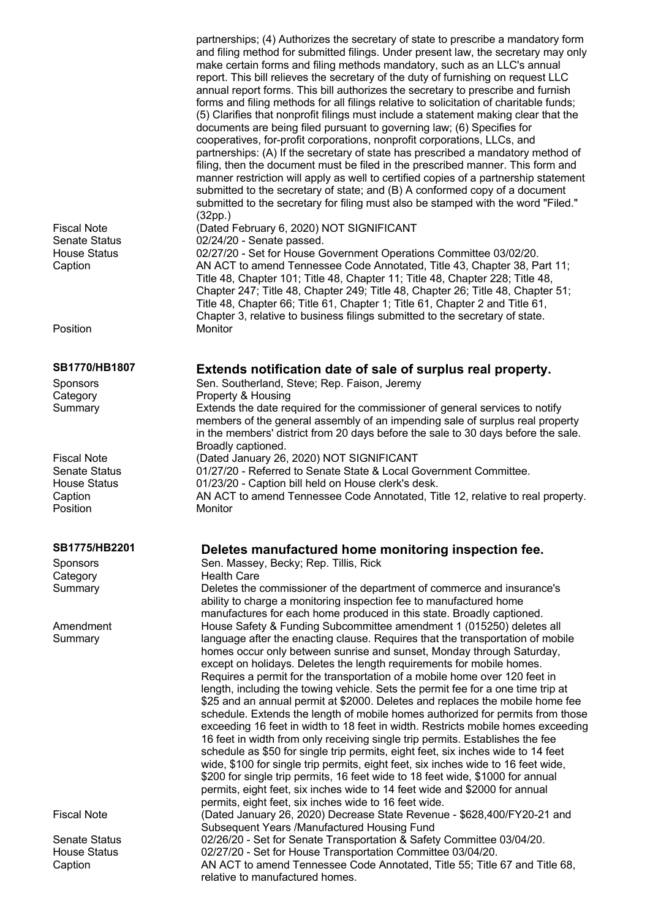partnerships; (4) Authorizes the secretary of state to prescribe a mandatory form and filing method for submitted filings. Under present law, the secretary may only make certain forms and filing methods mandatory, such as an LLC's annual report. This bill relieves the secretary of the duty of furnishing on request LLC annual report forms. This bill authorizes the secretary to prescribe and furnish forms and filing methods for all filings relative to solicitation of charitable funds; (5) Clarifies that nonprofit filings must include a statement making clear that the documents are being filed pursuant to governing law; (6) Specifies for cooperatives, for-profit corporations, nonprofit corporations, LLCs, and partnerships: (A) If the secretary of state has prescribed a mandatory method of filing, then the document must be filed in the prescribed manner. This form and manner restriction will apply as well to certified copies of a partnership statement submitted to the secretary of state; and (B) A conformed copy of a document submitted to the secretary for filing must also be stamped with the word "Filed." (32pp.)

| | |
|---|---|
| Fiscal Note | (Dated February 6, 2020) NOT SIGNIFICANT |
| Senate Status | 02/24/20 - Senate passed. |
| House Status | 02/27/20 - Set for House Government Operations Committee 03/02/20. |
| Caption | AN ACT to amend Tennessee Code Annotated, Title 43, Chapter 38, Part 11; Title 48, Chapter 101; Title 48, Chapter 11; Title 48, Chapter 228; Title 48, Chapter 247; Title 48, Chapter 249; Title 48, Chapter 26; Title 48, Chapter 51; Title 48, Chapter 66; Title 61, Chapter 1; Title 61, Chapter 2 and Title 61, Chapter 3, relative to business filings submitted to the secretary of state. |
| Position | Monitor |

## SB1770/HB1807 — Extends notification date of sale of surplus real property.

| | |
|---|---|
| Sponsors | Sen. Southerland, Steve; Rep. Faison, Jeremy |
| Category | Property & Housing |
| Summary | Extends the date required for the commissioner of general services to notify members of the general assembly of an impending sale of surplus real property in the members' district from 20 days before the sale to 30 days before the sale. Broadly captioned. |
| Fiscal Note | (Dated January 26, 2020) NOT SIGNIFICANT |
| Senate Status | 01/27/20 - Referred to Senate State & Local Government Committee. |
| House Status | 01/23/20 - Caption bill held on House clerk's desk. |
| Caption | AN ACT to amend Tennessee Code Annotated, Title 12, relative to real property. |
| Position | Monitor |

## SB1775/HB2201 — Deletes manufactured home monitoring inspection fee.

| | |
|---|---|
| Sponsors | Sen. Massey, Becky; Rep. Tillis, Rick |
| Category | Health Care |
| Summary | Deletes the commissioner of the department of commerce and insurance's ability to charge a monitoring inspection fee to manufactured home manufactures for each home produced in this state. Broadly captioned. |
| Amendment Summary | House Safety & Funding Subcommittee amendment 1 (015250) deletes all language after the enacting clause. Requires that the transportation of mobile homes occur only between sunrise and sunset, Monday through Saturday, except on holidays. Deletes the length requirements for mobile homes. Requires a permit for the transportation of a mobile home over 120 feet in length, including the towing vehicle. Sets the permit fee for a one time trip at \$25 and an annual permit at \$2000. Deletes and replaces the mobile home fee schedule. Extends the length of mobile homes authorized for permits from those exceeding 16 feet in width to 18 feet in width. Restricts mobile homes exceeding 16 feet in width from only receiving single trip permits. Establishes the fee schedule as \$50 for single trip permits, eight feet, six inches wide to 14 feet wide, \$100 for single trip permits, eight feet, six inches wide to 16 feet wide, \$200 for single trip permits, 16 feet wide to 18 feet wide, \$1000 for annual permits, eight feet, six inches wide to 14 feet wide and \$2000 for annual permits, eight feet, six inches wide to 16 feet wide. |
| Fiscal Note | (Dated January 26, 2020) Decrease State Revenue - \$628,400/FY20-21 and Subsequent Years /Manufactured Housing Fund |
| Senate Status | 02/26/20 - Set for Senate Transportation & Safety Committee 03/04/20. |
| House Status | 02/27/20 - Set for House Transportation Committee 03/04/20. |
| Caption | AN ACT to amend Tennessee Code Annotated, Title 55; Title 67 and Title 68, relative to manufactured homes. |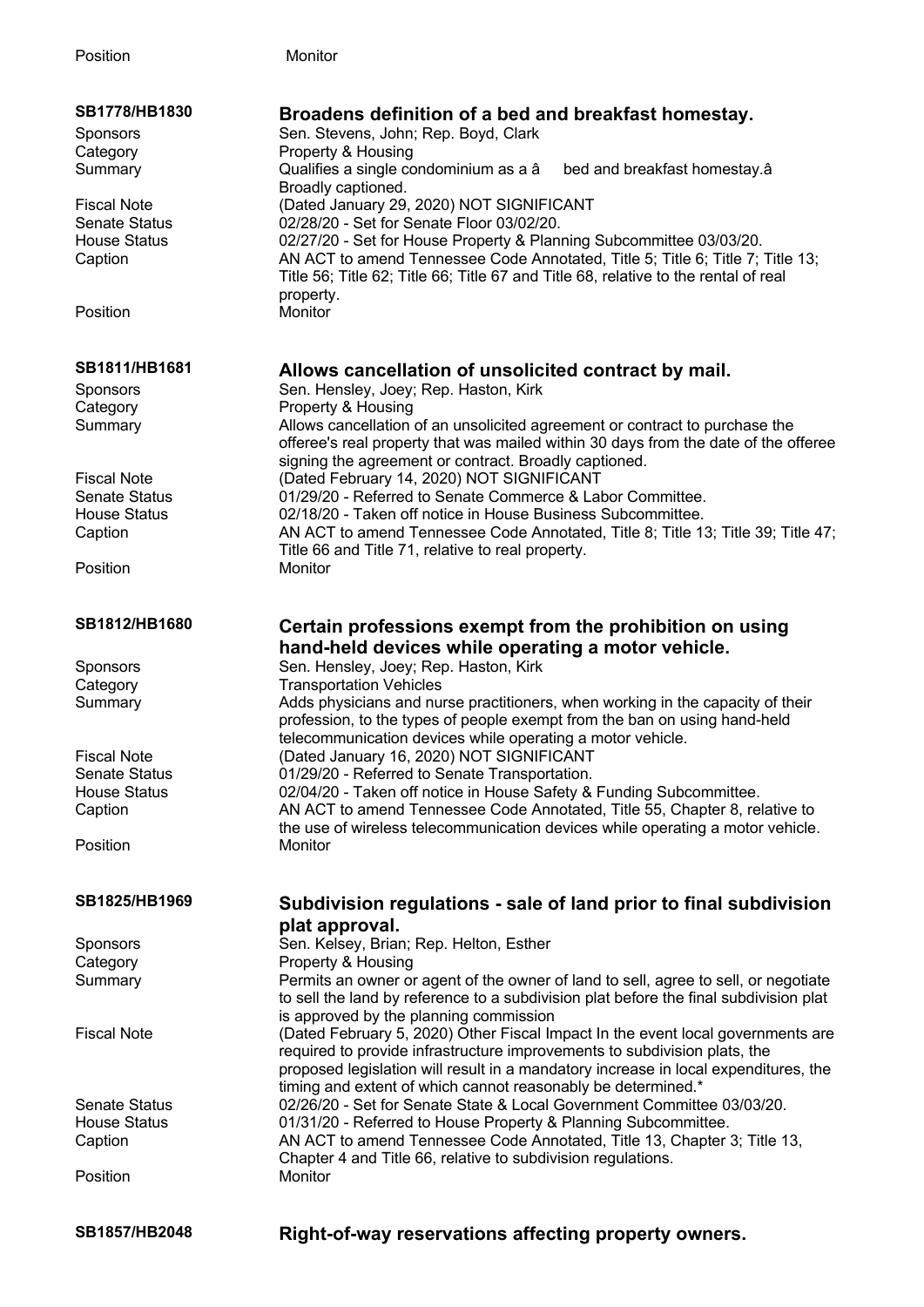Position Monitor

## SB1778/HB1830

**Broadens definition of a bed and breakfast homestay.**

| | |
|---|---|
| Sponsors | Sen. Stevens, John; Rep. Boyd, Clark |
| Category | Property & Housing |
| Summary | Qualifies a single condominium as a â bed and breakfast homestay.â Broadly captioned. |
| Fiscal Note | (Dated January 29, 2020) NOT SIGNIFICANT |
| Senate Status | 02/28/20 - Set for Senate Floor 03/02/20. |
| House Status | 02/27/20 - Set for House Property & Planning Subcommittee 03/03/20. |
| Caption | AN ACT to amend Tennessee Code Annotated, Title 5; Title 6; Title 7; Title 13; Title 56; Title 62; Title 66; Title 67 and Title 68, relative to the rental of real property. |
| Position | Monitor |

## SB1811/HB1681

**Allows cancellation of unsolicited contract by mail.**

| | |
|---|---|
| Sponsors | Sen. Hensley, Joey; Rep. Haston, Kirk |
| Category | Property & Housing |
| Summary | Allows cancellation of an unsolicited agreement or contract to purchase the offeree's real property that was mailed within 30 days from the date of the offeree signing the agreement or contract. Broadly captioned. |
| Fiscal Note | (Dated February 14, 2020) NOT SIGNIFICANT |
| Senate Status | 01/29/20 - Referred to Senate Commerce & Labor Committee. |
| House Status | 02/18/20 - Taken off notice in House Business Subcommittee. |
| Caption | AN ACT to amend Tennessee Code Annotated, Title 8; Title 13; Title 39; Title 47; Title 66 and Title 71, relative to real property. |
| Position | Monitor |

## SB1812/HB1680

**Certain professions exempt from the prohibition on using hand-held devices while operating a motor vehicle.**

| | |
|---|---|
| Sponsors | Sen. Hensley, Joey; Rep. Haston, Kirk |
| Category | Transportation Vehicles |
| Summary | Adds physicians and nurse practitioners, when working in the capacity of their profession, to the types of people exempt from the ban on using hand-held telecommunication devices while operating a motor vehicle. |
| Fiscal Note | (Dated January 16, 2020) NOT SIGNIFICANT |
| Senate Status | 01/29/20 - Referred to Senate Transportation. |
| House Status | 02/04/20 - Taken off notice in House Safety & Funding Subcommittee. |
| Caption | AN ACT to amend Tennessee Code Annotated, Title 55, Chapter 8, relative to the use of wireless telecommunication devices while operating a motor vehicle. |
| Position | Monitor |

## SB1825/HB1969

**Subdivision regulations - sale of land prior to final subdivision plat approval.**

| | |
|---|---|
| Sponsors | Sen. Kelsey, Brian; Rep. Helton, Esther |
| Category | Property & Housing |
| Summary | Permits an owner or agent of the owner of land to sell, agree to sell, or negotiate to sell the land by reference to a subdivision plat before the final subdivision plat is approved by the planning commission |
| Fiscal Note | (Dated February 5, 2020) Other Fiscal Impact In the event local governments are required to provide infrastructure improvements to subdivision plats, the proposed legislation will result in a mandatory increase in local expenditures, the timing and extent of which cannot reasonably be determined.* |
| Senate Status | 02/26/20 - Set for Senate State & Local Government Committee 03/03/20. |
| House Status | 01/31/20 - Referred to House Property & Planning Subcommittee. |
| Caption | AN ACT to amend Tennessee Code Annotated, Title 13, Chapter 3; Title 13, Chapter 4 and Title 66, relative to subdivision regulations. |
| Position | Monitor |

## SB1857/HB2048

**Right-of-way reservations affecting property owners.**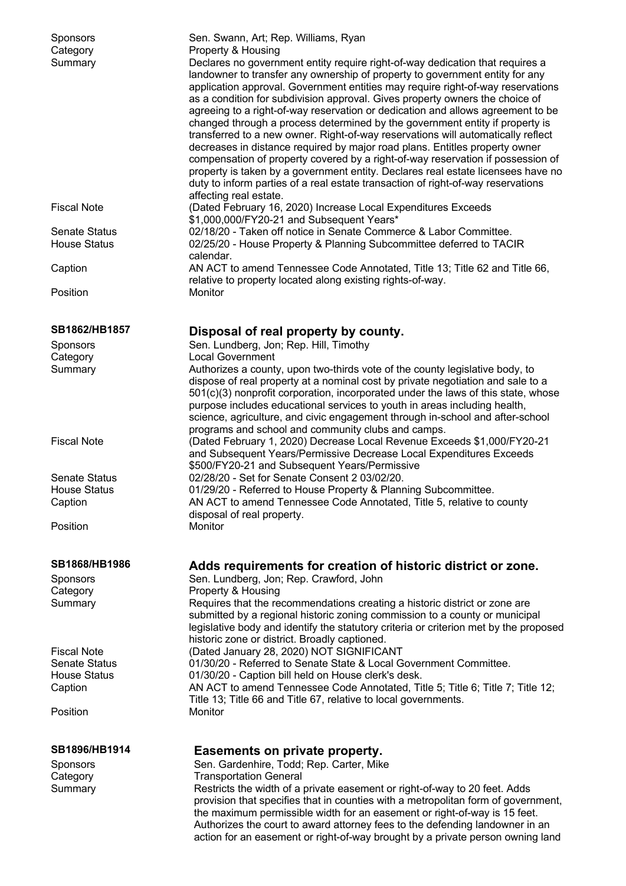| | |
|---|---|
| Sponsors | Sen. Swann, Art; Rep. Williams, Ryan |
| Category | Property & Housing |
| Summary | Declares no government entity require right-of-way dedication that requires a landowner to transfer any ownership of property to government entity for any application approval. Government entities may require right-of-way reservations as a condition for subdivision approval. Gives property owners the choice of agreeing to a right-of-way reservation or dedication and allows agreement to be changed through a process determined by the government entity if property is transferred to a new owner. Right-of-way reservations will automatically reflect decreases in distance required by major road plans. Entitles property owner compensation of property covered by a right-of-way reservation if possession of property is taken by a government entity. Declares real estate licensees have no duty to inform parties of a real estate transaction of right-of-way reservations affecting real estate. |
| Fiscal Note | (Dated February 16, 2020) Increase Local Expenditures Exceeds $1,000,000/FY20-21 and Subsequent Years* |
| Senate Status | 02/18/20 - Taken off notice in Senate Commerce & Labor Committee. |
| House Status | 02/25/20 - House Property & Planning Subcommittee deferred to TACIR calendar. |
| Caption | AN ACT to amend Tennessee Code Annotated, Title 13; Title 62 and Title 66, relative to property located along existing rights-of-way. |
| Position | Monitor |

## SB1862/HB1857 — Disposal of real property by county.

| | |
|---|---|
| Sponsors | Sen. Lundberg, Jon; Rep. Hill, Timothy |
| Category | Local Government |
| Summary | Authorizes a county, upon two-thirds vote of the county legislative body, to dispose of real property at a nominal cost by private negotiation and sale to a 501(c)(3) nonprofit corporation, incorporated under the laws of this state, whose purpose includes educational services to youth in areas including health, science, agriculture, and civic engagement through in-school and after-school programs and school and community clubs and camps. |
| Fiscal Note | (Dated February 1, 2020) Decrease Local Revenue Exceeds $1,000/FY20-21 and Subsequent Years/Permissive Decrease Local Expenditures Exceeds $500/FY20-21 and Subsequent Years/Permissive |
| Senate Status | 02/28/20 - Set for Senate Consent 2 03/02/20. |
| House Status | 01/29/20 - Referred to House Property & Planning Subcommittee. |
| Caption | AN ACT to amend Tennessee Code Annotated, Title 5, relative to county disposal of real property. |
| Position | Monitor |

## SB1868/HB1986 — Adds requirements for creation of historic district or zone.

| | |
|---|---|
| Sponsors | Sen. Lundberg, Jon; Rep. Crawford, John |
| Category | Property & Housing |
| Summary | Requires that the recommendations creating a historic district or zone are submitted by a regional historic zoning commission to a county or municipal legislative body and identify the statutory criteria or criterion met by the proposed historic zone or district. Broadly captioned. |
| Fiscal Note | (Dated January 28, 2020) NOT SIGNIFICANT |
| Senate Status | 01/30/20 - Referred to Senate State & Local Government Committee. |
| House Status | 01/30/20 - Caption bill held on House clerk's desk. |
| Caption | AN ACT to amend Tennessee Code Annotated, Title 5; Title 6; Title 7; Title 12; Title 13; Title 66 and Title 67, relative to local governments. |
| Position | Monitor |

## SB1896/HB1914 — Easements on private property.

| | |
|---|---|
| Sponsors | Sen. Gardenhire, Todd; Rep. Carter, Mike |
| Category | Transportation General |
| Summary | Restricts the width of a private easement or right-of-way to 20 feet. Adds provision that specifies that in counties with a metropolitan form of government, the maximum permissible width for an easement or right-of-way is 15 feet. Authorizes the court to award attorney fees to the defending landowner in an action for an easement or right-of-way brought by a private person owning land |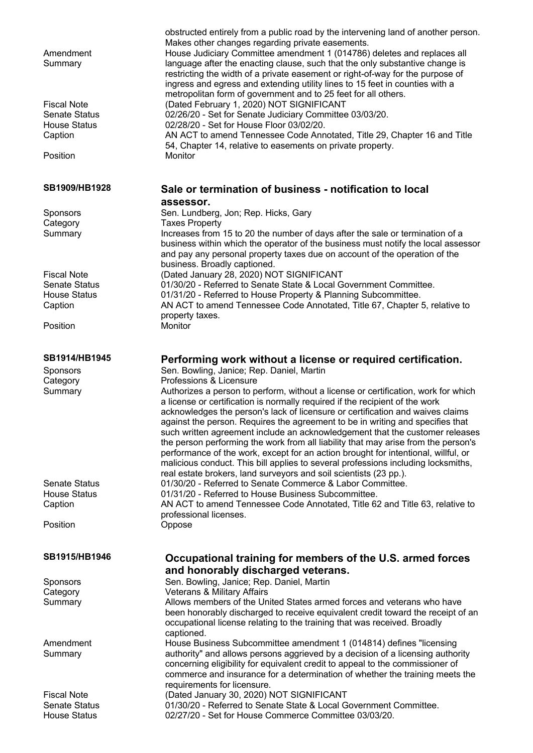| | |
|---|---|
| | obstructed entirely from a public road by the intervening land of another person. Makes other changes regarding private easements. |
| Amendment Summary | House Judiciary Committee amendment 1 (014786) deletes and replaces all language after the enacting clause, such that the only substantive change is restricting the width of a private easement or right-of-way for the purpose of ingress and egress and extending utility lines to 15 feet in counties with a metropolitan form of government and to 25 feet for all others. |
| Fiscal Note | (Dated February 1, 2020) NOT SIGNIFICANT |
| Senate Status | 02/26/20 - Set for Senate Judiciary Committee 03/03/20. |
| House Status | 02/28/20 - Set for House Floor 03/02/20. |
| Caption | AN ACT to amend Tennessee Code Annotated, Title 29, Chapter 16 and Title 54, Chapter 14, relative to easements on private property. |
| Position | Monitor |

## SB1909/HB1928 — Sale or termination of business - notification to local assessor.

| | |
|---|---|
| Sponsors | Sen. Lundberg, Jon; Rep. Hicks, Gary |
| Category | Taxes Property |
| Summary | Increases from 15 to 20 the number of days after the sale or termination of a business within which the operator of the business must notify the local assessor and pay any personal property taxes due on account of the operation of the business. Broadly captioned. |
| Fiscal Note | (Dated January 28, 2020) NOT SIGNIFICANT |
| Senate Status | 01/30/20 - Referred to Senate State & Local Government Committee. |
| House Status | 01/31/20 - Referred to House Property & Planning Subcommittee. |
| Caption | AN ACT to amend Tennessee Code Annotated, Title 67, Chapter 5, relative to property taxes. |
| Position | Monitor |

## SB1914/HB1945 — Performing work without a license or required certification.

| | |
|---|---|
| Sponsors | Sen. Bowling, Janice; Rep. Daniel, Martin |
| Category | Professions & Licensure |
| Summary | Authorizes a person to perform, without a license or certification, work for which a license or certification is normally required if the recipient of the work acknowledges the person's lack of licensure or certification and waives claims against the person. Requires the agreement to be in writing and specifies that such written agreement include an acknowledgement that the customer releases the person performing the work from all liability that may arise from the person's performance of the work, except for an action brought for intentional, willful, or malicious conduct. This bill applies to several professions including locksmiths, real estate brokers, land surveyors and soil scientists (23 pp.). |
| Senate Status | 01/30/20 - Referred to Senate Commerce & Labor Committee. |
| House Status | 01/31/20 - Referred to House Business Subcommittee. |
| Caption | AN ACT to amend Tennessee Code Annotated, Title 62 and Title 63, relative to professional licenses. |
| Position | Oppose |

## SB1915/HB1946 — Occupational training for members of the U.S. armed forces and honorably discharged veterans.

| | |
|---|---|
| Sponsors | Sen. Bowling, Janice; Rep. Daniel, Martin |
| Category | Veterans & Military Affairs |
| Summary | Allows members of the United States armed forces and veterans who have been honorably discharged to receive equivalent credit toward the receipt of an occupational license relating to the training that was received. Broadly captioned. |
| Amendment Summary | House Business Subcommittee amendment 1 (014814) defines "licensing authority" and allows persons aggrieved by a decision of a licensing authority concerning eligibility for equivalent credit to appeal to the commissioner of commerce and insurance for a determination of whether the training meets the requirements for licensure. |
| Fiscal Note | (Dated January 30, 2020) NOT SIGNIFICANT |
| Senate Status | 01/30/20 - Referred to Senate State & Local Government Committee. |
| House Status | 02/27/20 - Set for House Commerce Committee 03/03/20. |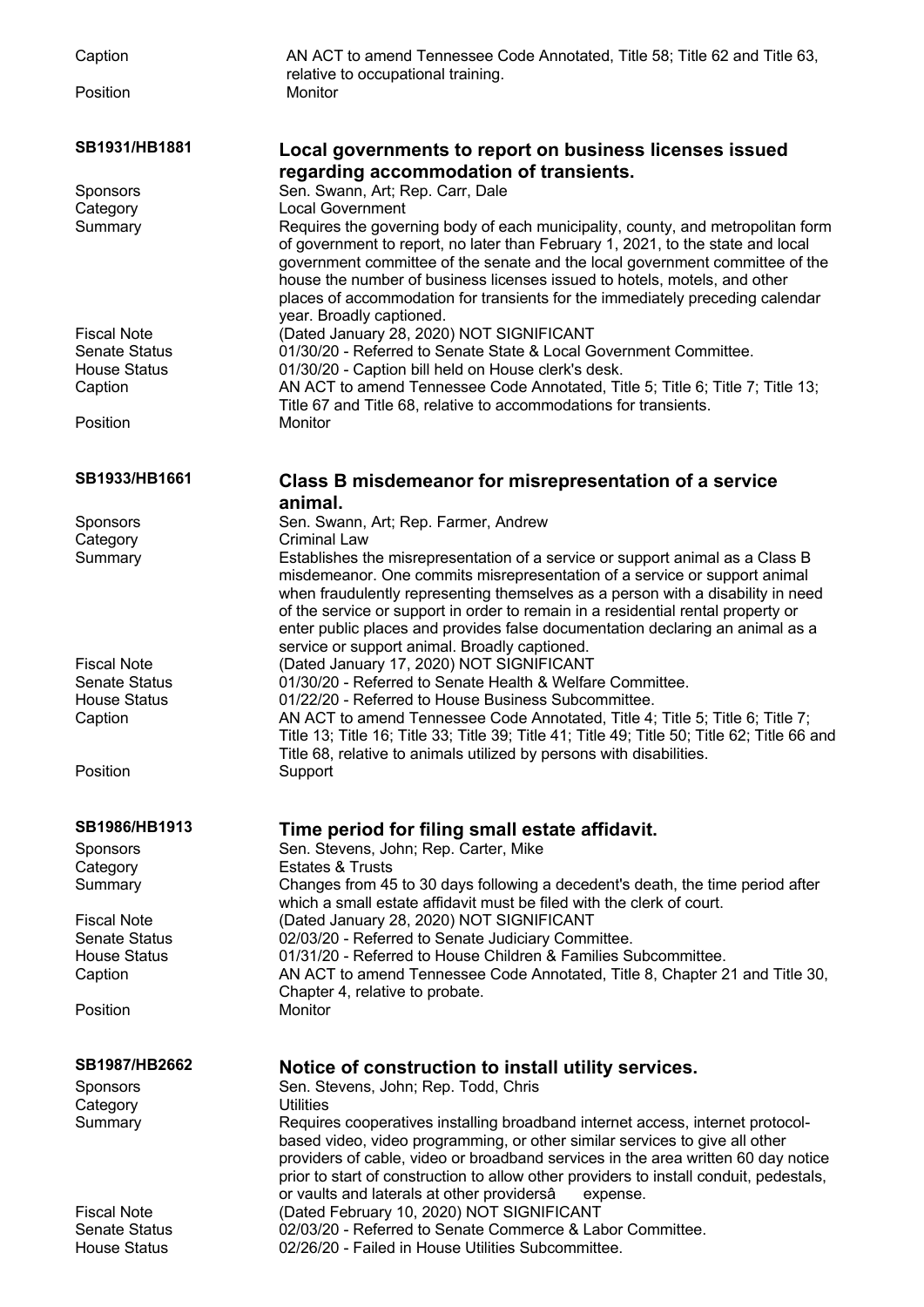| | |
|---|---|
| Caption | AN ACT to amend Tennessee Code Annotated, Title 58; Title 62 and Title 63, relative to occupational training. |
| Position | Monitor |

## SB1931/HB1881 — Local governments to report on business licenses issued regarding accommodation of transients.

| | |
|---|---|
| Sponsors | Sen. Swann, Art; Rep. Carr, Dale |
| Category | Local Government |
| Summary | Requires the governing body of each municipality, county, and metropolitan form of government to report, no later than February 1, 2021, to the state and local government committee of the senate and the local government committee of the house the number of business licenses issued to hotels, motels, and other places of accommodation for transients for the immediately preceding calendar year. Broadly captioned. |
| Fiscal Note | (Dated January 28, 2020) NOT SIGNIFICANT |
| Senate Status | 01/30/20 - Referred to Senate State & Local Government Committee. |
| House Status | 01/30/20 - Caption bill held on House clerk's desk. |
| Caption | AN ACT to amend Tennessee Code Annotated, Title 5; Title 6; Title 7; Title 13; Title 67 and Title 68, relative to accommodations for transients. |
| Position | Monitor |

## SB1933/HB1661 — Class B misdemeanor for misrepresentation of a service animal.

| | |
|---|---|
| Sponsors | Sen. Swann, Art; Rep. Farmer, Andrew |
| Category | Criminal Law |
| Summary | Establishes the misrepresentation of a service or support animal as a Class B misdemeanor. One commits misrepresentation of a service or support animal when fraudulently representing themselves as a person with a disability in need of the service or support in order to remain in a residential rental property or enter public places and provides false documentation declaring an animal as a service or support animal. Broadly captioned. |
| Fiscal Note | (Dated January 17, 2020) NOT SIGNIFICANT |
| Senate Status | 01/30/20 - Referred to Senate Health & Welfare Committee. |
| House Status | 01/22/20 - Referred to House Business Subcommittee. |
| Caption | AN ACT to amend Tennessee Code Annotated, Title 4; Title 5; Title 6; Title 7; Title 13; Title 16; Title 33; Title 39; Title 41; Title 49; Title 50; Title 62; Title 66 and Title 68, relative to animals utilized by persons with disabilities. |
| Position | Support |

## SB1986/HB1913 — Time period for filing small estate affidavit.

| | |
|---|---|
| Sponsors | Sen. Stevens, John; Rep. Carter, Mike |
| Category | Estates & Trusts |
| Summary | Changes from 45 to 30 days following a decedent's death, the time period after which a small estate affidavit must be filed with the clerk of court. |
| Fiscal Note | (Dated January 28, 2020) NOT SIGNIFICANT |
| Senate Status | 02/03/20 - Referred to Senate Judiciary Committee. |
| House Status | 01/31/20 - Referred to House Children & Families Subcommittee. |
| Caption | AN ACT to amend Tennessee Code Annotated, Title 8, Chapter 21 and Title 30, Chapter 4, relative to probate. |
| Position | Monitor |

## SB1987/HB2662 — Notice of construction to install utility services.

| | |
|---|---|
| Sponsors | Sen. Stevens, John; Rep. Todd, Chris |
| Category | Utilities |
| Summary | Requires cooperatives installing broadband internet access, internet protocol-based video, video programming, or other similar services to give all other providers of cable, video or broadband services in the area written 60 day notice prior to start of construction to allow other providers to install conduit, pedestals, or vaults and laterals at other providersâ expense. |
| Fiscal Note | (Dated February 10, 2020) NOT SIGNIFICANT |
| Senate Status | 02/03/20 - Referred to Senate Commerce & Labor Committee. |
| House Status | 02/26/20 - Failed in House Utilities Subcommittee. |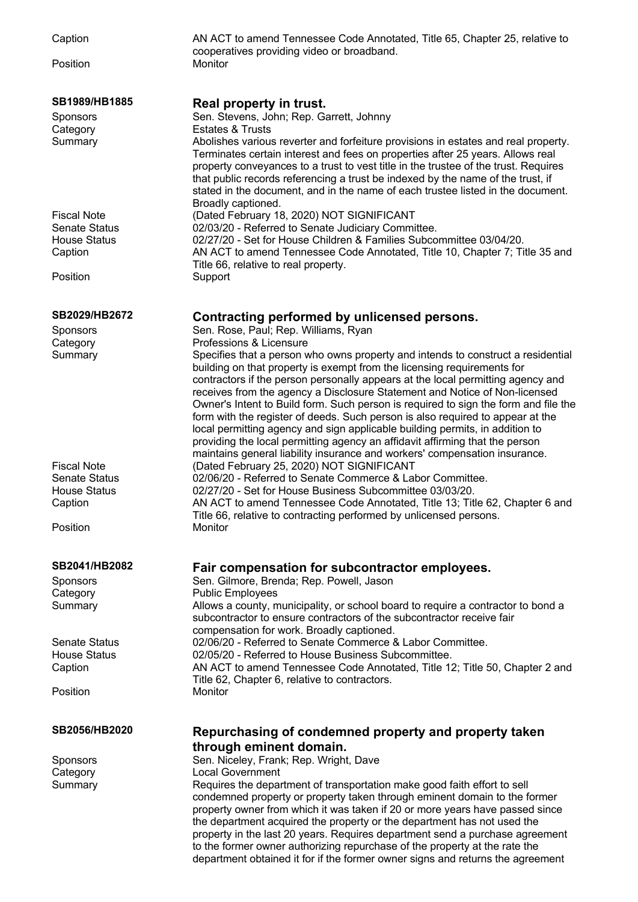| | |
|---|---|
| Caption | AN ACT to amend Tennessee Code Annotated, Title 65, Chapter 25, relative to cooperatives providing video or broadband. |
| Position | Monitor |

### SB1989/HB1885 — Real property in trust.

| | |
|---|---|
| Sponsors | Sen. Stevens, John; Rep. Garrett, Johnny |
| Category | Estates & Trusts |
| Summary | Abolishes various reverter and forfeiture provisions in estates and real property. Terminates certain interest and fees on properties after 25 years. Allows real property conveyances to a trust to vest title in the trustee of the trust. Requires that public records referencing a trust be indexed by the name of the trust, if stated in the document, and in the name of each trustee listed in the document. Broadly captioned. |
| Fiscal Note | (Dated February 18, 2020) NOT SIGNIFICANT |
| Senate Status | 02/03/20 - Referred to Senate Judiciary Committee. |
| House Status | 02/27/20 - Set for House Children & Families Subcommittee 03/04/20. |
| Caption | AN ACT to amend Tennessee Code Annotated, Title 10, Chapter 7; Title 35 and Title 66, relative to real property. |
| Position | Support |

### SB2029/HB2672 — Contracting performed by unlicensed persons.

| | |
|---|---|
| Sponsors | Sen. Rose, Paul; Rep. Williams, Ryan |
| Category | Professions & Licensure |
| Summary | Specifies that a person who owns property and intends to construct a residential building on that property is exempt from the licensing requirements for contractors if the person personally appears at the local permitting agency and receives from the agency a Disclosure Statement and Notice of Non-licensed Owner's Intent to Build form. Such person is required to sign the form and file the form with the register of deeds. Such person is also required to appear at the local permitting agency and sign applicable building permits, in addition to providing the local permitting agency an affidavit affirming that the person maintains general liability insurance and workers' compensation insurance. |
| Fiscal Note | (Dated February 25, 2020) NOT SIGNIFICANT |
| Senate Status | 02/06/20 - Referred to Senate Commerce & Labor Committee. |
| House Status | 02/27/20 - Set for House Business Subcommittee 03/03/20. |
| Caption | AN ACT to amend Tennessee Code Annotated, Title 13; Title 62, Chapter 6 and Title 66, relative to contracting performed by unlicensed persons. |
| Position | Monitor |

### SB2041/HB2082 — Fair compensation for subcontractor employees.

| | |
|---|---|
| Sponsors | Sen. Gilmore, Brenda; Rep. Powell, Jason |
| Category | Public Employees |
| Summary | Allows a county, municipality, or school board to require a contractor to bond a subcontractor to ensure contractors of the subcontractor receive fair compensation for work. Broadly captioned. |
| Senate Status | 02/06/20 - Referred to Senate Commerce & Labor Committee. |
| House Status | 02/05/20 - Referred to House Business Subcommittee. |
| Caption | AN ACT to amend Tennessee Code Annotated, Title 12; Title 50, Chapter 2 and Title 62, Chapter 6, relative to contractors. |
| Position | Monitor |

### SB2056/HB2020 — Repurchasing of condemned property and property taken through eminent domain.

| | |
|---|---|
| Sponsors | Sen. Niceley, Frank; Rep. Wright, Dave |
| Category | Local Government |
| Summary | Requires the department of transportation make good faith effort to sell condemned property or property taken through eminent domain to the former property owner from which it was taken if 20 or more years have passed since the department acquired the property or the department has not used the property in the last 20 years. Requires department send a purchase agreement to the former owner authorizing repurchase of the property at the rate the department obtained it for if the former owner signs and returns the agreement |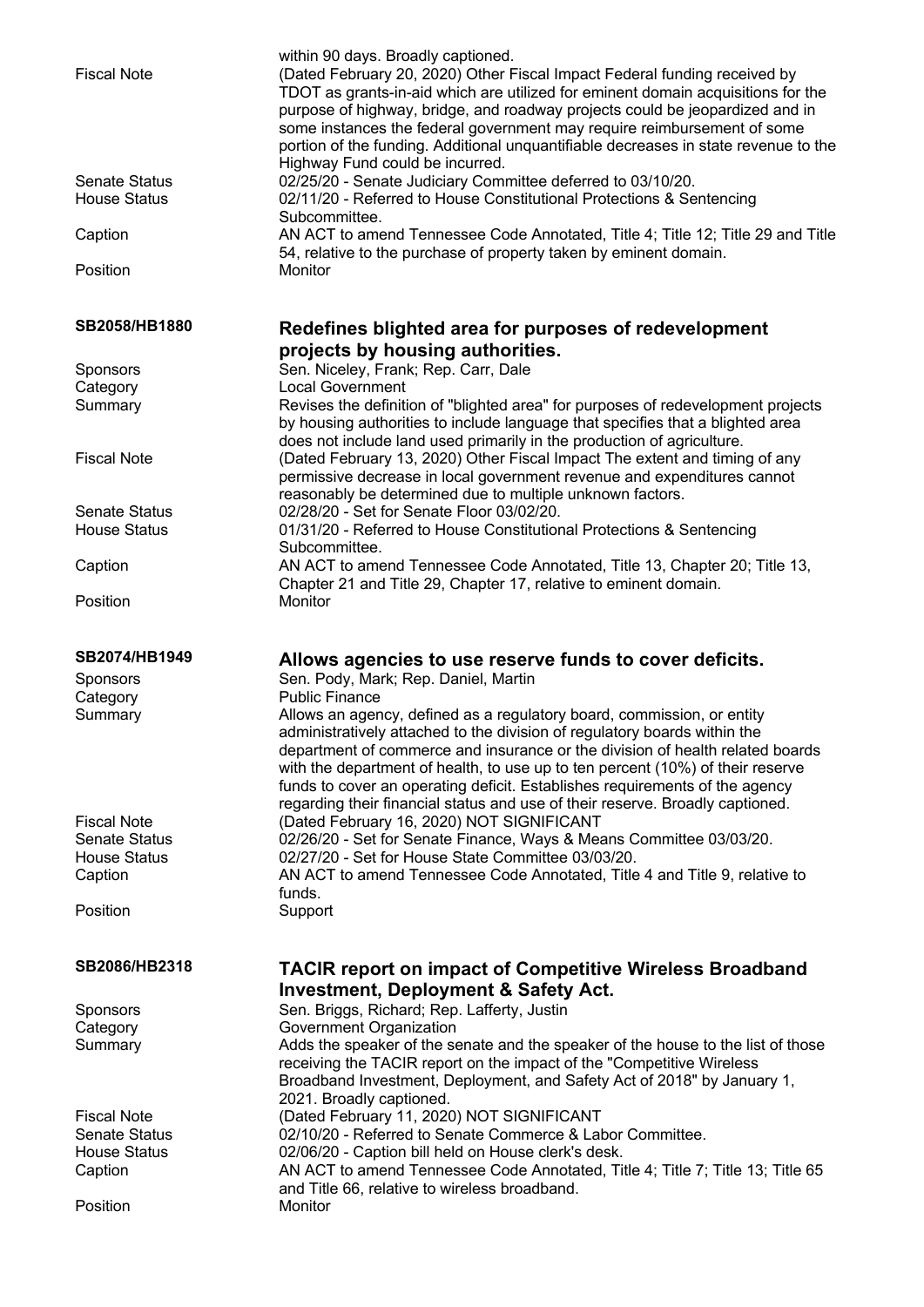| | |
|---|---|
| | within 90 days. Broadly captioned. |
| Fiscal Note | (Dated February 20, 2020) Other Fiscal Impact Federal funding received by TDOT as grants-in-aid which are utilized for eminent domain acquisitions for the purpose of highway, bridge, and roadway projects could be jeopardized and in some instances the federal government may require reimbursement of some portion of the funding. Additional unquantifiable decreases in state revenue to the Highway Fund could be incurred. |
| Senate Status | 02/25/20 - Senate Judiciary Committee deferred to 03/10/20. |
| House Status | 02/11/20 - Referred to House Constitutional Protections & Sentencing Subcommittee. |
| Caption | AN ACT to amend Tennessee Code Annotated, Title 4; Title 12; Title 29 and Title 54, relative to the purchase of property taken by eminent domain. |
| Position | Monitor |

**SB2058/HB1880** — **Redefines blighted area for purposes of redevelopment projects by housing authorities.**

| | |
|---|---|
| Sponsors | Sen. Niceley, Frank; Rep. Carr, Dale |
| Category | Local Government |
| Summary | Revises the definition of "blighted area" for purposes of redevelopment projects by housing authorities to include language that specifies that a blighted area does not include land used primarily in the production of agriculture. |
| Fiscal Note | (Dated February 13, 2020) Other Fiscal Impact The extent and timing of any permissive decrease in local government revenue and expenditures cannot reasonably be determined due to multiple unknown factors. |
| Senate Status | 02/28/20 - Set for Senate Floor 03/02/20. |
| House Status | 01/31/20 - Referred to House Constitutional Protections & Sentencing Subcommittee. |
| Caption | AN ACT to amend Tennessee Code Annotated, Title 13, Chapter 20; Title 13, Chapter 21 and Title 29, Chapter 17, relative to eminent domain. |
| Position | Monitor |

**SB2074/HB1949** — **Allows agencies to use reserve funds to cover deficits.**

| | |
|---|---|
| Sponsors | Sen. Pody, Mark; Rep. Daniel, Martin |
| Category | Public Finance |
| Summary | Allows an agency, defined as a regulatory board, commission, or entity administratively attached to the division of regulatory boards within the department of commerce and insurance or the division of health related boards with the department of health, to use up to ten percent (10%) of their reserve funds to cover an operating deficit. Establishes requirements of the agency regarding their financial status and use of their reserve. Broadly captioned. |
| Fiscal Note | (Dated February 16, 2020) NOT SIGNIFICANT |
| Senate Status | 02/26/20 - Set for Senate Finance, Ways & Means Committee 03/03/20. |
| House Status | 02/27/20 - Set for House State Committee 03/03/20. |
| Caption | AN ACT to amend Tennessee Code Annotated, Title 4 and Title 9, relative to funds. |
| Position | Support |

**SB2086/HB2318** — **TACIR report on impact of Competitive Wireless Broadband Investment, Deployment & Safety Act.**

| | |
|---|---|
| Sponsors | Sen. Briggs, Richard; Rep. Lafferty, Justin |
| Category | Government Organization |
| Summary | Adds the speaker of the senate and the speaker of the house to the list of those receiving the TACIR report on the impact of the "Competitive Wireless Broadband Investment, Deployment, and Safety Act of 2018" by January 1, 2021. Broadly captioned. |
| Fiscal Note | (Dated February 11, 2020) NOT SIGNIFICANT |
| Senate Status | 02/10/20 - Referred to Senate Commerce & Labor Committee. |
| House Status | 02/06/20 - Caption bill held on House clerk's desk. |
| Caption | AN ACT to amend Tennessee Code Annotated, Title 4; Title 7; Title 13; Title 65 and Title 66, relative to wireless broadband. |
| Position | Monitor |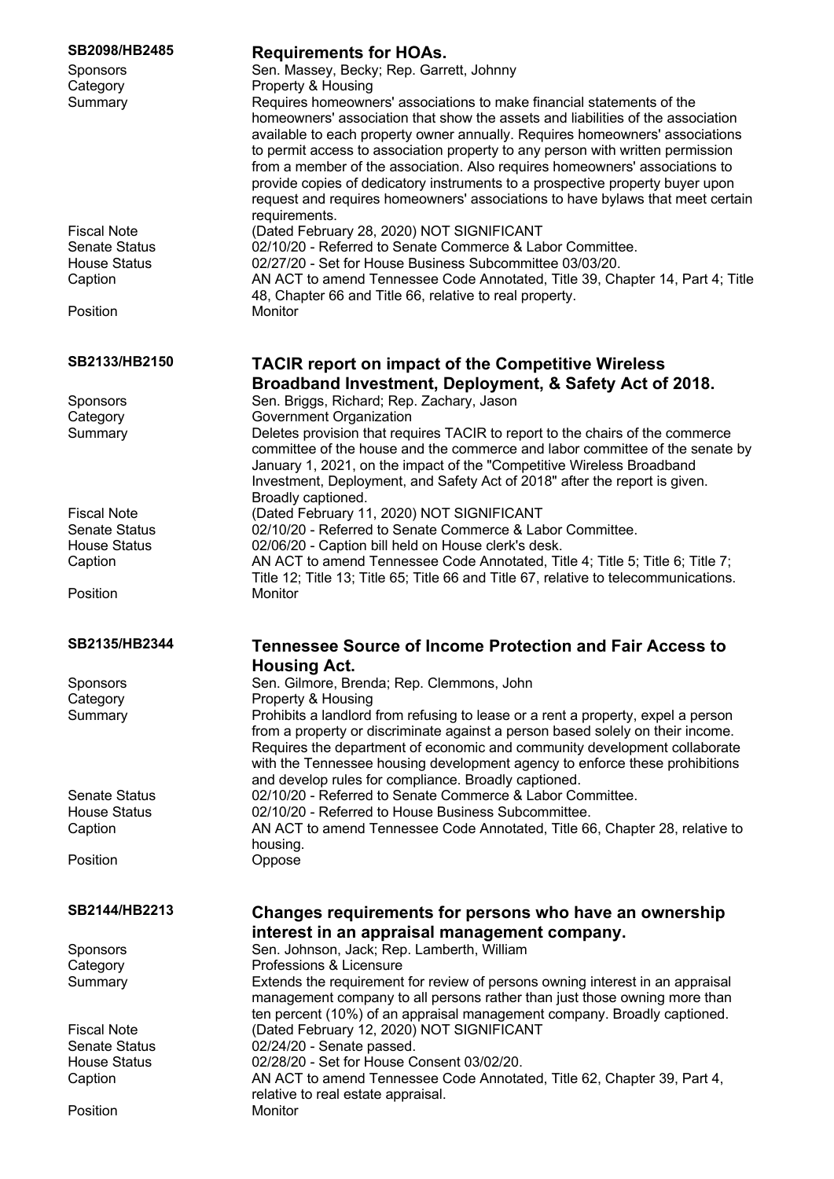**SB2098/HB2485** **Requirements for HOAs.**

| | |
|---|---|
| Sponsors | Sen. Massey, Becky; Rep. Garrett, Johnny |
| Category | Property & Housing |
| Summary | Requires homeowners' associations to make financial statements of the homeowners' association that show the assets and liabilities of the association available to each property owner annually. Requires homeowners' associations to permit access to association property to any person with written permission from a member of the association. Also requires homeowners' associations to provide copies of dedicatory instruments to a prospective property buyer upon request and requires homeowners' associations to have bylaws that meet certain requirements. |
| Fiscal Note | (Dated February 28, 2020) NOT SIGNIFICANT |
| Senate Status | 02/10/20 - Referred to Senate Commerce & Labor Committee. |
| House Status | 02/27/20 - Set for House Business Subcommittee 03/03/20. |
| Caption | AN ACT to amend Tennessee Code Annotated, Title 39, Chapter 14, Part 4; Title 48, Chapter 66 and Title 66, relative to real property. |
| Position | Monitor |

**SB2133/HB2150** **TACIR report on impact of the Competitive Wireless Broadband Investment, Deployment, & Safety Act of 2018.**

| | |
|---|---|
| Sponsors | Sen. Briggs, Richard; Rep. Zachary, Jason |
| Category | Government Organization |
| Summary | Deletes provision that requires TACIR to report to the chairs of the commerce committee of the house and the commerce and labor committee of the senate by January 1, 2021, on the impact of the "Competitive Wireless Broadband Investment, Deployment, and Safety Act of 2018" after the report is given. Broadly captioned. |
| Fiscal Note | (Dated February 11, 2020) NOT SIGNIFICANT |
| Senate Status | 02/10/20 - Referred to Senate Commerce & Labor Committee. |
| House Status | 02/06/20 - Caption bill held on House clerk's desk. |
| Caption | AN ACT to amend Tennessee Code Annotated, Title 4; Title 5; Title 6; Title 7; Title 12; Title 13; Title 65; Title 66 and Title 67, relative to telecommunications. |
| Position | Monitor |

**SB2135/HB2344** **Tennessee Source of Income Protection and Fair Access to Housing Act.**

| | |
|---|---|
| Sponsors | Sen. Gilmore, Brenda; Rep. Clemmons, John |
| Category | Property & Housing |
| Summary | Prohibits a landlord from refusing to lease or a rent a property, expel a person from a property or discriminate against a person based solely on their income. Requires the department of economic and community development collaborate with the Tennessee housing development agency to enforce these prohibitions and develop rules for compliance. Broadly captioned. |
| Senate Status | 02/10/20 - Referred to Senate Commerce & Labor Committee. |
| House Status | 02/10/20 - Referred to House Business Subcommittee. |
| Caption | AN ACT to amend Tennessee Code Annotated, Title 66, Chapter 28, relative to housing. |
| Position | Oppose |

**SB2144/HB2213** **Changes requirements for persons who have an ownership interest in an appraisal management company.**

| | |
|---|---|
| Sponsors | Sen. Johnson, Jack; Rep. Lamberth, William |
| Category | Professions & Licensure |
| Summary | Extends the requirement for review of persons owning interest in an appraisal management company to all persons rather than just those owning more than ten percent (10%) of an appraisal management company. Broadly captioned. |
| Fiscal Note | (Dated February 12, 2020) NOT SIGNIFICANT |
| Senate Status | 02/24/20 - Senate passed. |
| House Status | 02/28/20 - Set for House Consent 03/02/20. |
| Caption | AN ACT to amend Tennessee Code Annotated, Title 62, Chapter 39, Part 4, relative to real estate appraisal. |
| Position | Monitor |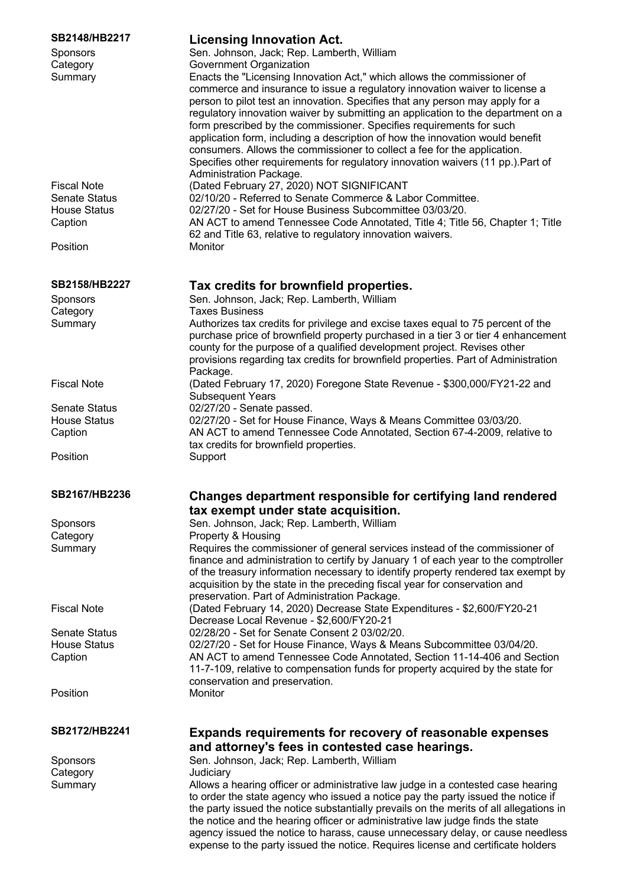## SB2148/HB2217 — Licensing Innovation Act.

**Sponsors:** Sen. Johnson, Jack; Rep. Lamberth, William

**Category:** Government Organization

**Summary:** Enacts the "Licensing Innovation Act," which allows the commissioner of commerce and insurance to issue a regulatory innovation waiver to license a person to pilot test an innovation. Specifies that any person may apply for a regulatory innovation waiver by submitting an application to the department on a form prescribed by the commissioner. Specifies requirements for such application form, including a description of how the innovation would benefit consumers. Allows the commissioner to collect a fee for the application. Specifies other requirements for regulatory innovation waivers (11 pp.).Part of Administration Package.

**Fiscal Note:** (Dated February 27, 2020) NOT SIGNIFICANT

**Senate Status:** 02/10/20 - Referred to Senate Commerce & Labor Committee.

**House Status:** 02/27/20 - Set for House Business Subcommittee 03/03/20.

**Caption:** AN ACT to amend Tennessee Code Annotated, Title 4; Title 56, Chapter 1; Title 62 and Title 63, relative to regulatory innovation waivers.

**Position:** Monitor

## SB2158/HB2227 — Tax credits for brownfield properties.

**Sponsors:** Sen. Johnson, Jack; Rep. Lamberth, William

**Category:** Taxes Business

**Summary:** Authorizes tax credits for privilege and excise taxes equal to 75 percent of the purchase price of brownfield property purchased in a tier 3 or tier 4 enhancement county for the purpose of a qualified development project. Revises other provisions regarding tax credits for brownfield properties. Part of Administration Package.

**Fiscal Note:** (Dated February 17, 2020) Foregone State Revenue - $300,000/FY21-22 and Subsequent Years

**Senate Status:** 02/27/20 - Senate passed.

**House Status:** 02/27/20 - Set for House Finance, Ways & Means Committee 03/03/20.

**Caption:** AN ACT to amend Tennessee Code Annotated, Section 67-4-2009, relative to tax credits for brownfield properties.

**Position:** Support

## SB2167/HB2236 — Changes department responsible for certifying land rendered tax exempt under state acquisition.

**Sponsors:** Sen. Johnson, Jack; Rep. Lamberth, William

**Category:** Property & Housing

**Summary:** Requires the commissioner of general services instead of the commissioner of finance and administration to certify by January 1 of each year to the comptroller of the treasury information necessary to identify property rendered tax exempt by acquisition by the state in the preceding fiscal year for conservation and preservation. Part of Administration Package.

**Fiscal Note:** (Dated February 14, 2020) Decrease State Expenditures - $2,600/FY20-21 Decrease Local Revenue - $2,600/FY20-21

**Senate Status:** 02/28/20 - Set for Senate Consent 2 03/02/20.

**House Status:** 02/27/20 - Set for House Finance, Ways & Means Subcommittee 03/04/20.

**Caption:** AN ACT to amend Tennessee Code Annotated, Section 11-14-406 and Section 11-7-109, relative to compensation funds for property acquired by the state for conservation and preservation.

**Position:** Monitor

## SB2172/HB2241 — Expands requirements for recovery of reasonable expenses and attorney's fees in contested case hearings.

**Sponsors:** Sen. Johnson, Jack; Rep. Lamberth, William

**Category:** Judiciary

**Summary:** Allows a hearing officer or administrative law judge in a contested case hearing to order the state agency who issued a notice pay the party issued the notice if the party issued the notice substantially prevails on the merits of all allegations in the notice and the hearing officer or administrative law judge finds the state agency issued the notice to harass, cause unnecessary delay, or cause needless expense to the party issued the notice. Requires license and certificate holders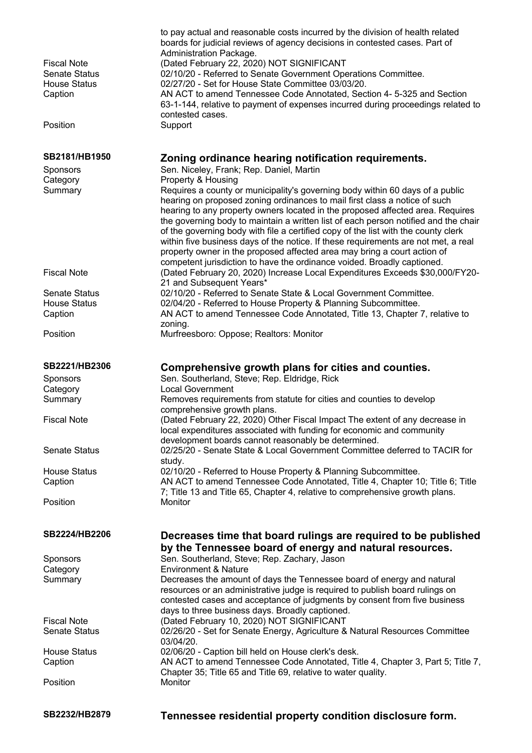to pay actual and reasonable costs incurred by the division of health related boards for judicial reviews of agency decisions in contested cases. Part of Administration Package.

| | |
|---|---|
| Fiscal Note | (Dated February 22, 2020) NOT SIGNIFICANT |
| Senate Status | 02/10/20 - Referred to Senate Government Operations Committee. |
| House Status | 02/27/20 - Set for House State Committee 03/03/20. |
| Caption | AN ACT to amend Tennessee Code Annotated, Section 4- 5-325 and Section 63-1-144, relative to payment of expenses incurred during proceedings related to contested cases. |
| Position | Support |

## SB2181/HB1950 — Zoning ordinance hearing notification requirements.

| | |
|---|---|
| Sponsors | Sen. Niceley, Frank; Rep. Daniel, Martin |
| Category | Property & Housing |
| Summary | Requires a county or municipality's governing body within 60 days of a public hearing on proposed zoning ordinances to mail first class a notice of such hearing to any property owners located in the proposed affected area. Requires the governing body to maintain a written list of each person notified and the chair of the governing body with file a certified copy of the list with the county clerk within five business days of the notice. If these requirements are not met, a real property owner in the proposed affected area may bring a court action of competent jurisdiction to have the ordinance voided. Broadly captioned. |
| Fiscal Note | (Dated February 20, 2020) Increase Local Expenditures Exceeds $30,000/FY20-21 and Subsequent Years* |
| Senate Status | 02/10/20 - Referred to Senate State & Local Government Committee. |
| House Status | 02/04/20 - Referred to House Property & Planning Subcommittee. |
| Caption | AN ACT to amend Tennessee Code Annotated, Title 13, Chapter 7, relative to zoning. |
| Position | Murfreesboro: Oppose; Realtors: Monitor |

## SB2221/HB2306 — Comprehensive growth plans for cities and counties.

| | |
|---|---|
| Sponsors | Sen. Southerland, Steve; Rep. Eldridge, Rick |
| Category | Local Government |
| Summary | Removes requirements from statute for cities and counties to develop comprehensive growth plans. |
| Fiscal Note | (Dated February 22, 2020) Other Fiscal Impact The extent of any decrease in local expenditures associated with funding for economic and community development boards cannot reasonably be determined. |
| Senate Status | 02/25/20 - Senate State & Local Government Committee deferred to TACIR for study. |
| House Status | 02/10/20 - Referred to House Property & Planning Subcommittee. |
| Caption | AN ACT to amend Tennessee Code Annotated, Title 4, Chapter 10; Title 6; Title 7; Title 13 and Title 65, Chapter 4, relative to comprehensive growth plans. |
| Position | Monitor |

## SB2224/HB2206 — Decreases time that board rulings are required to be published by the Tennessee board of energy and natural resources.

| | |
|---|---|
| Sponsors | Sen. Southerland, Steve; Rep. Zachary, Jason |
| Category | Environment & Nature |
| Summary | Decreases the amount of days the Tennessee board of energy and natural resources or an administrative judge is required to publish board rulings on contested cases and acceptance of judgments by consent from five business days to three business days. Broadly captioned. |
| Fiscal Note | (Dated February 10, 2020) NOT SIGNIFICANT |
| Senate Status | 02/26/20 - Set for Senate Energy, Agriculture & Natural Resources Committee 03/04/20. |
| House Status | 02/06/20 - Caption bill held on House clerk's desk. |
| Caption | AN ACT to amend Tennessee Code Annotated, Title 4, Chapter 3, Part 5; Title 7, Chapter 35; Title 65 and Title 69, relative to water quality. |
| Position | Monitor |

## SB2232/HB2879 — Tennessee residential property condition disclosure form.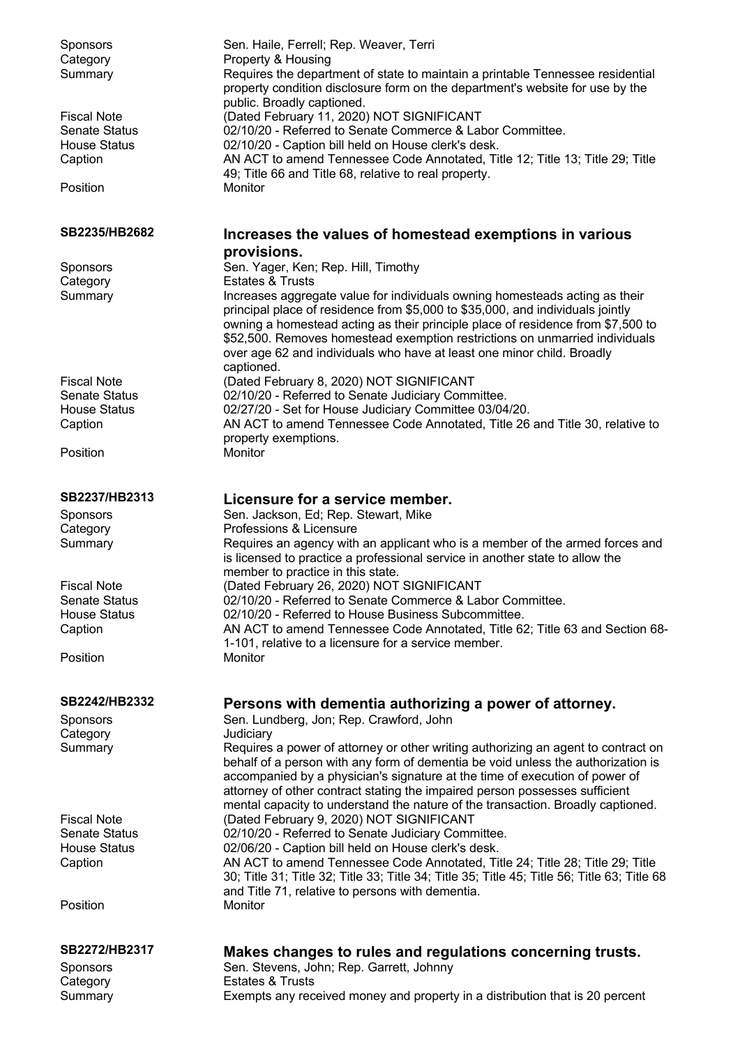| | |
|---|---|
| Sponsors | Sen. Haile, Ferrell; Rep. Weaver, Terri |
| Category | Property & Housing |
| Summary | Requires the department of state to maintain a printable Tennessee residential property condition disclosure form on the department's website for use by the public. Broadly captioned. |
| Fiscal Note | (Dated February 11, 2020) NOT SIGNIFICANT |
| Senate Status | 02/10/20 - Referred to Senate Commerce & Labor Committee. |
| House Status | 02/10/20 - Caption bill held on House clerk's desk. |
| Caption | AN ACT to amend Tennessee Code Annotated, Title 12; Title 13; Title 29; Title 49; Title 66 and Title 68, relative to real property. |
| Position | Monitor |

## SB2235/HB2682 — Increases the values of homestead exemptions in various provisions.

| | |
|---|---|
| Sponsors | Sen. Yager, Ken; Rep. Hill, Timothy |
| Category | Estates & Trusts |
| Summary | Increases aggregate value for individuals owning homesteads acting as their principal place of residence from $5,000 to $35,000, and individuals jointly owning a homestead acting as their principle place of residence from $7,500 to $52,500. Removes homestead exemption restrictions on unmarried individuals over age 62 and individuals who have at least one minor child. Broadly captioned. |
| Fiscal Note | (Dated February 8, 2020) NOT SIGNIFICANT |
| Senate Status | 02/10/20 - Referred to Senate Judiciary Committee. |
| House Status | 02/27/20 - Set for House Judiciary Committee 03/04/20. |
| Caption | AN ACT to amend Tennessee Code Annotated, Title 26 and Title 30, relative to property exemptions. |
| Position | Monitor |

## SB2237/HB2313 — Licensure for a service member.

| | |
|---|---|
| Sponsors | Sen. Jackson, Ed; Rep. Stewart, Mike |
| Category | Professions & Licensure |
| Summary | Requires an agency with an applicant who is a member of the armed forces and is licensed to practice a professional service in another state to allow the member to practice in this state. |
| Fiscal Note | (Dated February 26, 2020) NOT SIGNIFICANT |
| Senate Status | 02/10/20 - Referred to Senate Commerce & Labor Committee. |
| House Status | 02/10/20 - Referred to House Business Subcommittee. |
| Caption | AN ACT to amend Tennessee Code Annotated, Title 62; Title 63 and Section 68-1-101, relative to a licensure for a service member. |
| Position | Monitor |

## SB2242/HB2332 — Persons with dementia authorizing a power of attorney.

| | |
|---|---|
| Sponsors | Sen. Lundberg, Jon; Rep. Crawford, John |
| Category | Judiciary |
| Summary | Requires a power of attorney or other writing authorizing an agent to contract on behalf of a person with any form of dementia be void unless the authorization is accompanied by a physician's signature at the time of execution of power of attorney of other contract stating the impaired person possesses sufficient mental capacity to understand the nature of the transaction. Broadly captioned. |
| Fiscal Note | (Dated February 9, 2020) NOT SIGNIFICANT |
| Senate Status | 02/10/20 - Referred to Senate Judiciary Committee. |
| House Status | 02/06/20 - Caption bill held on House clerk's desk. |
| Caption | AN ACT to amend Tennessee Code Annotated, Title 24; Title 28; Title 29; Title 30; Title 31; Title 32; Title 33; Title 34; Title 35; Title 45; Title 56; Title 63; Title 68 and Title 71, relative to persons with dementia. |
| Position | Monitor |

## SB2272/HB2317 — Makes changes to rules and regulations concerning trusts.

| | |
|---|---|
| Sponsors | Sen. Stevens, John; Rep. Garrett, Johnny |
| Category | Estates & Trusts |
| Summary | Exempts any received money and property in a distribution that is 20 percent |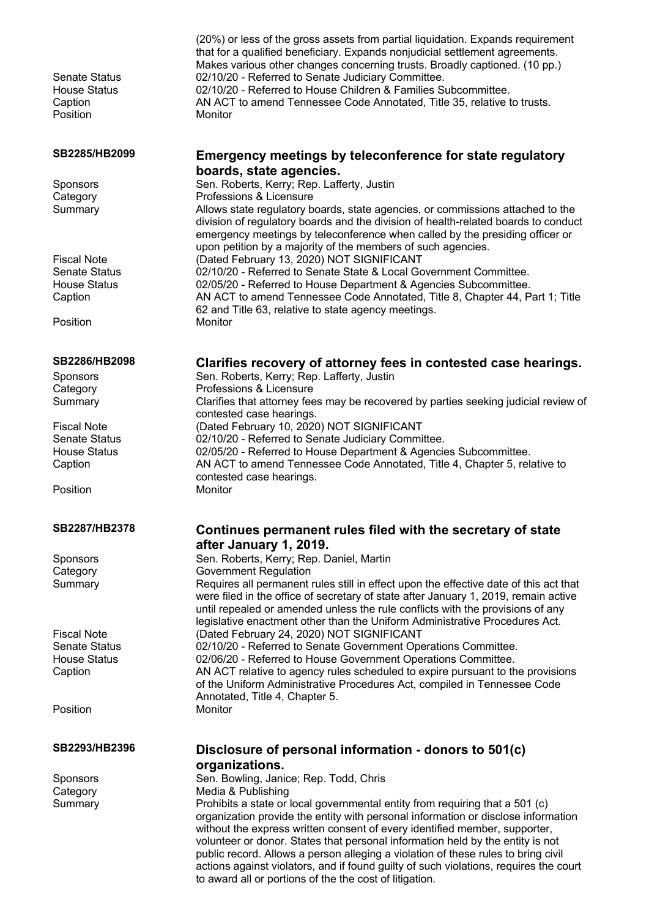| | |
|---|---|
| | (20%) or less of the gross assets from partial liquidation. Expands requirement that for a qualified beneficiary. Expands nonjudicial settlement agreements. Makes various other changes concerning trusts. Broadly captioned. (10 pp.) |
| Senate Status | 02/10/20 - Referred to Senate Judiciary Committee. |
| House Status | 02/10/20 - Referred to House Children & Families Subcommittee. |
| Caption | AN ACT to amend Tennessee Code Annotated, Title 35, relative to trusts. |
| Position | Monitor |

## SB2285/HB2099 — Emergency meetings by teleconference for state regulatory boards, state agencies.

| | |
|---|---|
| Sponsors | Sen. Roberts, Kerry; Rep. Lafferty, Justin |
| Category | Professions & Licensure |
| Summary | Allows state regulatory boards, state agencies, or commissions attached to the division of regulatory boards and the division of health-related boards to conduct emergency meetings by teleconference when called by the presiding officer or upon petition by a majority of the members of such agencies. |
| Fiscal Note | (Dated February 13, 2020) NOT SIGNIFICANT |
| Senate Status | 02/10/20 - Referred to Senate State & Local Government Committee. |
| House Status | 02/05/20 - Referred to House Department & Agencies Subcommittee. |
| Caption | AN ACT to amend Tennessee Code Annotated, Title 8, Chapter 44, Part 1; Title 62 and Title 63, relative to state agency meetings. |
| Position | Monitor |

## SB2286/HB2098 — Clarifies recovery of attorney fees in contested case hearings.

| | |
|---|---|
| Sponsors | Sen. Roberts, Kerry; Rep. Lafferty, Justin |
| Category | Professions & Licensure |
| Summary | Clarifies that attorney fees may be recovered by parties seeking judicial review of contested case hearings. |
| Fiscal Note | (Dated February 10, 2020) NOT SIGNIFICANT |
| Senate Status | 02/10/20 - Referred to Senate Judiciary Committee. |
| House Status | 02/05/20 - Referred to House Department & Agencies Subcommittee. |
| Caption | AN ACT to amend Tennessee Code Annotated, Title 4, Chapter 5, relative to contested case hearings. |
| Position | Monitor |

## SB2287/HB2378 — Continues permanent rules filed with the secretary of state after January 1, 2019.

| | |
|---|---|
| Sponsors | Sen. Roberts, Kerry; Rep. Daniel, Martin |
| Category | Government Regulation |
| Summary | Requires all permanent rules still in effect upon the effective date of this act that were filed in the office of secretary of state after January 1, 2019, remain active until repealed or amended unless the rule conflicts with the provisions of any legislative enactment other than the Uniform Administrative Procedures Act. |
| Fiscal Note | (Dated February 24, 2020) NOT SIGNIFICANT |
| Senate Status | 02/10/20 - Referred to Senate Government Operations Committee. |
| House Status | 02/06/20 - Referred to House Government Operations Committee. |
| Caption | AN ACT relative to agency rules scheduled to expire pursuant to the provisions of the Uniform Administrative Procedures Act, compiled in Tennessee Code Annotated, Title 4, Chapter 5. |
| Position | Monitor |

## SB2293/HB2396 — Disclosure of personal information - donors to 501(c) organizations.

| | |
|---|---|
| Sponsors | Sen. Bowling, Janice; Rep. Todd, Chris |
| Category | Media & Publishing |
| Summary | Prohibits a state or local governmental entity from requiring that a 501 (c) organization provide the entity with personal information or disclose information without the express written consent of every identified member, supporter, volunteer or donor. States that personal information held by the entity is not public record. Allows a person alleging a violation of these rules to bring civil actions against violators, and if found guilty of such violations, requires the court to award all or portions of the the cost of litigation. |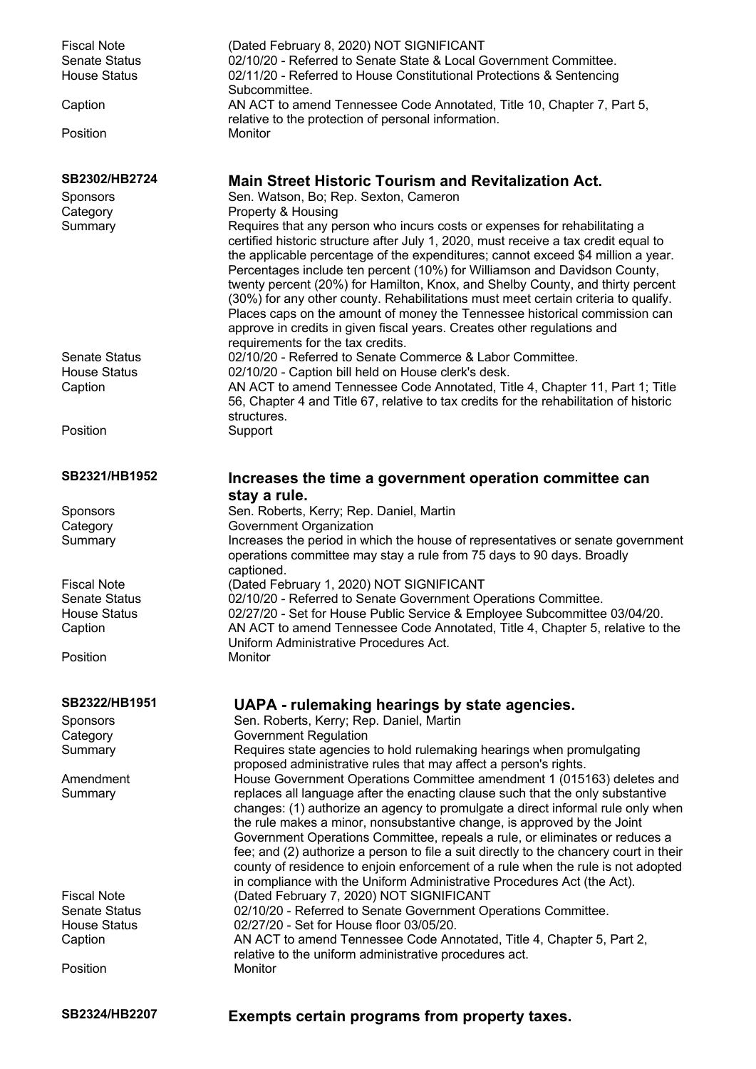Fiscal Note (Dated February 8, 2020) NOT SIGNIFICANT
Senate Status 02/10/20 - Referred to Senate State & Local Government Committee.
House Status 02/11/20 - Referred to House Constitutional Protections & Sentencing Subcommittee.
Caption AN ACT to amend Tennessee Code Annotated, Title 10, Chapter 7, Part 5, relative to the protection of personal information.
Position Monitor

## SB2302/HB2724 — Main Street Historic Tourism and Revitalization Act.

Sponsors: Sen. Watson, Bo; Rep. Sexton, Cameron
Category: Property & Housing
Summary: Requires that any person who incurs costs or expenses for rehabilitating a certified historic structure after July 1, 2020, must receive a tax credit equal to the applicable percentage of the expenditures; cannot exceed $4 million a year. Percentages include ten percent (10%) for Williamson and Davidson County, twenty percent (20%) for Hamilton, Knox, and Shelby County, and thirty percent (30%) for any other county. Rehabilitations must meet certain criteria to qualify. Places caps on the amount of money the Tennessee historical commission can approve in credits in given fiscal years. Creates other regulations and requirements for the tax credits.
Senate Status: 02/10/20 - Referred to Senate Commerce & Labor Committee.
House Status: 02/10/20 - Caption bill held on House clerk's desk.
Caption: AN ACT to amend Tennessee Code Annotated, Title 4, Chapter 11, Part 1; Title 56, Chapter 4 and Title 67, relative to tax credits for the rehabilitation of historic structures.
Position: Support

## SB2321/HB1952 — Increases the time a government operation committee can stay a rule.

Sponsors: Sen. Roberts, Kerry; Rep. Daniel, Martin
Category: Government Organization
Summary: Increases the period in which the house of representatives or senate government operations committee may stay a rule from 75 days to 90 days. Broadly captioned.
Fiscal Note: (Dated February 1, 2020) NOT SIGNIFICANT
Senate Status: 02/10/20 - Referred to Senate Government Operations Committee.
House Status: 02/27/20 - Set for House Public Service & Employee Subcommittee 03/04/20.
Caption: AN ACT to amend Tennessee Code Annotated, Title 4, Chapter 5, relative to the Uniform Administrative Procedures Act.
Position: Monitor

## SB2322/HB1951 — UAPA - rulemaking hearings by state agencies.

Sponsors: Sen. Roberts, Kerry; Rep. Daniel, Martin
Category: Government Regulation
Summary: Requires state agencies to hold rulemaking hearings when promulgating proposed administrative rules that may affect a person's rights.
Amendment Summary: House Government Operations Committee amendment 1 (015163) deletes and replaces all language after the enacting clause such that the only substantive changes: (1) authorize an agency to promulgate a direct informal rule only when the rule makes a minor, nonsubstantive change, is approved by the Joint Government Operations Committee, repeals a rule, or eliminates or reduces a fee; and (2) authorize a person to file a suit directly to the chancery court in their county of residence to enjoin enforcement of a rule when the rule is not adopted in compliance with the Uniform Administrative Procedures Act (the Act).
Fiscal Note: (Dated February 7, 2020) NOT SIGNIFICANT
Senate Status: 02/10/20 - Referred to Senate Government Operations Committee.
House Status: 02/27/20 - Set for House floor 03/05/20.
Caption: AN ACT to amend Tennessee Code Annotated, Title 4, Chapter 5, Part 2, relative to the uniform administrative procedures act.
Position: Monitor

## SB2324/HB2207 — Exempts certain programs from property taxes.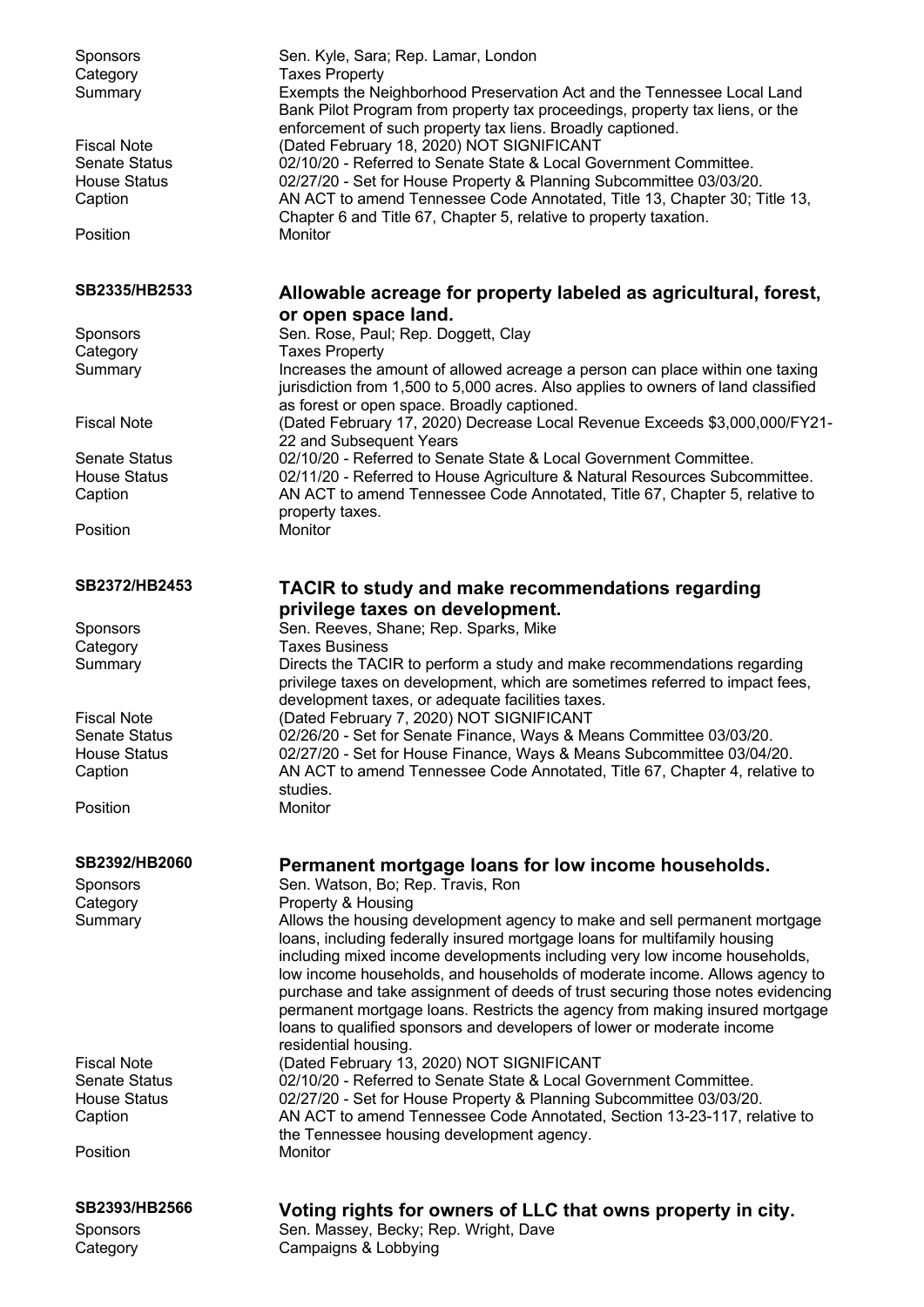| | |
|---|---|
| Sponsors | Sen. Kyle, Sara; Rep. Lamar, London |
| Category | Taxes Property |
| Summary | Exempts the Neighborhood Preservation Act and the Tennessee Local Land Bank Pilot Program from property tax proceedings, property tax liens, or the enforcement of such property tax liens. Broadly captioned. |
| Fiscal Note | (Dated February 18, 2020) NOT SIGNIFICANT |
| Senate Status | 02/10/20 - Referred to Senate State & Local Government Committee. |
| House Status | 02/27/20 - Set for House Property & Planning Subcommittee 03/03/20. |
| Caption | AN ACT to amend Tennessee Code Annotated, Title 13, Chapter 30; Title 13, Chapter 6 and Title 67, Chapter 5, relative to property taxation. |
| Position | Monitor |

## SB2335/HB2533 — Allowable acreage for property labeled as agricultural, forest, or open space land.

| | |
|---|---|
| Sponsors | Sen. Rose, Paul; Rep. Doggett, Clay |
| Category | Taxes Property |
| Summary | Increases the amount of allowed acreage a person can place within one taxing jurisdiction from 1,500 to 5,000 acres. Also applies to owners of land classified as forest or open space. Broadly captioned. |
| Fiscal Note | (Dated February 17, 2020) Decrease Local Revenue Exceeds $3,000,000/FY21-22 and Subsequent Years |
| Senate Status | 02/10/20 - Referred to Senate State & Local Government Committee. |
| House Status | 02/11/20 - Referred to House Agriculture & Natural Resources Subcommittee. |
| Caption | AN ACT to amend Tennessee Code Annotated, Title 67, Chapter 5, relative to property taxes. |
| Position | Monitor |

## SB2372/HB2453 — TACIR to study and make recommendations regarding privilege taxes on development.

| | |
|---|---|
| Sponsors | Sen. Reeves, Shane; Rep. Sparks, Mike |
| Category | Taxes Business |
| Summary | Directs the TACIR to perform a study and make recommendations regarding privilege taxes on development, which are sometimes referred to impact fees, development taxes, or adequate facilities taxes. |
| Fiscal Note | (Dated February 7, 2020) NOT SIGNIFICANT |
| Senate Status | 02/26/20 - Set for Senate Finance, Ways & Means Committee 03/03/20. |
| House Status | 02/27/20 - Set for House Finance, Ways & Means Subcommittee 03/04/20. |
| Caption | AN ACT to amend Tennessee Code Annotated, Title 67, Chapter 4, relative to studies. |
| Position | Monitor |

## SB2392/HB2060 — Permanent mortgage loans for low income households.

| | |
|---|---|
| Sponsors | Sen. Watson, Bo; Rep. Travis, Ron |
| Category | Property & Housing |
| Summary | Allows the housing development agency to make and sell permanent mortgage loans, including federally insured mortgage loans for multifamily housing including mixed income developments including very low income households, low income households, and households of moderate income. Allows agency to purchase and take assignment of deeds of trust securing those notes evidencing permanent mortgage loans. Restricts the agency from making insured mortgage loans to qualified sponsors and developers of lower or moderate income residential housing. |
| Fiscal Note | (Dated February 13, 2020) NOT SIGNIFICANT |
| Senate Status | 02/10/20 - Referred to Senate State & Local Government Committee. |
| House Status | 02/27/20 - Set for House Property & Planning Subcommittee 03/03/20. |
| Caption | AN ACT to amend Tennessee Code Annotated, Section 13-23-117, relative to the Tennessee housing development agency. |
| Position | Monitor |

## SB2393/HB2566 — Voting rights for owners of LLC that owns property in city.

| | |
|---|---|
| Sponsors | Sen. Massey, Becky; Rep. Wright, Dave |
| Category | Campaigns & Lobbying |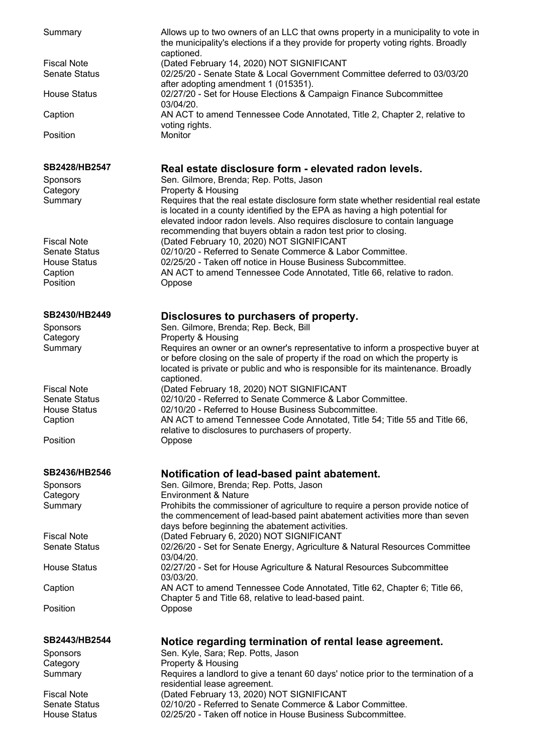| | |
|---|---|
| Summary | Allows up to two owners of an LLC that owns property in a municipality to vote in the municipality's elections if a they provide for property voting rights. Broadly captioned. |
| Fiscal Note | (Dated February 14, 2020) NOT SIGNIFICANT |
| Senate Status | 02/25/20 - Senate State & Local Government Committee deferred to 03/03/20 after adopting amendment 1 (015351). |
| House Status | 02/27/20 - Set for House Elections & Campaign Finance Subcommittee 03/04/20. |
| Caption | AN ACT to amend Tennessee Code Annotated, Title 2, Chapter 2, relative to voting rights. |
| Position | Monitor |

## SB2428/HB2547 — Real estate disclosure form - elevated radon levels.

| | |
|---|---|
| Sponsors | Sen. Gilmore, Brenda; Rep. Potts, Jason |
| Category | Property & Housing |
| Summary | Requires that the real estate disclosure form state whether residential real estate is located in a county identified by the EPA as having a high potential for elevated indoor radon levels. Also requires disclosure to contain language recommending that buyers obtain a radon test prior to closing. |
| Fiscal Note | (Dated February 10, 2020) NOT SIGNIFICANT |
| Senate Status | 02/10/20 - Referred to Senate Commerce & Labor Committee. |
| House Status | 02/25/20 - Taken off notice in House Business Subcommittee. |
| Caption | AN ACT to amend Tennessee Code Annotated, Title 66, relative to radon. |
| Position | Oppose |

## SB2430/HB2449 — Disclosures to purchasers of property.

| | |
|---|---|
| Sponsors | Sen. Gilmore, Brenda; Rep. Beck, Bill |
| Category | Property & Housing |
| Summary | Requires an owner or an owner's representative to inform a prospective buyer at or before closing on the sale of property if the road on which the property is located is private or public and who is responsible for its maintenance. Broadly captioned. |
| Fiscal Note | (Dated February 18, 2020) NOT SIGNIFICANT |
| Senate Status | 02/10/20 - Referred to Senate Commerce & Labor Committee. |
| House Status | 02/10/20 - Referred to House Business Subcommittee. |
| Caption | AN ACT to amend Tennessee Code Annotated, Title 54; Title 55 and Title 66, relative to disclosures to purchasers of property. |
| Position | Oppose |

## SB2436/HB2546 — Notification of lead-based paint abatement.

| | |
|---|---|
| Sponsors | Sen. Gilmore, Brenda; Rep. Potts, Jason |
| Category | Environment & Nature |
| Summary | Prohibits the commissioner of agriculture to require a person provide notice of the commencement of lead-based paint abatement activities more than seven days before beginning the abatement activities. |
| Fiscal Note | (Dated February 6, 2020) NOT SIGNIFICANT |
| Senate Status | 02/26/20 - Set for Senate Energy, Agriculture & Natural Resources Committee 03/04/20. |
| House Status | 02/27/20 - Set for House Agriculture & Natural Resources Subcommittee 03/03/20. |
| Caption | AN ACT to amend Tennessee Code Annotated, Title 62, Chapter 6; Title 66, Chapter 5 and Title 68, relative to lead-based paint. |
| Position | Oppose |

## SB2443/HB2544 — Notice regarding termination of rental lease agreement.

| | |
|---|---|
| Sponsors | Sen. Kyle, Sara; Rep. Potts, Jason |
| Category | Property & Housing |
| Summary | Requires a landlord to give a tenant 60 days' notice prior to the termination of a residential lease agreement. |
| Fiscal Note | (Dated February 13, 2020) NOT SIGNIFICANT |
| Senate Status | 02/10/20 - Referred to Senate Commerce & Labor Committee. |
| House Status | 02/25/20 - Taken off notice in House Business Subcommittee. |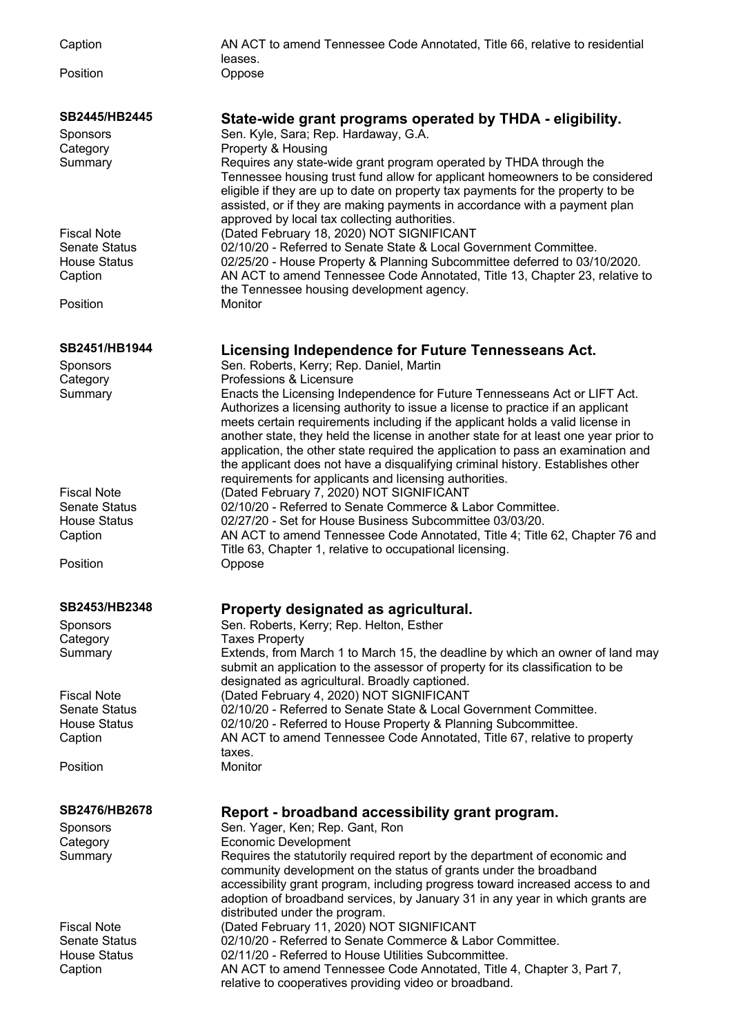| | |
|---|---|
| Caption | AN ACT to amend Tennessee Code Annotated, Title 66, relative to residential leases. |
| Position | Oppose |

## SB2445/HB2445 — State-wide grant programs operated by THDA - eligibility.

| | |
|---|---|
| Sponsors | Sen. Kyle, Sara; Rep. Hardaway, G.A. |
| Category | Property & Housing |
| Summary | Requires any state-wide grant program operated by THDA through the Tennessee housing trust fund allow for applicant homeowners to be considered eligible if they are up to date on property tax payments for the property to be assisted, or if they are making payments in accordance with a payment plan approved by local tax collecting authorities. |
| Fiscal Note | (Dated February 18, 2020) NOT SIGNIFICANT |
| Senate Status | 02/10/20 - Referred to Senate State & Local Government Committee. |
| House Status | 02/25/20 - House Property & Planning Subcommittee deferred to 03/10/2020. |
| Caption | AN ACT to amend Tennessee Code Annotated, Title 13, Chapter 23, relative to the Tennessee housing development agency. |
| Position | Monitor |

## SB2451/HB1944 — Licensing Independence for Future Tennesseans Act.

| | |
|---|---|
| Sponsors | Sen. Roberts, Kerry; Rep. Daniel, Martin |
| Category | Professions & Licensure |
| Summary | Enacts the Licensing Independence for Future Tennesseans Act or LIFT Act. Authorizes a licensing authority to issue a license to practice if an applicant meets certain requirements including if the applicant holds a valid license in another state, they held the license in another state for at least one year prior to application, the other state required the application to pass an examination and the applicant does not have a disqualifying criminal history. Establishes other requirements for applicants and licensing authorities. |
| Fiscal Note | (Dated February 7, 2020) NOT SIGNIFICANT |
| Senate Status | 02/10/20 - Referred to Senate Commerce & Labor Committee. |
| House Status | 02/27/20 - Set for House Business Subcommittee 03/03/20. |
| Caption | AN ACT to amend Tennessee Code Annotated, Title 4; Title 62, Chapter 76 and Title 63, Chapter 1, relative to occupational licensing. |
| Position | Oppose |

## SB2453/HB2348 — Property designated as agricultural.

| | |
|---|---|
| Sponsors | Sen. Roberts, Kerry; Rep. Helton, Esther |
| Category | Taxes Property |
| Summary | Extends, from March 1 to March 15, the deadline by which an owner of land may submit an application to the assessor of property for its classification to be designated as agricultural. Broadly captioned. |
| Fiscal Note | (Dated February 4, 2020) NOT SIGNIFICANT |
| Senate Status | 02/10/20 - Referred to Senate State & Local Government Committee. |
| House Status | 02/10/20 - Referred to House Property & Planning Subcommittee. |
| Caption | AN ACT to amend Tennessee Code Annotated, Title 67, relative to property taxes. |
| Position | Monitor |

## SB2476/HB2678 — Report - broadband accessibility grant program.

| | |
|---|---|
| Sponsors | Sen. Yager, Ken; Rep. Gant, Ron |
| Category | Economic Development |
| Summary | Requires the statutorily required report by the department of economic and community development on the status of grants under the broadband accessibility grant program, including progress toward increased access to and adoption of broadband services, by January 31 in any year in which grants are distributed under the program. |
| Fiscal Note | (Dated February 11, 2020) NOT SIGNIFICANT |
| Senate Status | 02/10/20 - Referred to Senate Commerce & Labor Committee. |
| House Status | 02/11/20 - Referred to House Utilities Subcommittee. |
| Caption | AN ACT to amend Tennessee Code Annotated, Title 4, Chapter 3, Part 7, relative to cooperatives providing video or broadband. |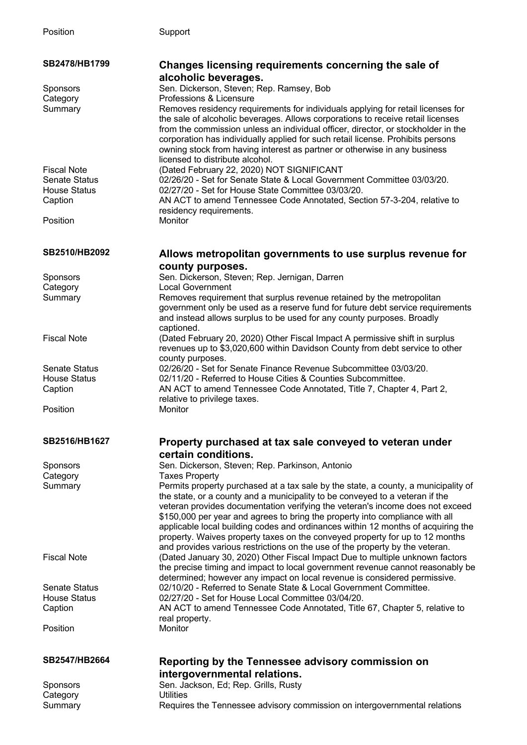Position Support

## SB2478/HB1799 — Changes licensing requirements concerning the sale of alcoholic beverages.

Sponsors: Sen. Dickerson, Steven; Rep. Ramsey, Bob

Category: Professions & Licensure

Summary: Removes residency requirements for individuals applying for retail licenses for the sale of alcoholic beverages. Allows corporations to receive retail licenses from the commission unless an individual officer, director, or stockholder in the corporation has individually applied for such retail license. Prohibits persons owning stock from having interest as partner or otherwise in any business licensed to distribute alcohol.

Fiscal Note: (Dated February 22, 2020) NOT SIGNIFICANT

Senate Status: 02/26/20 - Set for Senate State & Local Government Committee 03/03/20.

House Status: 02/27/20 - Set for House State Committee 03/03/20.

Caption: AN ACT to amend Tennessee Code Annotated, Section 57-3-204, relative to residency requirements.

Position: Monitor

## SB2510/HB2092 — Allows metropolitan governments to use surplus revenue for county purposes.

Sponsors: Sen. Dickerson, Steven; Rep. Jernigan, Darren

Category: Local Government

Summary: Removes requirement that surplus revenue retained by the metropolitan government only be used as a reserve fund for future debt service requirements and instead allows surplus to be used for any county purposes. Broadly captioned.

Fiscal Note: (Dated February 20, 2020) Other Fiscal Impact A permissive shift in surplus revenues up to $3,020,600 within Davidson County from debt service to other county purposes.

Senate Status: 02/26/20 - Set for Senate Finance Revenue Subcommittee 03/03/20.

House Status: 02/11/20 - Referred to House Cities & Counties Subcommittee.

Caption: AN ACT to amend Tennessee Code Annotated, Title 7, Chapter 4, Part 2, relative to privilege taxes.

Position: Monitor

## SB2516/HB1627 — Property purchased at tax sale conveyed to veteran under certain conditions.

Sponsors: Sen. Dickerson, Steven; Rep. Parkinson, Antonio

Category: Taxes Property

Summary: Permits property purchased at a tax sale by the state, a county, a municipality of the state, or a county and a municipality to be conveyed to a veteran if the veteran provides documentation verifying the veteran's income does not exceed $150,000 per year and agrees to bring the property into compliance with all applicable local building codes and ordinances within 12 months of acquiring the property. Waives property taxes on the conveyed property for up to 12 months and provides various restrictions on the use of the property by the veteran.

Fiscal Note: (Dated January 30, 2020) Other Fiscal Impact Due to multiple unknown factors the precise timing and impact to local government revenue cannot reasonably be determined; however any impact on local revenue is considered permissive.

Senate Status: 02/10/20 - Referred to Senate State & Local Government Committee.

House Status: 02/27/20 - Set for House Local Committee 03/04/20.

Caption: AN ACT to amend Tennessee Code Annotated, Title 67, Chapter 5, relative to real property.

Position: Monitor

## SB2547/HB2664 — Reporting by the Tennessee advisory commission on intergovernmental relations.

Sponsors: Sen. Jackson, Ed; Rep. Grills, Rusty

Category: Utilities

Summary: Requires the Tennessee advisory commission on intergovernmental relations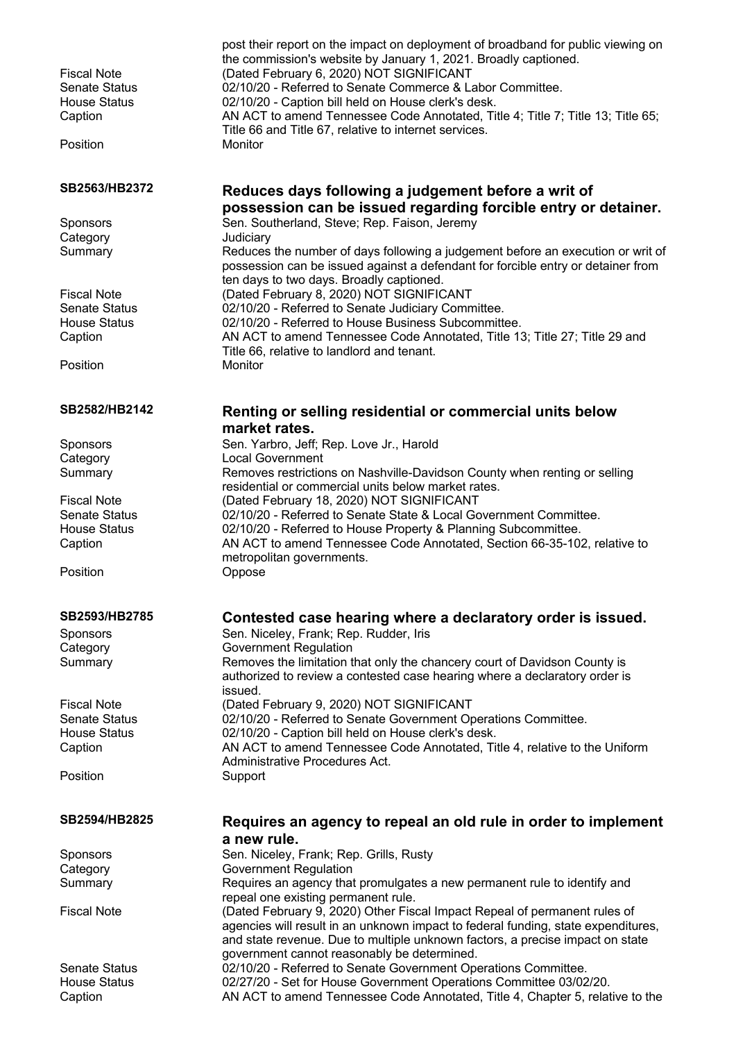post their report on the impact on deployment of broadband for public viewing on the commission's website by January 1, 2021. Broadly captioned.

| | |
|---|---|
| Fiscal Note | (Dated February 6, 2020) NOT SIGNIFICANT |
| Senate Status | 02/10/20 - Referred to Senate Commerce & Labor Committee. |
| House Status | 02/10/20 - Caption bill held on House clerk's desk. |
| Caption | AN ACT to amend Tennessee Code Annotated, Title 4; Title 7; Title 13; Title 65; Title 66 and Title 67, relative to internet services. |
| Position | Monitor |

## SB2563/HB2372 — Reduces days following a judgement before a writ of possession can be issued regarding forcible entry or detainer.

| | |
|---|---|
| Sponsors | Sen. Southerland, Steve; Rep. Faison, Jeremy |
| Category | Judiciary |
| Summary | Reduces the number of days following a judgement before an execution or writ of possession can be issued against a defendant for forcible entry or detainer from ten days to two days. Broadly captioned. |
| Fiscal Note | (Dated February 8, 2020) NOT SIGNIFICANT |
| Senate Status | 02/10/20 - Referred to Senate Judiciary Committee. |
| House Status | 02/10/20 - Referred to House Business Subcommittee. |
| Caption | AN ACT to amend Tennessee Code Annotated, Title 13; Title 27; Title 29 and Title 66, relative to landlord and tenant. |
| Position | Monitor |

## SB2582/HB2142 — Renting or selling residential or commercial units below market rates.

| | |
|---|---|
| Sponsors | Sen. Yarbro, Jeff; Rep. Love Jr., Harold |
| Category | Local Government |
| Summary | Removes restrictions on Nashville-Davidson County when renting or selling residential or commercial units below market rates. |
| Fiscal Note | (Dated February 18, 2020) NOT SIGNIFICANT |
| Senate Status | 02/10/20 - Referred to Senate State & Local Government Committee. |
| House Status | 02/10/20 - Referred to House Property & Planning Subcommittee. |
| Caption | AN ACT to amend Tennessee Code Annotated, Section 66-35-102, relative to metropolitan governments. |
| Position | Oppose |

## SB2593/HB2785 — Contested case hearing where a declaratory order is issued.

| | |
|---|---|
| Sponsors | Sen. Niceley, Frank; Rep. Rudder, Iris |
| Category | Government Regulation |
| Summary | Removes the limitation that only the chancery court of Davidson County is authorized to review a contested case hearing where a declaratory order is issued. |
| Fiscal Note | (Dated February 9, 2020) NOT SIGNIFICANT |
| Senate Status | 02/10/20 - Referred to Senate Government Operations Committee. |
| House Status | 02/10/20 - Caption bill held on House clerk's desk. |
| Caption | AN ACT to amend Tennessee Code Annotated, Title 4, relative to the Uniform Administrative Procedures Act. |
| Position | Support |

## SB2594/HB2825 — Requires an agency to repeal an old rule in order to implement a new rule.

| | |
|---|---|
| Sponsors | Sen. Niceley, Frank; Rep. Grills, Rusty |
| Category | Government Regulation |
| Summary | Requires an agency that promulgates a new permanent rule to identify and repeal one existing permanent rule. |
| Fiscal Note | (Dated February 9, 2020) Other Fiscal Impact Repeal of permanent rules of agencies will result in an unknown impact to federal funding, state expenditures, and state revenue. Due to multiple unknown factors, a precise impact on state government cannot reasonably be determined. |
| Senate Status | 02/10/20 - Referred to Senate Government Operations Committee. |
| House Status | 02/27/20 - Set for House Government Operations Committee 03/02/20. |
| Caption | AN ACT to amend Tennessee Code Annotated, Title 4, Chapter 5, relative to the |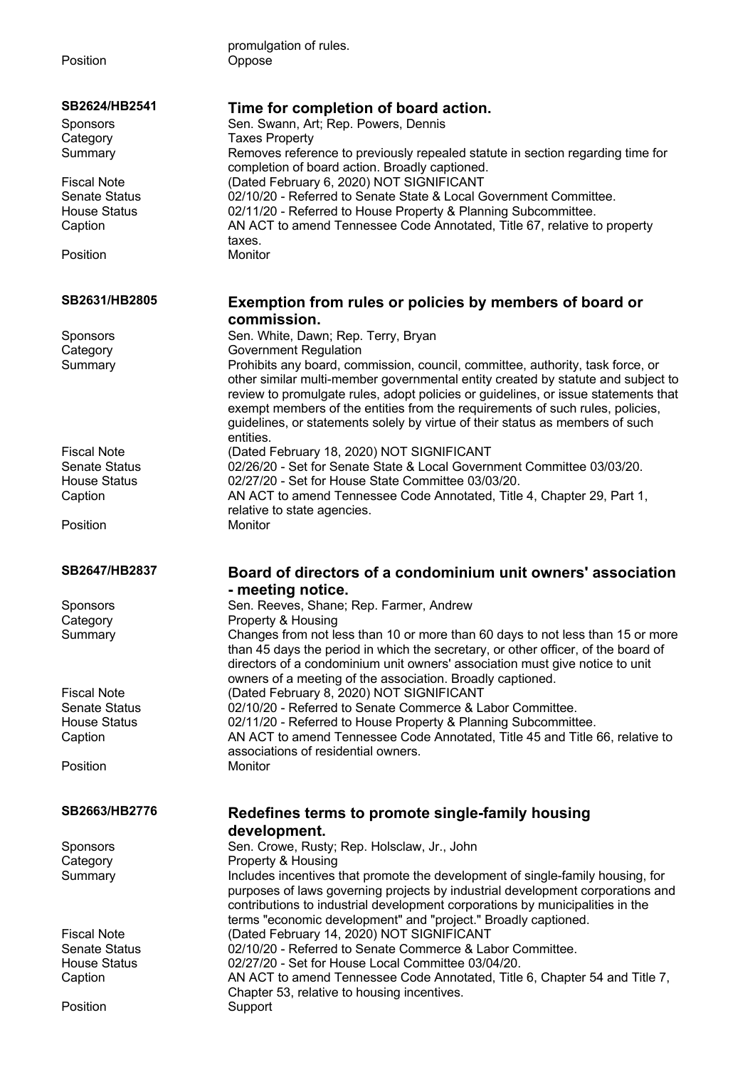promulgation of rules.

Position Oppose

### SB2624/HB2541 — Time for completion of board action.

| | |
|---|---|
| Sponsors | Sen. Swann, Art; Rep. Powers, Dennis |
| Category | Taxes Property |
| Summary | Removes reference to previously repealed statute in section regarding time for completion of board action. Broadly captioned. |
| Fiscal Note | (Dated February 6, 2020) NOT SIGNIFICANT |
| Senate Status | 02/10/20 - Referred to Senate State & Local Government Committee. |
| House Status | 02/11/20 - Referred to House Property & Planning Subcommittee. |
| Caption | AN ACT to amend Tennessee Code Annotated, Title 67, relative to property taxes. |
| Position | Monitor |

### SB2631/HB2805 — Exemption from rules or policies by members of board or commission.

| | |
|---|---|
| Sponsors | Sen. White, Dawn; Rep. Terry, Bryan |
| Category | Government Regulation |
| Summary | Prohibits any board, commission, council, committee, authority, task force, or other similar multi-member governmental entity created by statute and subject to review to promulgate rules, adopt policies or guidelines, or issue statements that exempt members of the entities from the requirements of such rules, policies, guidelines, or statements solely by virtue of their status as members of such entities. |
| Fiscal Note | (Dated February 18, 2020) NOT SIGNIFICANT |
| Senate Status | 02/26/20 - Set for Senate State & Local Government Committee 03/03/20. |
| House Status | 02/27/20 - Set for House State Committee 03/03/20. |
| Caption | AN ACT to amend Tennessee Code Annotated, Title 4, Chapter 29, Part 1, relative to state agencies. |
| Position | Monitor |

### SB2647/HB2837 — Board of directors of a condominium unit owners' association - meeting notice.

| | |
|---|---|
| Sponsors | Sen. Reeves, Shane; Rep. Farmer, Andrew |
| Category | Property & Housing |
| Summary | Changes from not less than 10 or more than 60 days to not less than 15 or more than 45 days the period in which the secretary, or other officer, of the board of directors of a condominium unit owners' association must give notice to unit owners of a meeting of the association. Broadly captioned. |
| Fiscal Note | (Dated February 8, 2020) NOT SIGNIFICANT |
| Senate Status | 02/10/20 - Referred to Senate Commerce & Labor Committee. |
| House Status | 02/11/20 - Referred to House Property & Planning Subcommittee. |
| Caption | AN ACT to amend Tennessee Code Annotated, Title 45 and Title 66, relative to associations of residential owners. |
| Position | Monitor |

### SB2663/HB2776 — Redefines terms to promote single-family housing development.

| | |
|---|---|
| Sponsors | Sen. Crowe, Rusty; Rep. Holsclaw, Jr., John |
| Category | Property & Housing |
| Summary | Includes incentives that promote the development of single-family housing, for purposes of laws governing projects by industrial development corporations and contributions to industrial development corporations by municipalities in the terms "economic development" and "project." Broadly captioned. |
| Fiscal Note | (Dated February 14, 2020) NOT SIGNIFICANT |
| Senate Status | 02/10/20 - Referred to Senate Commerce & Labor Committee. |
| House Status | 02/27/20 - Set for House Local Committee 03/04/20. |
| Caption | AN ACT to amend Tennessee Code Annotated, Title 6, Chapter 54 and Title 7, Chapter 53, relative to housing incentives. |
| Position | Support |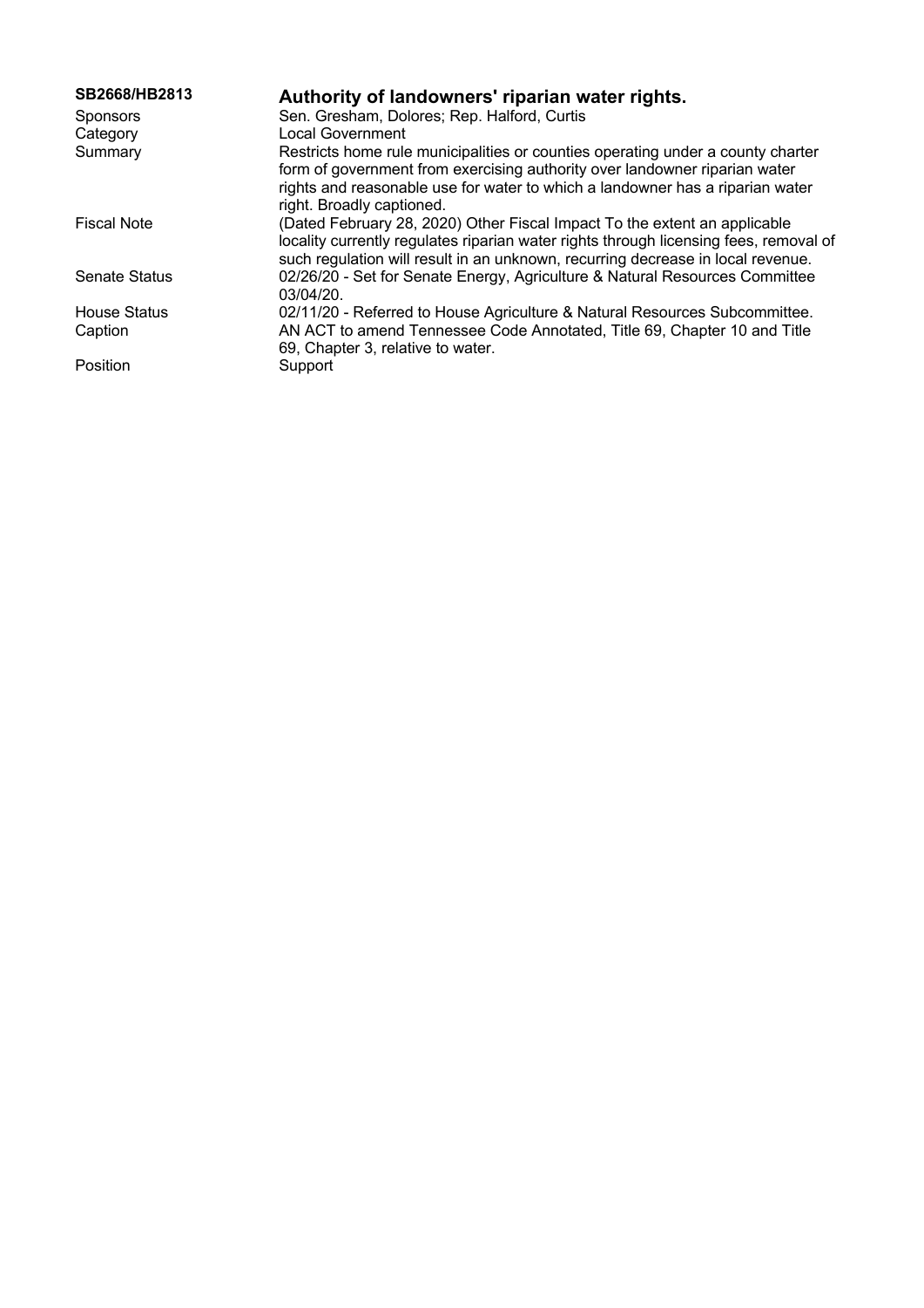| SB2668/HB2813 | **Authority of landowners' riparian water rights.** |
|---|---|
| Sponsors | Sen. Gresham, Dolores; Rep. Halford, Curtis |
| Category | Local Government |
| Summary | Restricts home rule municipalities or counties operating under a county charter form of government from exercising authority over landowner riparian water rights and reasonable use for water to which a landowner has a riparian water right. Broadly captioned. |
| Fiscal Note | (Dated February 28, 2020) Other Fiscal Impact To the extent an applicable locality currently regulates riparian water rights through licensing fees, removal of such regulation will result in an unknown, recurring decrease in local revenue. |
| Senate Status | 02/26/20 - Set for Senate Energy, Agriculture & Natural Resources Committee 03/04/20. |
| House Status | 02/11/20 - Referred to House Agriculture & Natural Resources Subcommittee. |
| Caption | AN ACT to amend Tennessee Code Annotated, Title 69, Chapter 10 and Title 69, Chapter 3, relative to water. |
| Position | Support |